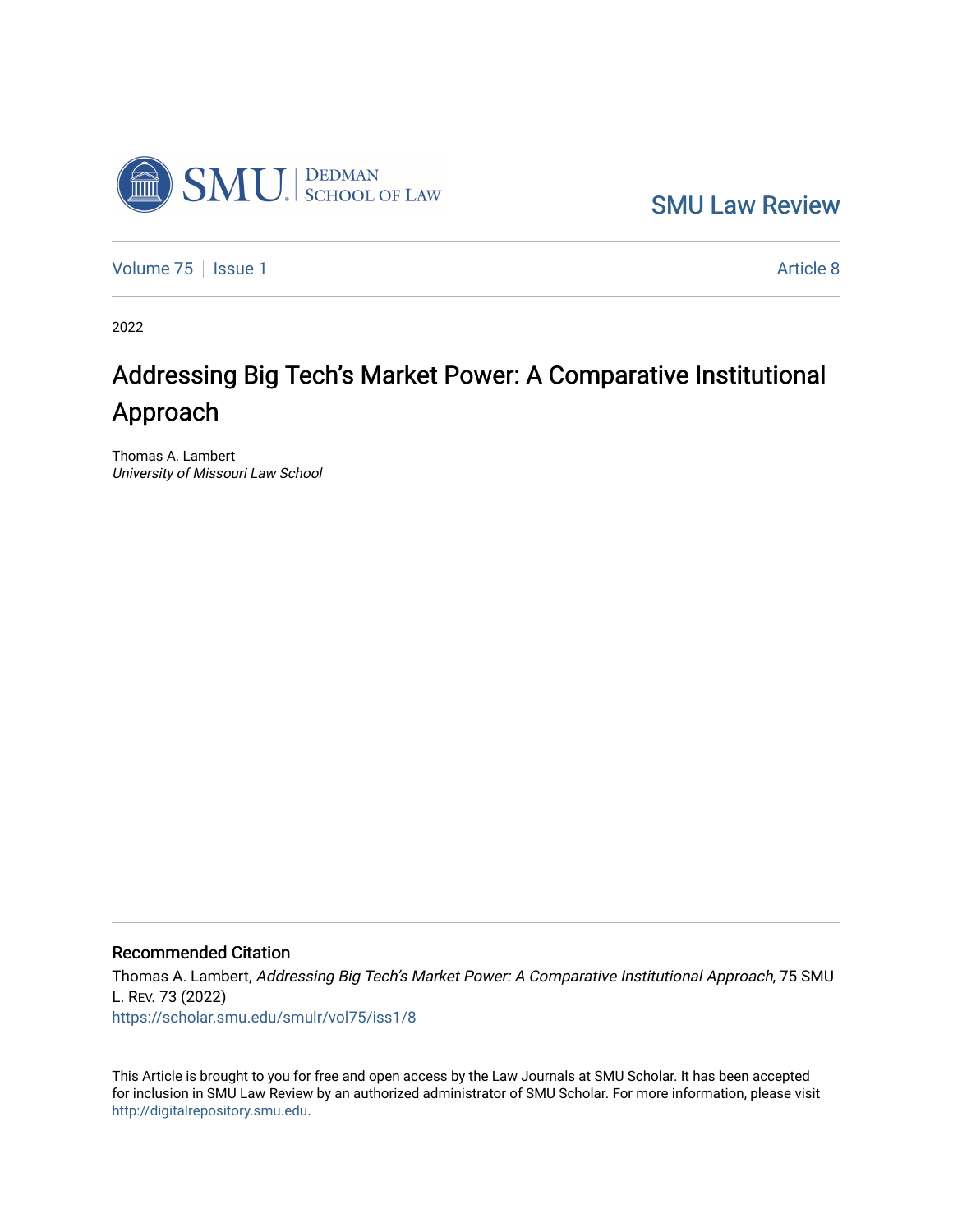SMU Law Review

Volume 75 | Issue 1 | Article 8

2022

# Addressing Big Tech's Market Power: A Comparative Institutional Approach

Thomas A. Lambert
*University of Missouri Law School*

## Recommended Citation

Thomas A. Lambert, *Addressing Big Tech's Market Power: A Comparative Institutional Approach*, 75 SMU L. REV. 73 (2022)
https://scholar.smu.edu/smulr/vol75/iss1/8

This Article is brought to you for free and open access by the Law Journals at SMU Scholar. It has been accepted for inclusion in SMU Law Review by an authorized administrator of SMU Scholar. For more information, please visit http://digitalrepository.smu.edu.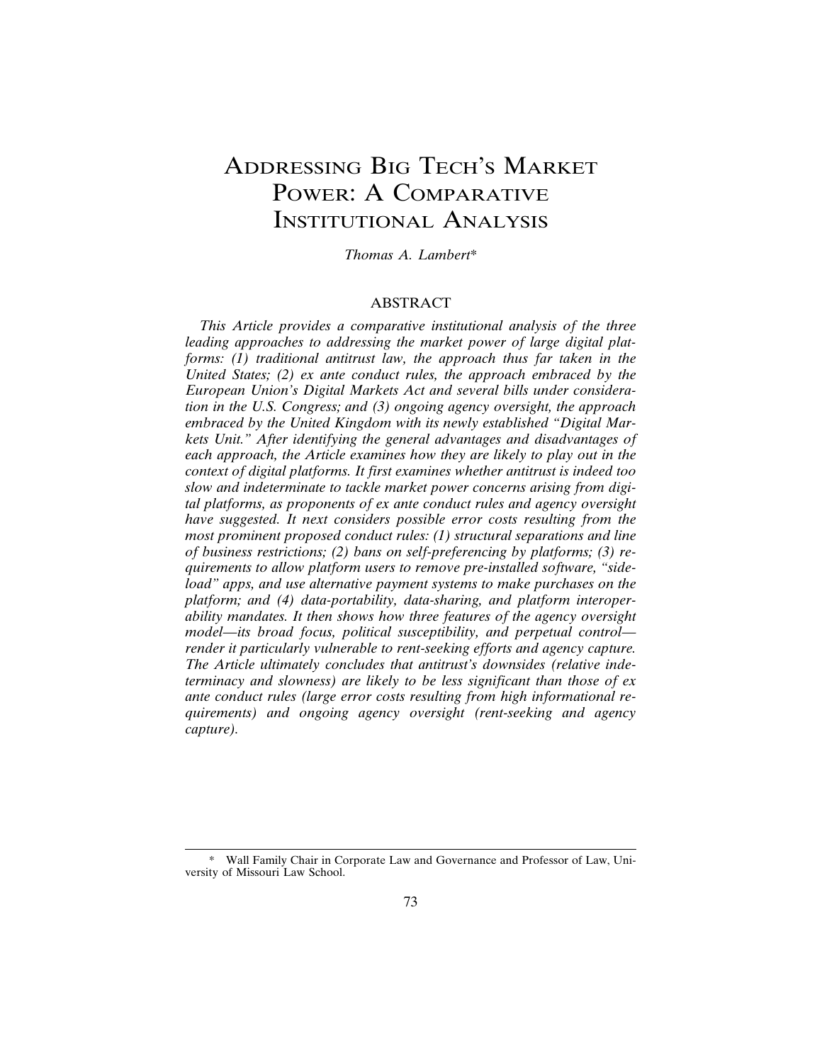# ADDRESSING BIG TECH'S MARKET POWER: A COMPARATIVE INSTITUTIONAL ANALYSIS

*Thomas A. Lambert**

## ABSTRACT

*This Article provides a comparative institutional analysis of the three leading approaches to addressing the market power of large digital platforms: (1) traditional antitrust law, the approach thus far taken in the United States; (2) ex ante conduct rules, the approach embraced by the European Union's Digital Markets Act and several bills under consideration in the U.S. Congress; and (3) ongoing agency oversight, the approach embraced by the United Kingdom with its newly established "Digital Markets Unit." After identifying the general advantages and disadvantages of each approach, the Article examines how they are likely to play out in the context of digital platforms. It first examines whether antitrust is indeed too slow and indeterminate to tackle market power concerns arising from digital platforms, as proponents of ex ante conduct rules and agency oversight have suggested. It next considers possible error costs resulting from the most prominent proposed conduct rules: (1) structural separations and line of business restrictions; (2) bans on self-preferencing by platforms; (3) requirements to allow platform users to remove pre-installed software, "sideload" apps, and use alternative payment systems to make purchases on the platform; and (4) data-portability, data-sharing, and platform interoperability mandates. It then shows how three features of the agency oversight model—its broad focus, political susceptibility, and perpetual control—render it particularly vulnerable to rent-seeking efforts and agency capture. The Article ultimately concludes that antitrust's downsides (relative indeterminacy and slowness) are likely to be less significant than those of ex ante conduct rules (large error costs resulting from high informational requirements) and ongoing agency oversight (rent-seeking and agency capture).*

---

\* Wall Family Chair in Corporate Law and Governance and Professor of Law, University of Missouri Law School.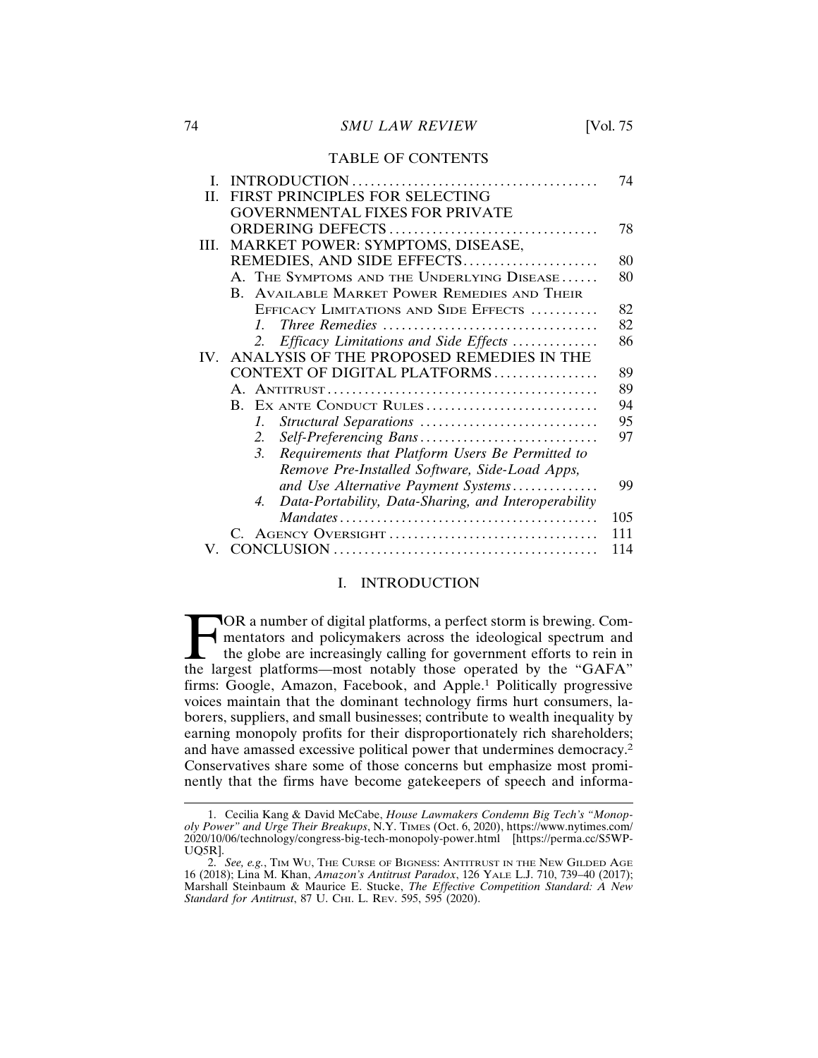## TABLE OF CONTENTS

| | | |
|---|---|---|
| I. | INTRODUCTION | 74 |
| II. | FIRST PRINCIPLES FOR SELECTING GOVERNMENTAL FIXES FOR PRIVATE ORDERING DEFECTS | 78 |
| III. | MARKET POWER: SYMPTOMS, DISEASE, REMEDIES, AND SIDE EFFECTS | 80 |
| | A. The Symptoms and the Underlying Disease | 80 |
| | B. Available Market Power Remedies and Their Efficacy Limitations and Side Effects | 82 |
| | 1. *Three Remedies* | 82 |
| | 2. *Efficacy Limitations and Side Effects* | 86 |
| IV. | ANALYSIS OF THE PROPOSED REMEDIES IN THE CONTEXT OF DIGITAL PLATFORMS | 89 |
| | A. Antitrust | 89 |
| | B. Ex ante Conduct Rules | 94 |
| | 1. *Structural Separations* | 95 |
| | 2. *Self-Preferencing Bans* | 97 |
| | 3. *Requirements that Platform Users Be Permitted to Remove Pre-Installed Software, Side-Load Apps, and Use Alternative Payment Systems* | 99 |
| | 4. *Data-Portability, Data-Sharing, and Interoperability Mandates* | 105 |
| | C. Agency Oversight | 111 |
| V. | CONCLUSION | 114 |

## I. INTRODUCTION

FOR a number of digital platforms, a perfect storm is brewing. Commentators and policymakers across the ideological spectrum and the globe are increasingly calling for government efforts to rein in the largest platforms—most notably those operated by the "GAFA" firms: Google, Amazon, Facebook, and Apple.[1] Politically progressive voices maintain that the dominant technology firms hurt consumers, laborers, suppliers, and small businesses; contribute to wealth inequality by earning monopoly profits for their disproportionately rich shareholders; and have amassed excessive political power that undermines democracy.[2] Conservatives share some of those concerns but emphasize most prominently that the firms have become gatekeepers of speech and informa-

---

1. Cecilia Kang & David McCabe, *House Lawmakers Condemn Big Tech's "Monopoly Power" and Urge Their Breakups*, N.Y. Times (Oct. 6, 2020), https://www.nytimes.com/2020/10/06/technology/congress-big-tech-monopoly-power.html [https://perma.cc/S5WP-UQ5R].

2. *See, e.g.*, Tim Wu, The Curse of Bigness: Antitrust in the New Gilded Age 16 (2018); Lina M. Khan, *Amazon's Antitrust Paradox*, 126 Yale L.J. 710, 739–40 (2017); Marshall Steinbaum & Maurice E. Stucke, *The Effective Competition Standard: A New Standard for Antitrust*, 87 U. Chi. L. Rev. 595, 595 (2020).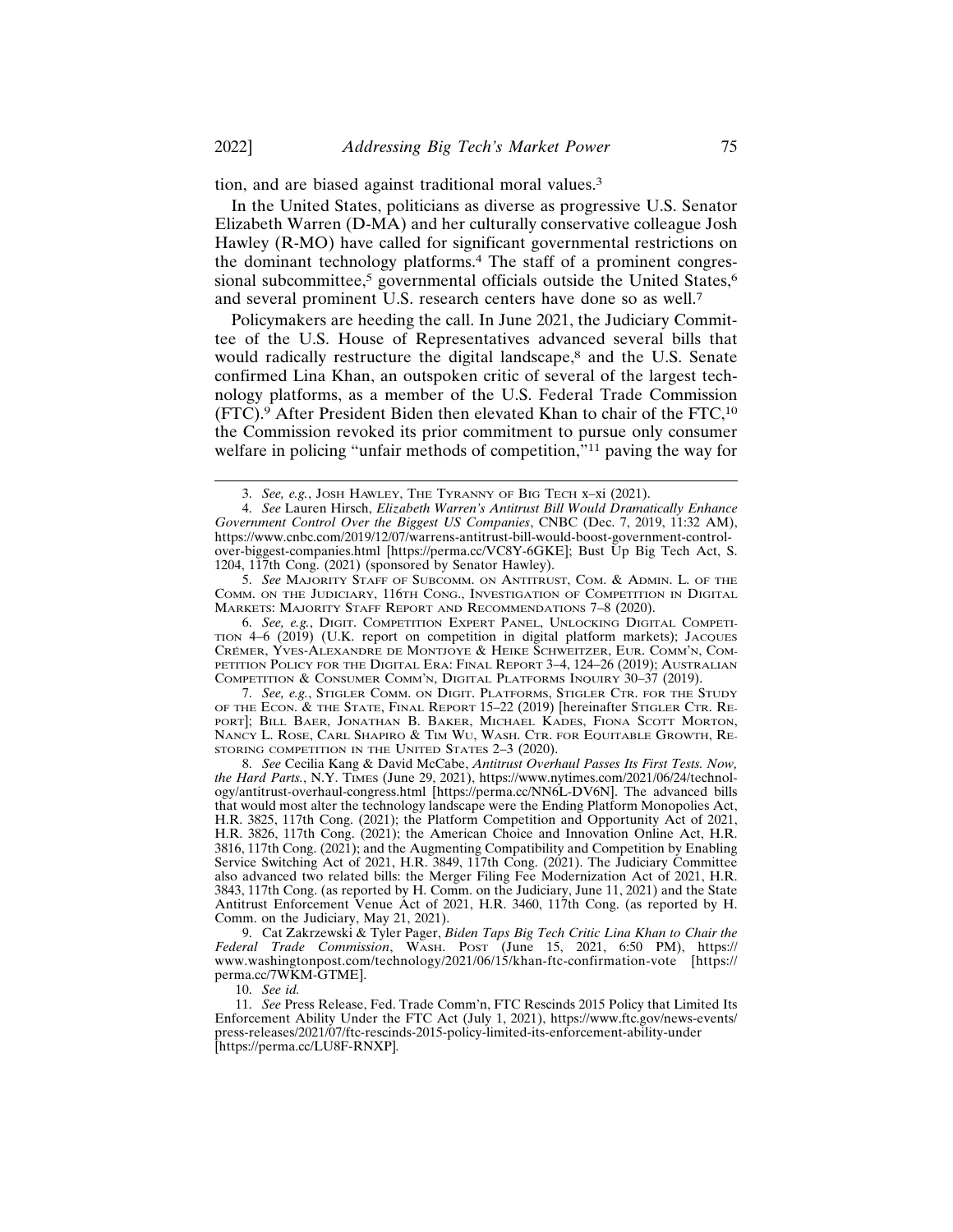tion, and are biased against traditional moral values.[3]

In the United States, politicians as diverse as progressive U.S. Senator Elizabeth Warren (D-MA) and her culturally conservative colleague Josh Hawley (R-MO) have called for significant governmental restrictions on the dominant technology platforms.[4] The staff of a prominent congressional subcommittee,[5] governmental officials outside the United States,[6] and several prominent U.S. research centers have done so as well.[7]

Policymakers are heeding the call. In June 2021, the Judiciary Committee of the U.S. House of Representatives advanced several bills that would radically restructure the digital landscape,[8] and the U.S. Senate confirmed Lina Khan, an outspoken critic of several of the largest technology platforms, as a member of the U.S. Federal Trade Commission (FTC).[9] After President Biden then elevated Khan to chair of the FTC,[10] the Commission revoked its prior commitment to pursue only consumer welfare in policing "unfair methods of competition,"[11] paving the way for

---

3. *See, e.g.*, JOSH HAWLEY, THE TYRANNY OF BIG TECH x–xi (2021).

4. *See* Lauren Hirsch, *Elizabeth Warren's Antitrust Bill Would Dramatically Enhance Government Control Over the Biggest US Companies*, CNBC (Dec. 7, 2019, 11:32 AM), https://www.cnbc.com/2019/12/07/warrens-antitrust-bill-would-boost-government-control-over-biggest-companies.html [https://perma.cc/VC8Y-6GKE]; Bust Up Big Tech Act, S. 1204, 117th Cong. (2021) (sponsored by Senator Hawley).

5. *See* MAJORITY STAFF OF SUBCOMM. ON ANTITRUST, COM. & ADMIN. L. OF THE COMM. ON THE JUDICIARY, 116TH CONG., INVESTIGATION OF COMPETITION IN DIGITAL MARKETS: MAJORITY STAFF REPORT AND RECOMMENDATIONS 7–8 (2020).

6. *See, e.g.*, DIGIT. COMPETITION EXPERT PANEL, UNLOCKING DIGITAL COMPETITION 4–6 (2019) (U.K. report on competition in digital platform markets); JACQUES CRÉMER, YVES-ALEXANDRE DE MONTJOYE & HEIKE SCHWEITZER, EUR. COMM'N, COMPETITION POLICY FOR THE DIGITAL ERA: FINAL REPORT 3–4, 124–26 (2019); AUSTRALIAN COMPETITION & CONSUMER COMM'N, DIGITAL PLATFORMS INQUIRY 30–37 (2019).

7. *See, e.g.*, STIGLER COMM. ON DIGIT. PLATFORMS, STIGLER CTR. FOR THE STUDY OF THE ECON. & THE STATE, FINAL REPORT 15–22 (2019) [hereinafter STIGLER CTR. REPORT]; BILL BAER, JONATHAN B. BAKER, MICHAEL KADES, FIONA SCOTT MORTON, NANCY L. ROSE, CARL SHAPIRO & TIM WU, WASH. CTR. FOR EQUITABLE GROWTH, RESTORING COMPETITION IN THE UNITED STATES 2–3 (2020).

8. *See* Cecilia Kang & David McCabe, *Antitrust Overhaul Passes Its First Tests. Now, the Hard Parts.*, N.Y. TIMES (June 29, 2021), https://www.nytimes.com/2021/06/24/technology/antitrust-overhaul-congress.html [https://perma.cc/NN6L-DV6N]. The advanced bills that would most alter the technology landscape were the Ending Platform Monopolies Act, H.R. 3825, 117th Cong. (2021); the Platform Competition and Opportunity Act of 2021, H.R. 3826, 117th Cong. (2021); the American Choice and Innovation Online Act, H.R. 3816, 117th Cong. (2021); and the Augmenting Compatibility and Competition by Enabling Service Switching Act of 2021, H.R. 3849, 117th Cong. (2021). The Judiciary Committee also advanced two related bills: the Merger Filing Fee Modernization Act of 2021, H.R. 3843, 117th Cong. (as reported by H. Comm. on the Judiciary, June 11, 2021) and the State Antitrust Enforcement Venue Act of 2021, H.R. 3460, 117th Cong. (as reported by H. Comm. on the Judiciary, May 21, 2021).

9. Cat Zakrzewski & Tyler Pager, *Biden Taps Big Tech Critic Lina Khan to Chair the Federal Trade Commission*, WASH. POST (June 15, 2021, 6:50 PM), https://www.washingtonpost.com/technology/2021/06/15/khan-ftc-confirmation-vote [https://perma.cc/7WKM-GTME].

10. *See id.*

11. *See* Press Release, Fed. Trade Comm'n, FTC Rescinds 2015 Policy that Limited Its Enforcement Ability Under the FTC Act (July 1, 2021), https://www.ftc.gov/news-events/press-releases/2021/07/ftc-rescinds-2015-policy-limited-its-enforcement-ability-under [https://perma.cc/LU8F-RNXP].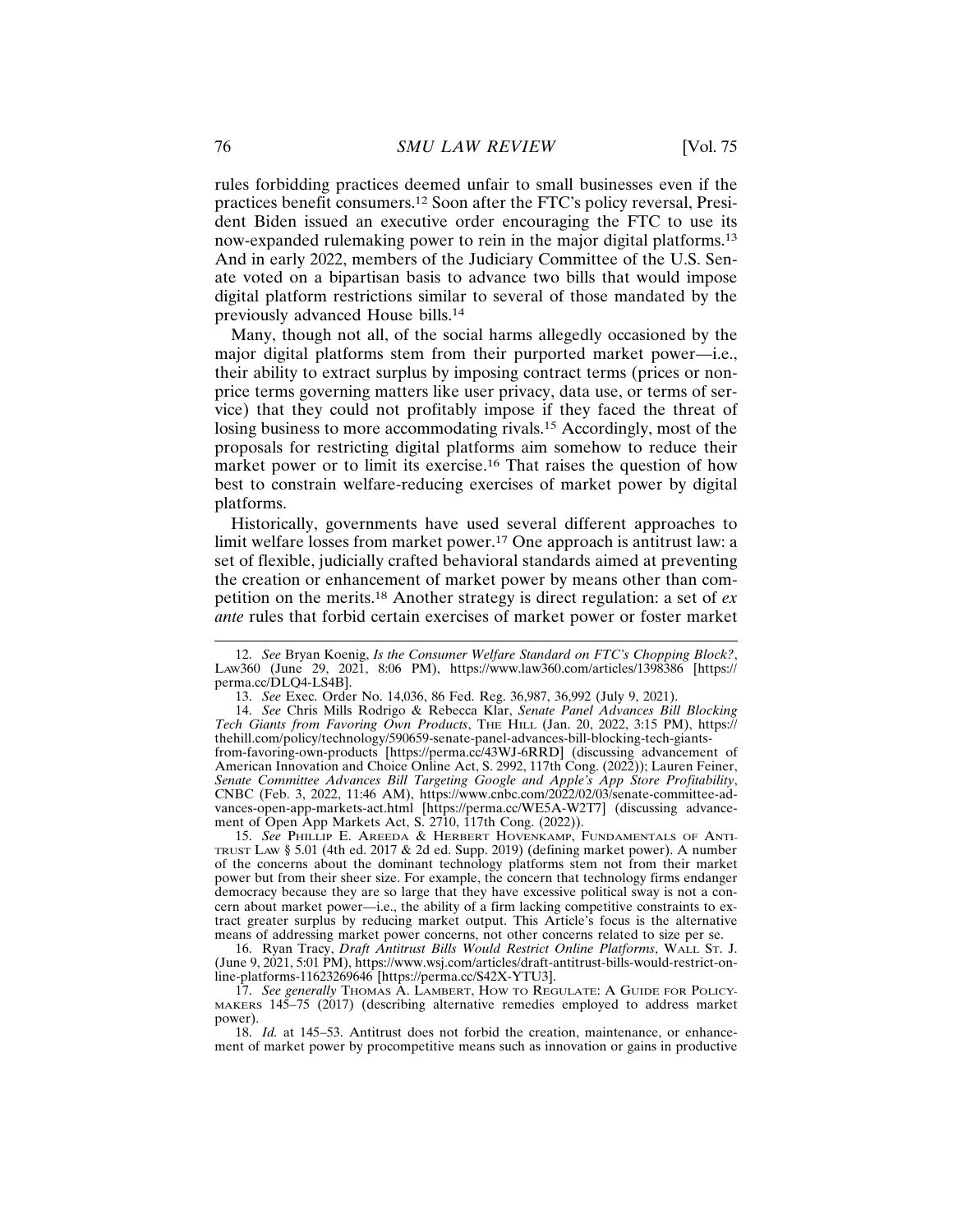rules forbidding practices deemed unfair to small businesses even if the practices benefit consumers.[12] Soon after the FTC's policy reversal, President Biden issued an executive order encouraging the FTC to use its now-expanded rulemaking power to rein in the major digital platforms.[13] And in early 2022, members of the Judiciary Committee of the U.S. Senate voted on a bipartisan basis to advance two bills that would impose digital platform restrictions similar to several of those mandated by the previously advanced House bills.[14]

Many, though not all, of the social harms allegedly occasioned by the major digital platforms stem from their purported market power—i.e., their ability to extract surplus by imposing contract terms (prices or non-price terms governing matters like user privacy, data use, or terms of service) that they could not profitably impose if they faced the threat of losing business to more accommodating rivals.[15] Accordingly, most of the proposals for restricting digital platforms aim somehow to reduce their market power or to limit its exercise.[16] That raises the question of how best to constrain welfare-reducing exercises of market power by digital platforms.

Historically, governments have used several different approaches to limit welfare losses from market power.[17] One approach is antitrust law: a set of flexible, judicially crafted behavioral standards aimed at preventing the creation or enhancement of market power by means other than competition on the merits.[18] Another strategy is direct regulation: a set of *ex ante* rules that forbid certain exercises of market power or foster market

---

12. *See* Bryan Koenig, *Is the Consumer Welfare Standard on FTC's Chopping Block?*, LAW360 (June 29, 2021, 8:06 PM), https://www.law360.com/articles/1398386 [https://perma.cc/DLQ4-LS4B].

13. *See* Exec. Order No. 14,036, 86 Fed. Reg. 36,987, 36,992 (July 9, 2021).

14. *See* Chris Mills Rodrigo & Rebecca Klar, *Senate Panel Advances Bill Blocking Tech Giants from Favoring Own Products*, THE HILL (Jan. 20, 2022, 3:15 PM), https://thehill.com/policy/technology/590659-senate-panel-advances-bill-blocking-tech-giants-from-favoring-own-products [https://perma.cc/43WJ-6RRD] (discussing advancement of American Innovation and Choice Online Act, S. 2992, 117th Cong. (2022)); Lauren Feiner, *Senate Committee Advances Bill Targeting Google and Apple's App Store Profitability*, CNBC (Feb. 3, 2022, 11:46 AM), https://www.cnbc.com/2022/02/03/senate-committee-advances-open-app-markets-act.html [https://perma.cc/WE5A-W2T7] (discussing advancement of Open App Markets Act, S. 2710, 117th Cong. (2022)).

15. *See* PHILLIP E. AREEDA & HERBERT HOVENKAMP, FUNDAMENTALS OF ANTITRUST LAW § 5.01 (4th ed. 2017 & 2d ed. Supp. 2019) (defining market power). A number of the concerns about the dominant technology platforms stem not from their market power but from their sheer size. For example, the concern that technology firms endanger democracy because they are so large that they have excessive political sway is not a concern about market power—i.e., the ability of a firm lacking competitive constraints to extract greater surplus by reducing market output. This Article's focus is the alternative means of addressing market power concerns, not other concerns related to size per se.

16. Ryan Tracy, *Draft Antitrust Bills Would Restrict Online Platforms*, WALL ST. J. (June 9, 2021, 5:01 PM), https://www.wsj.com/articles/draft-antitrust-bills-would-restrict-online-platforms-11623269646 [https://perma.cc/S42X-YTU3].

17. *See generally* THOMAS A. LAMBERT, HOW TO REGULATE: A GUIDE FOR POLICYMAKERS 145–75 (2017) (describing alternative remedies employed to address market power).

18. *Id.* at 145–53. Antitrust does not forbid the creation, maintenance, or enhancement of market power by procompetitive means such as innovation or gains in productive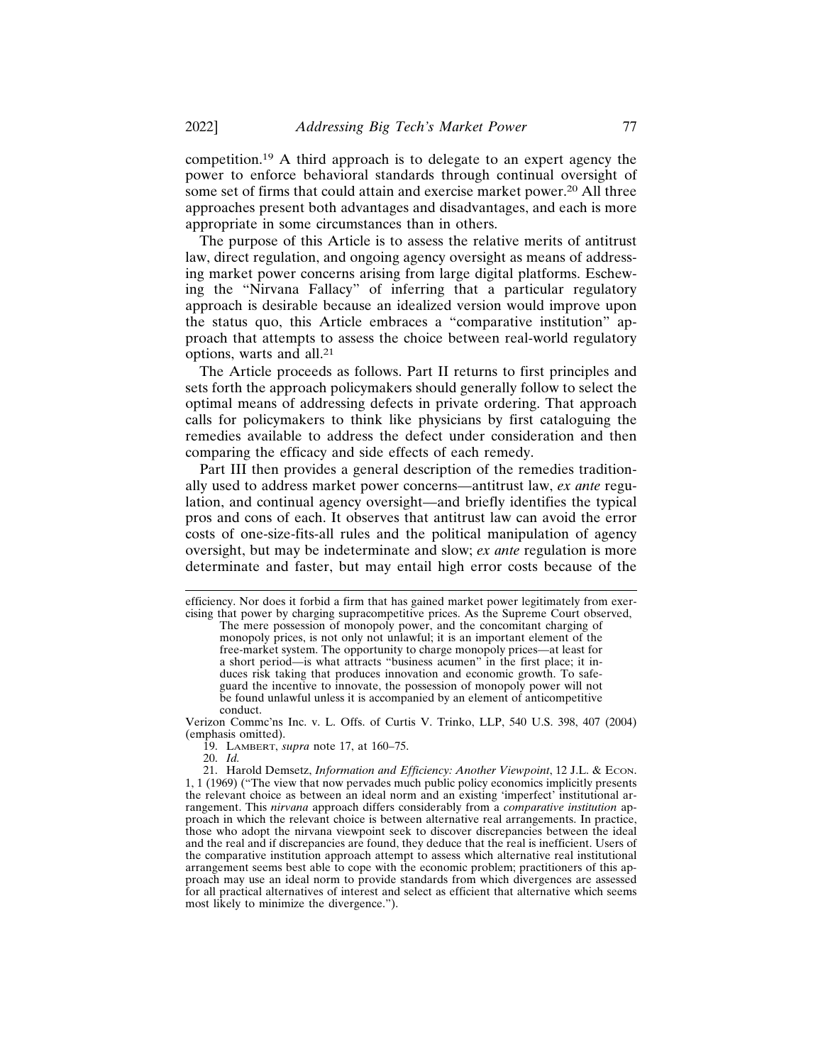competition.[19] A third approach is to delegate to an expert agency the power to enforce behavioral standards through continual oversight of some set of firms that could attain and exercise market power.[20] All three approaches present both advantages and disadvantages, and each is more appropriate in some circumstances than in others.

The purpose of this Article is to assess the relative merits of antitrust law, direct regulation, and ongoing agency oversight as means of addressing market power concerns arising from large digital platforms. Eschewing the "Nirvana Fallacy" of inferring that a particular regulatory approach is desirable because an idealized version would improve upon the status quo, this Article embraces a "comparative institution" approach that attempts to assess the choice between real-world regulatory options, warts and all.[21]

The Article proceeds as follows. Part II returns to first principles and sets forth the approach policymakers should generally follow to select the optimal means of addressing defects in private ordering. That approach calls for policymakers to think like physicians by first cataloguing the remedies available to address the defect under consideration and then comparing the efficacy and side effects of each remedy.

Part III then provides a general description of the remedies traditionally used to address market power concerns—antitrust law, *ex ante* regulation, and continual agency oversight—and briefly identifies the typical pros and cons of each. It observes that antitrust law can avoid the error costs of one-size-fits-all rules and the political manipulation of agency oversight, but may be indeterminate and slow; *ex ante* regulation is more determinate and faster, but may entail high error costs because of the

---

efficiency. Nor does it forbid a firm that has gained market power legitimately from exercising that power by charging supracompetitive prices. As the Supreme Court observed,

> The mere possession of monopoly power, and the concomitant charging of monopoly prices, is not only not unlawful; it is an important element of the free-market system. The opportunity to charge monopoly prices—at least for a short period—is what attracts "business acumen" in the first place; it induces risk taking that produces innovation and economic growth. To safeguard the incentive to innovate, the possession of monopoly power will not be found unlawful unless it is accompanied by an element of anticompetitive conduct.

Verizon Commc'ns Inc. v. L. Offs. of Curtis V. Trinko, LLP, 540 U.S. 398, 407 (2004) (emphasis omitted).

19. LAMBERT, *supra* note 17, at 160–75.

20. *Id.*

21. Harold Demsetz, *Information and Efficiency: Another Viewpoint*, 12 J.L. & ECON. 1, 1 (1969) ("The view that now pervades much public policy economics implicitly presents the relevant choice as between an ideal norm and an existing 'imperfect' institutional arrangement. This *nirvana* approach differs considerably from a *comparative institution* approach in which the relevant choice is between alternative real arrangements. In practice, those who adopt the nirvana viewpoint seek to discover discrepancies between the ideal and the real and if discrepancies are found, they deduce that the real is inefficient. Users of the comparative institution approach attempt to assess which alternative real institutional arrangement seems best able to cope with the economic problem; practitioners of this approach may use an ideal norm to provide standards from which divergences are assessed for all practical alternatives of interest and select as efficient that alternative which seems most likely to minimize the divergence.").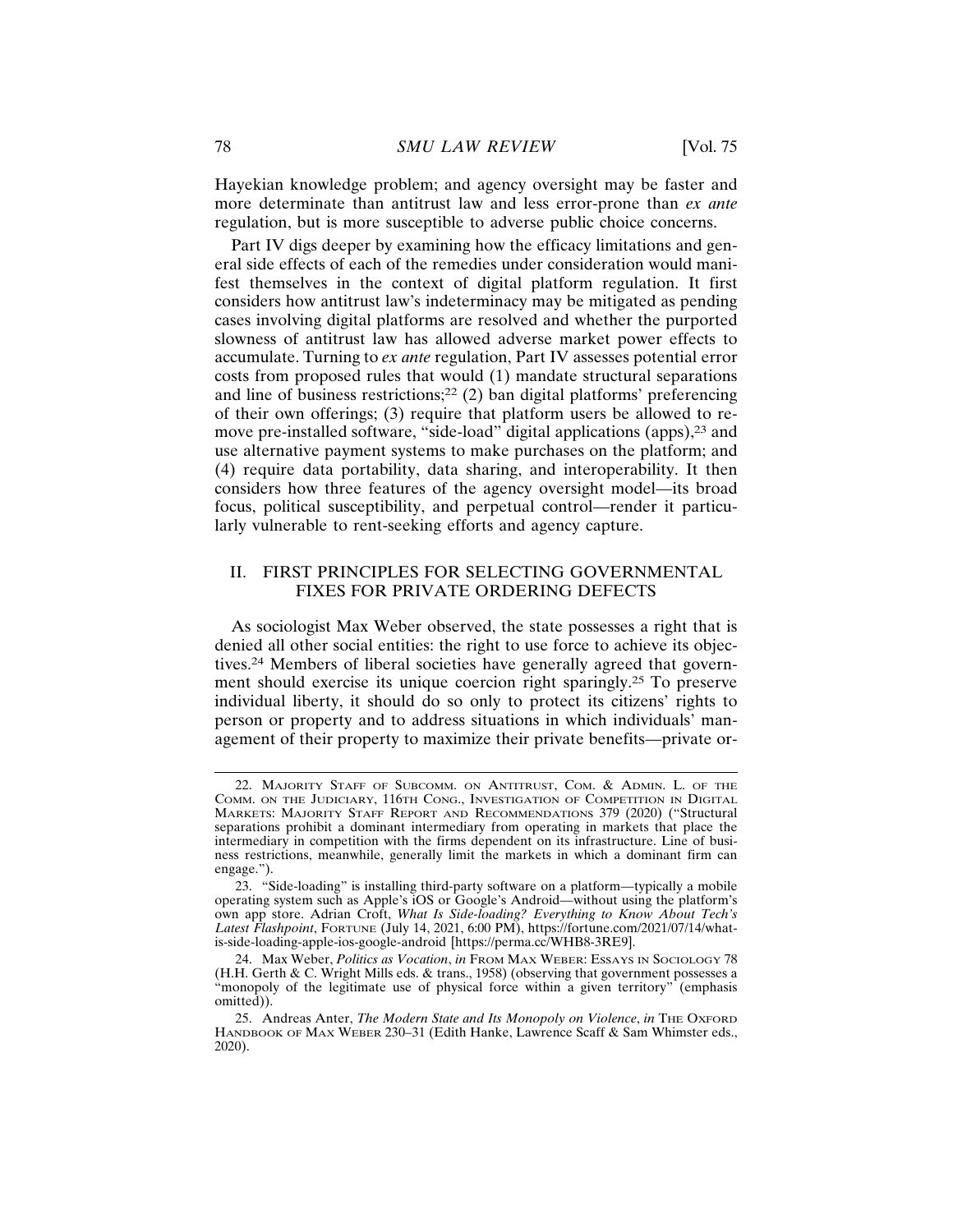Hayekian knowledge problem; and agency oversight may be faster and more determinate than antitrust law and less error-prone than *ex ante* regulation, but is more susceptible to adverse public choice concerns.

Part IV digs deeper by examining how the efficacy limitations and general side effects of each of the remedies under consideration would manifest themselves in the context of digital platform regulation. It first considers how antitrust law's indeterminacy may be mitigated as pending cases involving digital platforms are resolved and whether the purported slowness of antitrust law has allowed adverse market power effects to accumulate. Turning to *ex ante* regulation, Part IV assesses potential error costs from proposed rules that would (1) mandate structural separations and line of business restrictions;[22] (2) ban digital platforms' preferencing of their own offerings; (3) require that platform users be allowed to remove pre-installed software, "side-load" digital applications (apps),[23] and use alternative payment systems to make purchases on the platform; and (4) require data portability, data sharing, and interoperability. It then considers how three features of the agency oversight model—its broad focus, political susceptibility, and perpetual control—render it particularly vulnerable to rent-seeking efforts and agency capture.

## II. FIRST PRINCIPLES FOR SELECTING GOVERNMENTAL FIXES FOR PRIVATE ORDERING DEFECTS

As sociologist Max Weber observed, the state possesses a right that is denied all other social entities: the right to use force to achieve its objectives.[24] Members of liberal societies have generally agreed that government should exercise its unique coercion right sparingly.[25] To preserve individual liberty, it should do so only to protect its citizens' rights to person or property and to address situations in which individuals' management of their property to maximize their private benefits—private or-

---

22. MAJORITY STAFF OF SUBCOMM. ON ANTITRUST, COM. & ADMIN. L. OF THE COMM. ON THE JUDICIARY, 116TH CONG., INVESTIGATION OF COMPETITION IN DIGITAL MARKETS: MAJORITY STAFF REPORT AND RECOMMENDATIONS 379 (2020) ("Structural separations prohibit a dominant intermediary from operating in markets that place the intermediary in competition with the firms dependent on its infrastructure. Line of business restrictions, meanwhile, generally limit the markets in which a dominant firm can engage.").

23. "Side-loading" is installing third-party software on a platform—typically a mobile operating system such as Apple's iOS or Google's Android—without using the platform's own app store. Adrian Croft, *What Is Side-loading? Everything to Know About Tech's Latest Flashpoint*, FORTUNE (July 14, 2021, 6:00 PM), https://fortune.com/2021/07/14/what-is-side-loading-apple-ios-google-android [https://perma.cc/WHB8-3RE9].

24. Max Weber, *Politics as Vocation*, *in* FROM MAX WEBER: ESSAYS IN SOCIOLOGY 78 (H.H. Gerth & C. Wright Mills eds. & trans., 1958) (observing that government possesses a "monopoly of the legitimate use of physical force within a given territory" (emphasis omitted)).

25. Andreas Anter, *The Modern State and Its Monopoly on Violence*, *in* THE OXFORD HANDBOOK OF MAX WEBER 230–31 (Edith Hanke, Lawrence Scaff & Sam Whimster eds., 2020).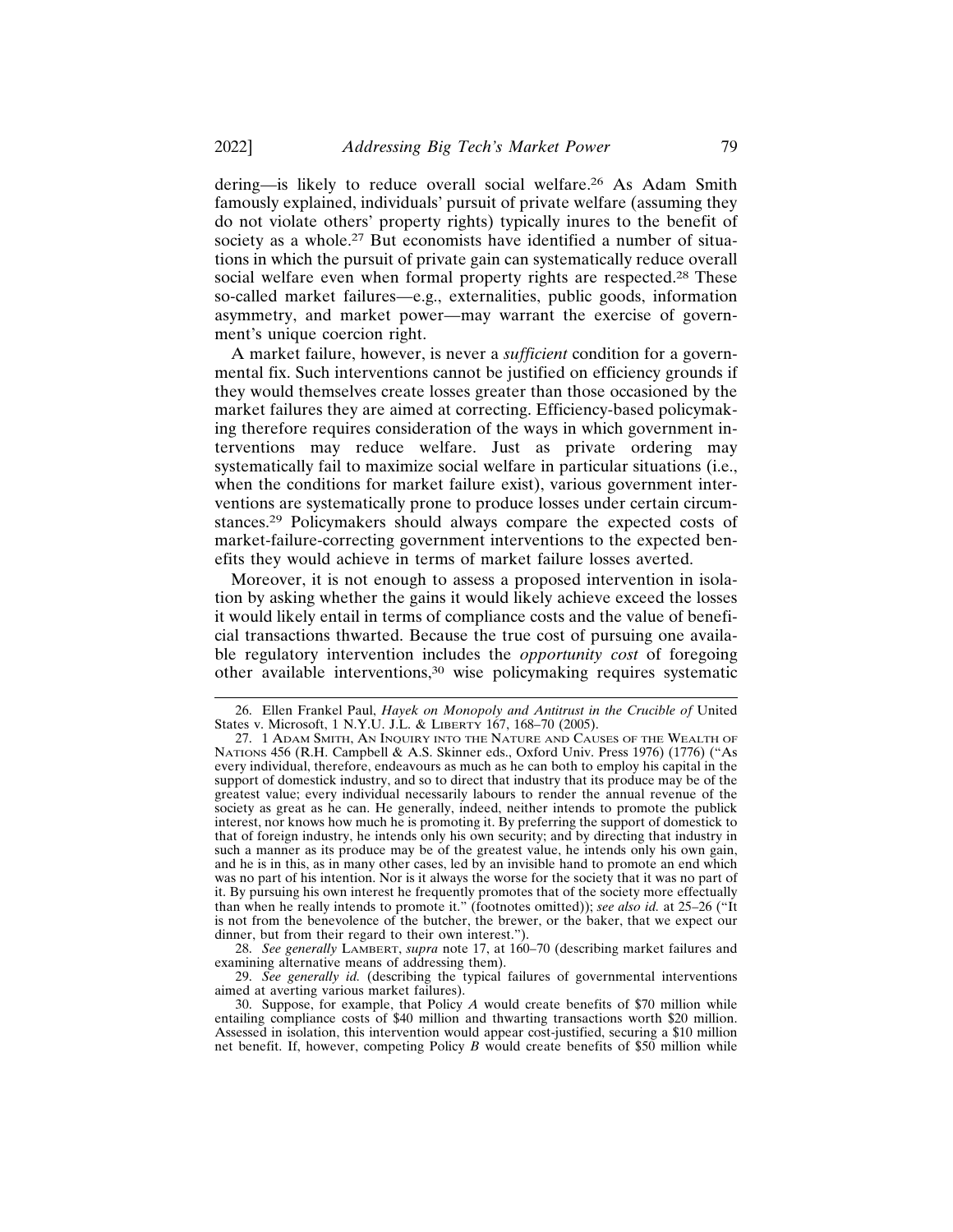dering—is likely to reduce overall social welfare.[26] As Adam Smith famously explained, individuals' pursuit of private welfare (assuming they do not violate others' property rights) typically inures to the benefit of society as a whole.[27] But economists have identified a number of situations in which the pursuit of private gain can systematically reduce overall social welfare even when formal property rights are respected.[28] These so-called market failures—e.g., externalities, public goods, information asymmetry, and market power—may warrant the exercise of government's unique coercion right.

A market failure, however, is never a *sufficient* condition for a governmental fix. Such interventions cannot be justified on efficiency grounds if they would themselves create losses greater than those occasioned by the market failures they are aimed at correcting. Efficiency-based policymaking therefore requires consideration of the ways in which government interventions may reduce welfare. Just as private ordering may systematically fail to maximize social welfare in particular situations (i.e., when the conditions for market failure exist), various government interventions are systematically prone to produce losses under certain circumstances.[29] Policymakers should always compare the expected costs of market-failure-correcting government interventions to the expected benefits they would achieve in terms of market failure losses averted.

Moreover, it is not enough to assess a proposed intervention in isolation by asking whether the gains it would likely achieve exceed the losses it would likely entail in terms of compliance costs and the value of beneficial transactions thwarted. Because the true cost of pursuing one available regulatory intervention includes the *opportunity cost* of foregoing other available interventions,[30] wise policymaking requires systematic

---

26. Ellen Frankel Paul, *Hayek on Monopoly and Antitrust in the Crucible of* United States v. Microsoft, 1 N.Y.U. J.L. & LIBERTY 167, 168–70 (2005).

27. 1 ADAM SMITH, AN INQUIRY INTO THE NATURE AND CAUSES OF THE WEALTH OF NATIONS 456 (R.H. Campbell & A.S. Skinner eds., Oxford Univ. Press 1976) (1776) ("As every individual, therefore, endeavours as much as he can both to employ his capital in the support of domestick industry, and so to direct that industry that its produce may be of the greatest value; every individual necessarily labours to render the annual revenue of the society as great as he can. He generally, indeed, neither intends to promote the publick interest, nor knows how much he is promoting it. By preferring the support of domestick to that of foreign industry, he intends only his own security; and by directing that industry in such a manner as its produce may be of the greatest value, he intends only his own gain, and he is in this, as in many other cases, led by an invisible hand to promote an end which was no part of his intention. Nor is it always the worse for the society that it was no part of it. By pursuing his own interest he frequently promotes that of the society more effectually than when he really intends to promote it." (footnotes omitted)); *see also id.* at 25–26 ("It is not from the benevolence of the butcher, the brewer, or the baker, that we expect our dinner, but from their regard to their own interest.").

28. *See generally* LAMBERT, *supra* note 17, at 160–70 (describing market failures and examining alternative means of addressing them).

29. *See generally id.* (describing the typical failures of governmental interventions aimed at averting various market failures).

30. Suppose, for example, that Policy *A* would create benefits of $70 million while entailing compliance costs of $40 million and thwarting transactions worth $20 million. Assessed in isolation, this intervention would appear cost-justified, securing a $10 million net benefit. If, however, competing Policy *B* would create benefits of $50 million while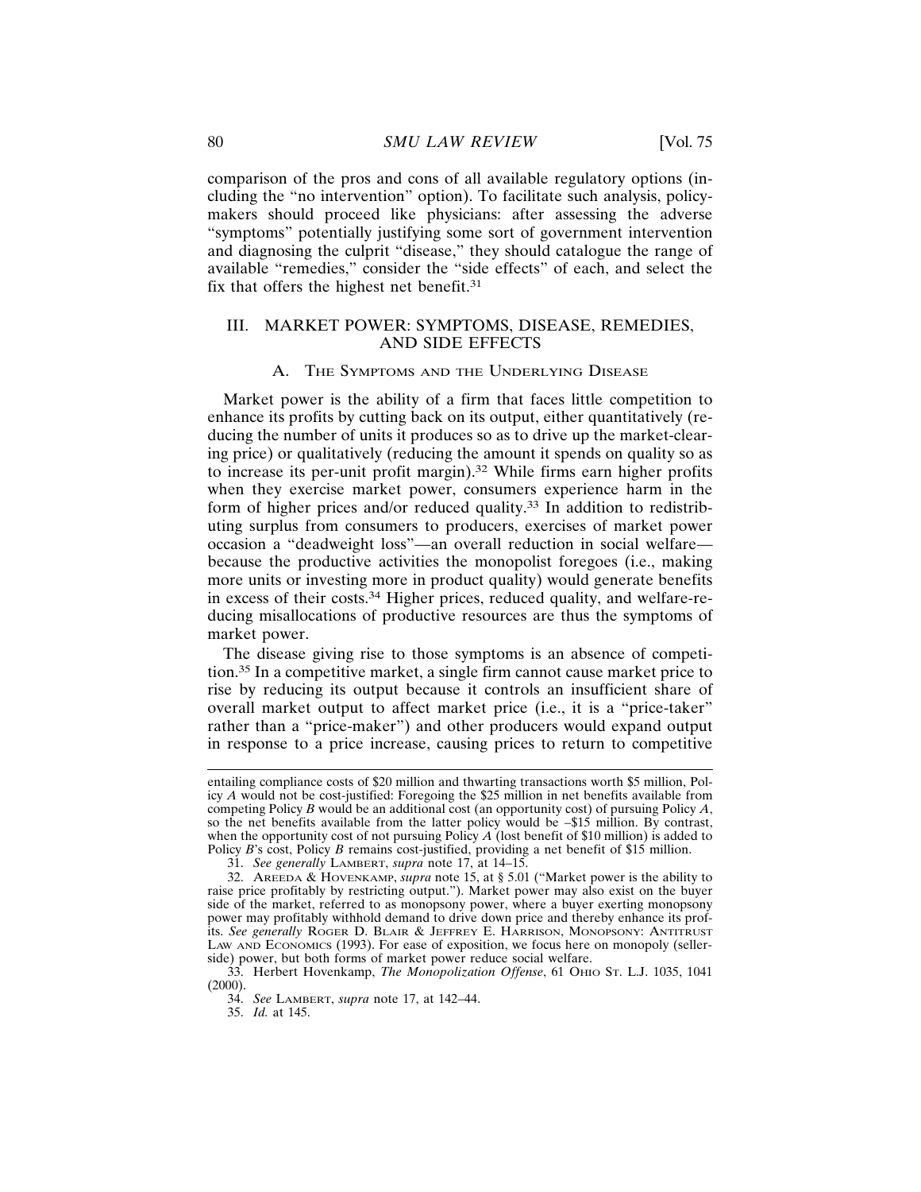comparison of the pros and cons of all available regulatory options (including the "no intervention" option). To facilitate such analysis, policymakers should proceed like physicians: after assessing the adverse "symptoms" potentially justifying some sort of government intervention and diagnosing the culprit "disease," they should catalogue the range of available "remedies," consider the "side effects" of each, and select the fix that offers the highest net benefit.[31]

## III. MARKET POWER: SYMPTOMS, DISEASE, REMEDIES, AND SIDE EFFECTS

### A. The Symptoms and the Underlying Disease

Market power is the ability of a firm that faces little competition to enhance its profits by cutting back on its output, either quantitatively (reducing the number of units it produces so as to drive up the market-clearing price) or qualitatively (reducing the amount it spends on quality so as to increase its per-unit profit margin).[32] While firms earn higher profits when they exercise market power, consumers experience harm in the form of higher prices and/or reduced quality.[33] In addition to redistributing surplus from consumers to producers, exercises of market power occasion a "deadweight loss"—an overall reduction in social welfare—because the productive activities the monopolist foregoes (i.e., making more units or investing more in product quality) would generate benefits in excess of their costs.[34] Higher prices, reduced quality, and welfare-reducing misallocations of productive resources are thus the symptoms of market power.

The disease giving rise to those symptoms is an absence of competition.[35] In a competitive market, a single firm cannot cause market price to rise by reducing its output because it controls an insufficient share of overall market output to affect market price (i.e., it is a "price-taker" rather than a "price-maker") and other producers would expand output in response to a price increase, causing prices to return to competitive

---

entailing compliance costs of $20 million and thwarting transactions worth $5 million, Policy *A* would not be cost-justified: Foregoing the $25 million in net benefits available from competing Policy *B* would be an additional cost (an opportunity cost) of pursuing Policy *A*, so the net benefits available from the latter policy would be –$15 million. By contrast, when the opportunity cost of not pursuing Policy *A* (lost benefit of $10 million) is added to Policy *B*'s cost, Policy *B* remains cost-justified, providing a net benefit of $15 million.

31. *See generally* Lambert, *supra* note 17, at 14–15.

32. Areeda & Hovenkamp, *supra* note 15, at § 5.01 ("Market power is the ability to raise price profitably by restricting output."). Market power may also exist on the buyer side of the market, referred to as monopsony power, where a buyer exerting monopsony power may profitably withhold demand to drive down price and thereby enhance its profits. *See generally* Roger D. Blair & Jeffrey E. Harrison, Monopsony: Antitrust Law and Economics (1993). For ease of exposition, we focus here on monopoly (seller-side) power, but both forms of market power reduce social welfare.

33. Herbert Hovenkamp, *The Monopolization Offense*, 61 Ohio St. L.J. 1035, 1041 (2000).

34. *See* Lambert, *supra* note 17, at 142–44.

35. *Id.* at 145.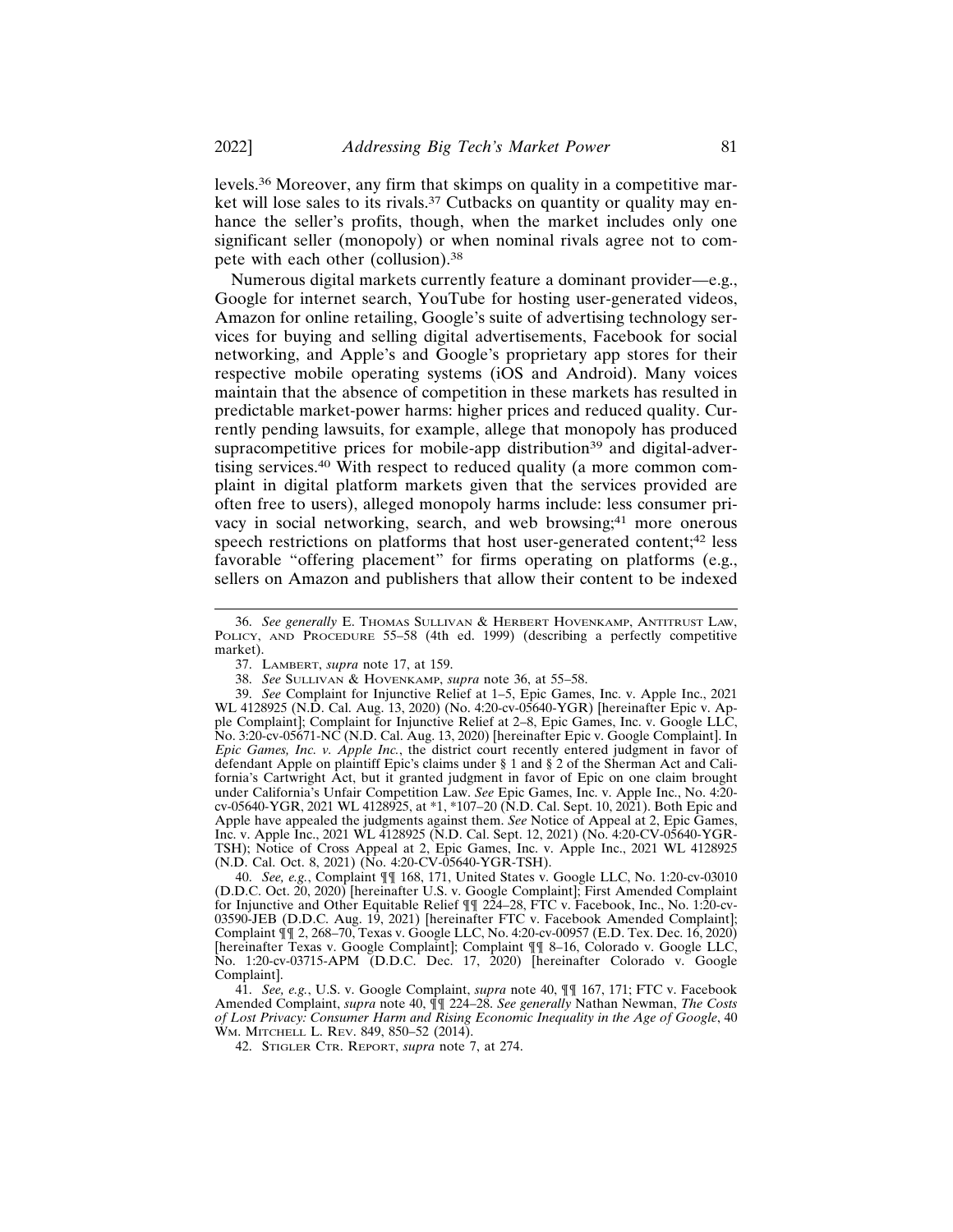levels.[36] Moreover, any firm that skimps on quality in a competitive market will lose sales to its rivals.[37] Cutbacks on quantity or quality may enhance the seller's profits, though, when the market includes only one significant seller (monopoly) or when nominal rivals agree not to compete with each other (collusion).[38]

Numerous digital markets currently feature a dominant provider—e.g., Google for internet search, YouTube for hosting user-generated videos, Amazon for online retailing, Google's suite of advertising technology services for buying and selling digital advertisements, Facebook for social networking, and Apple's and Google's proprietary app stores for their respective mobile operating systems (iOS and Android). Many voices maintain that the absence of competition in these markets has resulted in predictable market-power harms: higher prices and reduced quality. Currently pending lawsuits, for example, allege that monopoly has produced supracompetitive prices for mobile-app distribution[39] and digital-advertising services.[40] With respect to reduced quality (a more common complaint in digital platform markets given that the services provided are often free to users), alleged monopoly harms include: less consumer privacy in social networking, search, and web browsing;[41] more onerous speech restrictions on platforms that host user-generated content;[42] less favorable "offering placement" for firms operating on platforms (e.g., sellers on Amazon and publishers that allow their content to be indexed

---

36. *See generally* E. Thomas Sullivan & Herbert Hovenkamp, Antitrust Law, Policy, and Procedure 55–58 (4th ed. 1999) (describing a perfectly competitive market).

37. Lambert, *supra* note 17, at 159.

38. *See* Sullivan & Hovenkamp, *supra* note 36, at 55–58.

39. *See* Complaint for Injunctive Relief at 1–5, Epic Games, Inc. v. Apple Inc., 2021 WL 4128925 (N.D. Cal. Aug. 13, 2020) (No. 4:20-cv-05640-YGR) [hereinafter Epic v. Apple Complaint]; Complaint for Injunctive Relief at 2–8, Epic Games, Inc. v. Google LLC, No. 3:20-cv-05671-NC (N.D. Cal. Aug. 13, 2020) [hereinafter Epic v. Google Complaint]. In *Epic Games, Inc. v. Apple Inc.*, the district court recently entered judgment in favor of defendant Apple on plaintiff Epic's claims under § 1 and § 2 of the Sherman Act and California's Cartwright Act, but it granted judgment in favor of Epic on one claim brought under California's Unfair Competition Law. *See* Epic Games, Inc. v. Apple Inc., No. 4:20-cv-05640-YGR, 2021 WL 4128925, at *1, *107–20 (N.D. Cal. Sept. 10, 2021). Both Epic and Apple have appealed the judgments against them. *See* Notice of Appeal at 2, Epic Games, Inc. v. Apple Inc., 2021 WL 4128925 (N.D. Cal. Sept. 12, 2021) (No. 4:20-CV-05640-YGR-TSH); Notice of Cross Appeal at 2, Epic Games, Inc. v. Apple Inc., 2021 WL 4128925 (N.D. Cal. Oct. 8, 2021) (No. 4:20-CV-05640-YGR-TSH).

40. *See, e.g.*, Complaint ¶¶ 168, 171, United States v. Google LLC, No. 1:20-cv-03010 (D.D.C. Oct. 20, 2020) [hereinafter U.S. v. Google Complaint]; First Amended Complaint for Injunctive and Other Equitable Relief ¶¶ 224–28, FTC v. Facebook, Inc., No. 1:20-cv-03590-JEB (D.D.C. Aug. 19, 2021) [hereinafter FTC v. Facebook Amended Complaint]; Complaint ¶¶ 2, 268–70, Texas v. Google LLC, No. 4:20-cv-00957 (E.D. Tex. Dec. 16, 2020) [hereinafter Texas v. Google Complaint]; Complaint ¶¶ 8–16, Colorado v. Google LLC, No. 1:20-cv-03715-APM (D.D.C. Dec. 17, 2020) [hereinafter Colorado v. Google Complaint].

41. *See, e.g.*, U.S. v. Google Complaint, *supra* note 40, ¶¶ 167, 171; FTC v. Facebook Amended Complaint, *supra* note 40, ¶¶ 224–28. *See generally* Nathan Newman, *The Costs of Lost Privacy: Consumer Harm and Rising Economic Inequality in the Age of Google*, 40 Wm. Mitchell L. Rev. 849, 850–52 (2014).

42. Stigler Ctr. Report, *supra* note 7, at 274.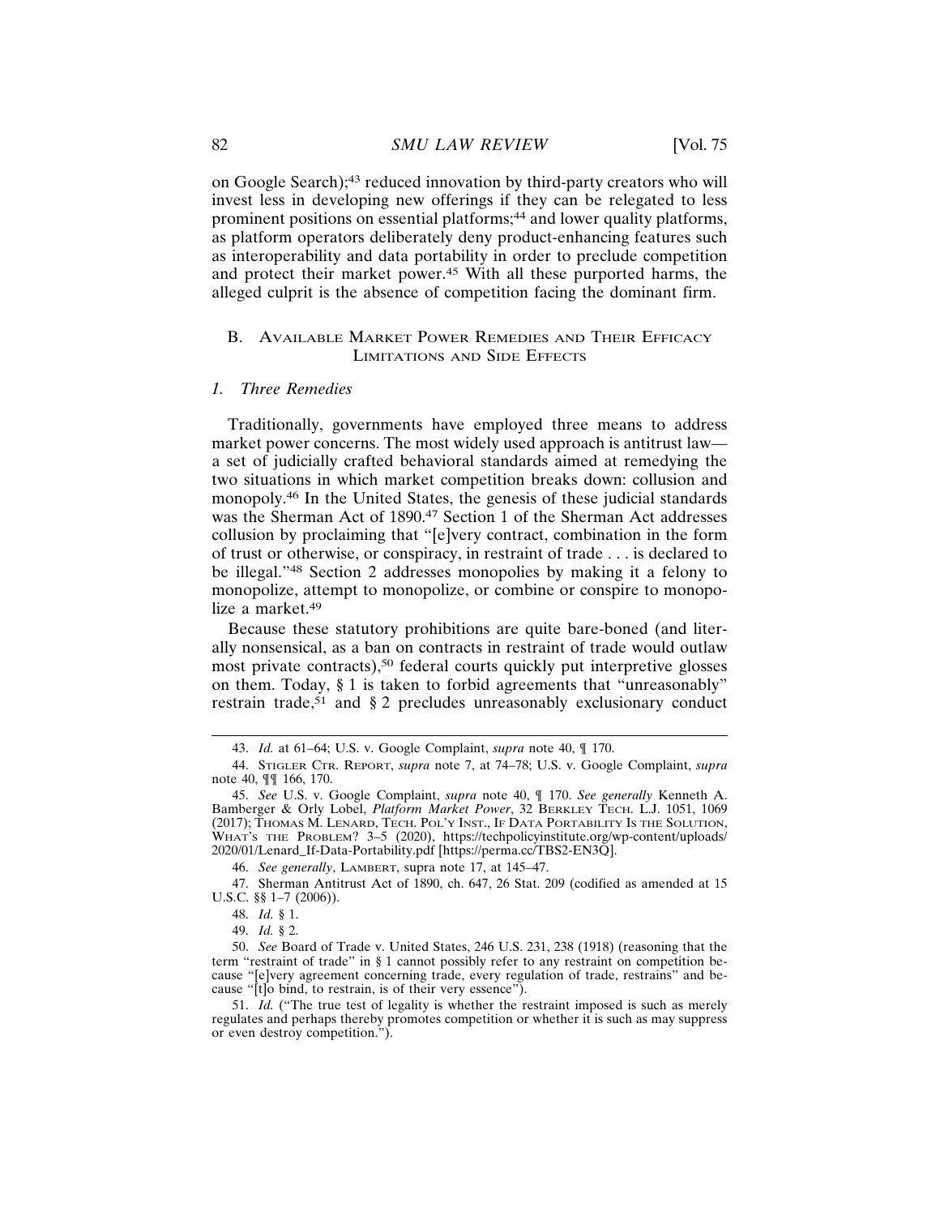on Google Search);[43] reduced innovation by third-party creators who will invest less in developing new offerings if they can be relegated to less prominent positions on essential platforms;[44] and lower quality platforms, as platform operators deliberately deny product-enhancing features such as interoperability and data portability in order to preclude competition and protect their market power.[45] With all these purported harms, the alleged culprit is the absence of competition facing the dominant firm.

## B. Available Market Power Remedies and Their Efficacy Limitations and Side Effects

### *1. Three Remedies*

Traditionally, governments have employed three means to address market power concerns. The most widely used approach is antitrust law—a set of judicially crafted behavioral standards aimed at remedying the two situations in which market competition breaks down: collusion and monopoly.[46] In the United States, the genesis of these judicial standards was the Sherman Act of 1890.[47] Section 1 of the Sherman Act addresses collusion by proclaiming that "[e]very contract, combination in the form of trust or otherwise, or conspiracy, in restraint of trade . . . is declared to be illegal."[48] Section 2 addresses monopolies by making it a felony to monopolize, attempt to monopolize, or combine or conspire to monopolize a market.[49]

Because these statutory prohibitions are quite bare-boned (and literally nonsensical, as a ban on contracts in restraint of trade would outlaw most private contracts),[50] federal courts quickly put interpretive glosses on them. Today, § 1 is taken to forbid agreements that "unreasonably" restrain trade,[51] and § 2 precludes unreasonably exclusionary conduct

---

43. *Id.* at 61–64; U.S. v. Google Complaint, *supra* note 40, ¶ 170.

44. Stigler Ctr. Report, *supra* note 7, at 74–78; U.S. v. Google Complaint, *supra* note 40, ¶¶ 166, 170.

45. *See* U.S. v. Google Complaint, *supra* note 40, ¶ 170. *See generally* Kenneth A. Bamberger & Orly Lobel, *Platform Market Power*, 32 Berkley Tech. L.J. 1051, 1069 (2017); Thomas M. Lenard, Tech. Pol'y Inst., If Data Portability Is the Solution, What's the Problem? 3–5 (2020), https://techpolicyinstitute.org/wp-content/uploads/2020/01/Lenard_If-Data-Portability.pdf [https://perma.cc/TBS2-EN3Q].

46. *See generally*, Lambert, supra note 17, at 145–47.

47. Sherman Antitrust Act of 1890, ch. 647, 26 Stat. 209 (codified as amended at 15 U.S.C. §§ 1–7 (2006)).

48. *Id.* § 1.

49. *Id.* § 2.

50. *See* Board of Trade v. United States, 246 U.S. 231, 238 (1918) (reasoning that the term "restraint of trade" in § 1 cannot possibly refer to any restraint on competition because "[e]very agreement concerning trade, every regulation of trade, restrains" and because "[t]o bind, to restrain, is of their very essence").

51. *Id.* ("The true test of legality is whether the restraint imposed is such as merely regulates and perhaps thereby promotes competition or whether it is such as may suppress or even destroy competition.").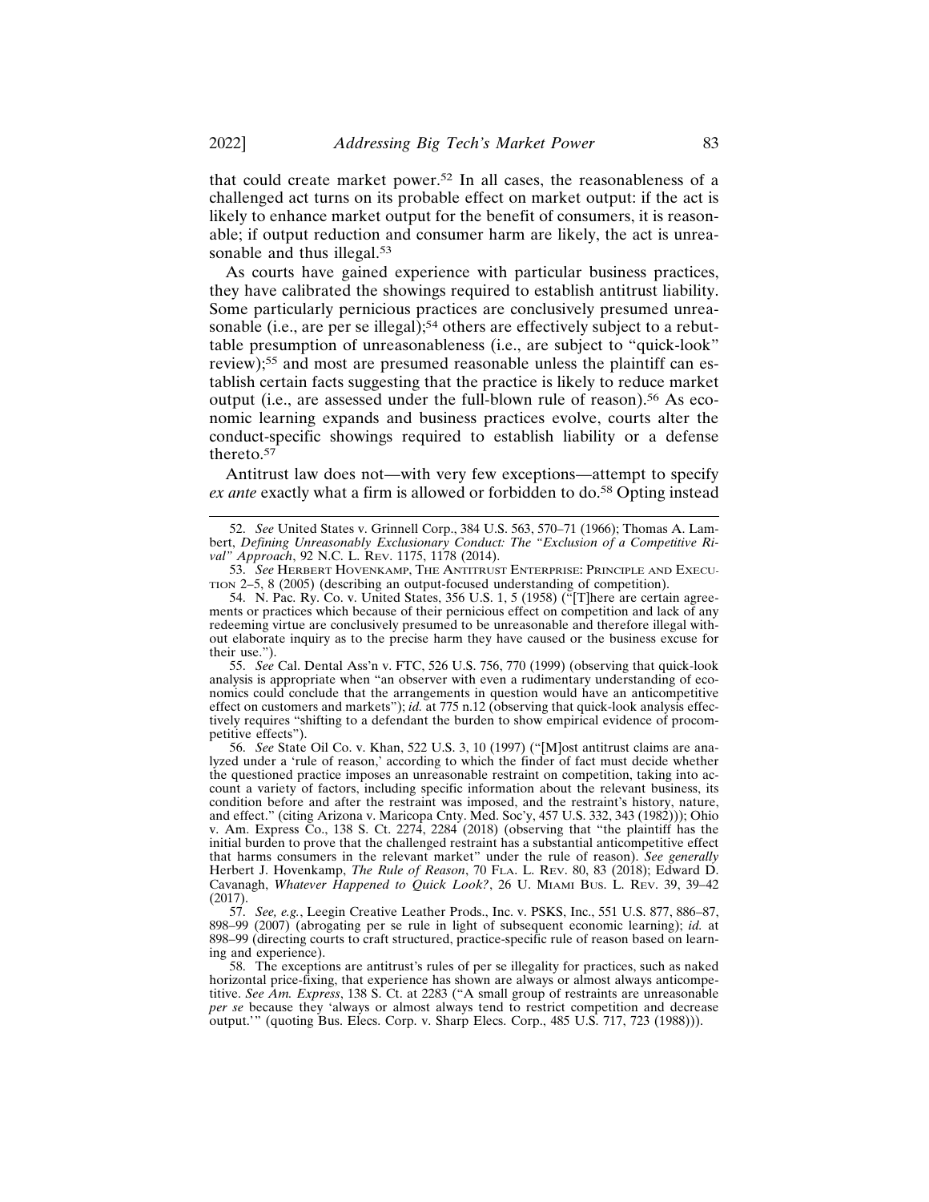that could create market power.[52] In all cases, the reasonableness of a challenged act turns on its probable effect on market output: if the act is likely to enhance market output for the benefit of consumers, it is reasonable; if output reduction and consumer harm are likely, the act is unreasonable and thus illegal.[53]

As courts have gained experience with particular business practices, they have calibrated the showings required to establish antitrust liability. Some particularly pernicious practices are conclusively presumed unreasonable (i.e., are per se illegal);[54] others are effectively subject to a rebuttable presumption of unreasonableness (i.e., are subject to "quick-look" review);[55] and most are presumed reasonable unless the plaintiff can establish certain facts suggesting that the practice is likely to reduce market output (i.e., are assessed under the full-blown rule of reason).[56] As economic learning expands and business practices evolve, courts alter the conduct-specific showings required to establish liability or a defense thereto.[57]

Antitrust law does not—with very few exceptions—attempt to specify *ex ante* exactly what a firm is allowed or forbidden to do.[58] Opting instead

52. *See* United States v. Grinnell Corp., 384 U.S. 563, 570–71 (1966); Thomas A. Lambert, *Defining Unreasonably Exclusionary Conduct: The "Exclusion of a Competitive Rival" Approach*, 92 N.C. L. Rev. 1175, 1178 (2014).

53. *See* Herbert Hovenkamp, The Antitrust Enterprise: Principle and Execution 2–5, 8 (2005) (describing an output-focused understanding of competition).

54. N. Pac. Ry. Co. v. United States, 356 U.S. 1, 5 (1958) ("[T]here are certain agreements or practices which because of their pernicious effect on competition and lack of any redeeming virtue are conclusively presumed to be unreasonable and therefore illegal without elaborate inquiry as to the precise harm they have caused or the business excuse for their use.").

55. *See* Cal. Dental Ass'n v. FTC, 526 U.S. 756, 770 (1999) (observing that quick-look analysis is appropriate when "an observer with even a rudimentary understanding of economics could conclude that the arrangements in question would have an anticompetitive effect on customers and markets"); *id.* at 775 n.12 (observing that quick-look analysis effectively requires "shifting to a defendant the burden to show empirical evidence of procompetitive effects").

56. *See* State Oil Co. v. Khan, 522 U.S. 3, 10 (1997) ("[M]ost antitrust claims are analyzed under a 'rule of reason,' according to which the finder of fact must decide whether the questioned practice imposes an unreasonable restraint on competition, taking into account a variety of factors, including specific information about the relevant business, its condition before and after the restraint was imposed, and the restraint's history, nature, and effect." (citing Arizona v. Maricopa Cnty. Med. Soc'y, 457 U.S. 332, 343 (1982))); Ohio v. Am. Express Co., 138 S. Ct. 2274, 2284 (2018) (observing that "the plaintiff has the initial burden to prove that the challenged restraint has a substantial anticompetitive effect that harms consumers in the relevant market" under the rule of reason). *See generally* Herbert J. Hovenkamp, *The Rule of Reason*, 70 Fla. L. Rev. 80, 83 (2018); Edward D. Cavanagh, *Whatever Happened to Quick Look?*, 26 U. Miami Bus. L. Rev. 39, 39–42 (2017).

57. *See, e.g.*, Leegin Creative Leather Prods., Inc. v. PSKS, Inc., 551 U.S. 877, 886–87, 898–99 (2007) (abrogating per se rule in light of subsequent economic learning); *id.* at 898–99 (directing courts to craft structured, practice-specific rule of reason based on learning and experience).

58. The exceptions are antitrust's rules of per se illegality for practices, such as naked horizontal price-fixing, that experience has shown are always or almost always anticompetitive. *See Am. Express*, 138 S. Ct. at 2283 ("A small group of restraints are unreasonable *per se* because they 'always or almost always tend to restrict competition and decrease output.'" (quoting Bus. Elecs. Corp. v. Sharp Elecs. Corp., 485 U.S. 717, 723 (1988))).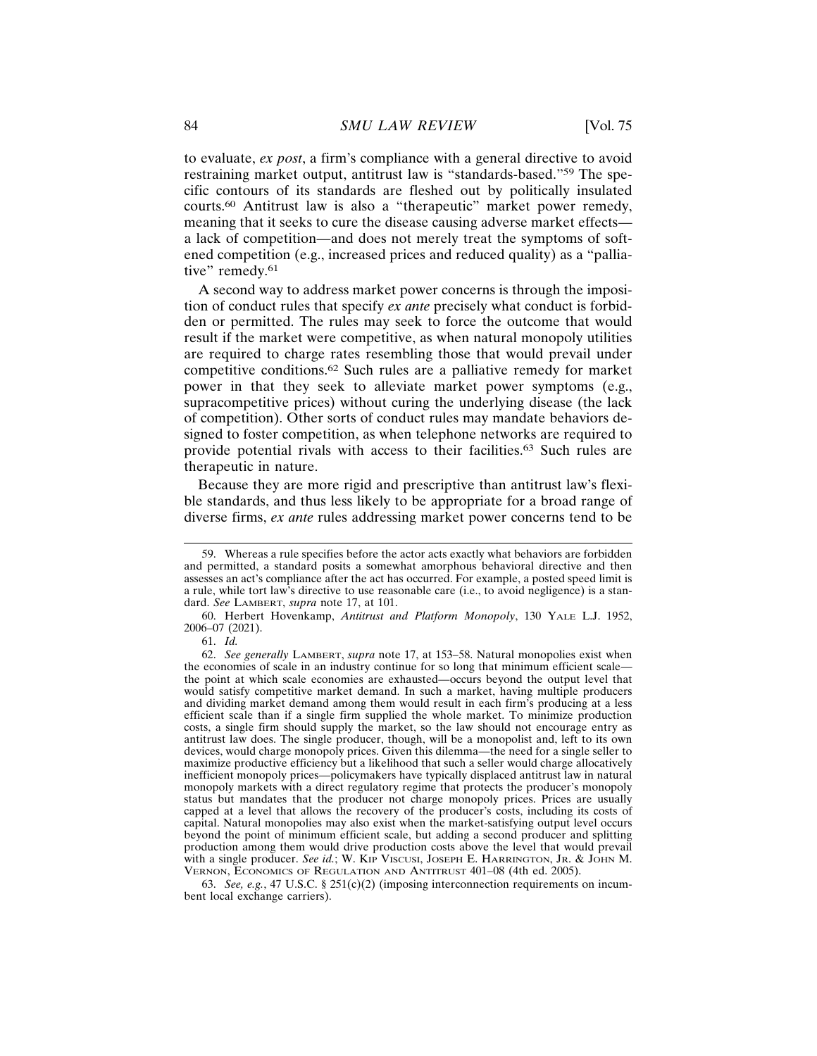to evaluate, *ex post*, a firm's compliance with a general directive to avoid restraining market output, antitrust law is "standards-based."[59] The specific contours of its standards are fleshed out by politically insulated courts.[60] Antitrust law is also a "therapeutic" market power remedy, meaning that it seeks to cure the disease causing adverse market effects—a lack of competition—and does not merely treat the symptoms of softened competition (e.g., increased prices and reduced quality) as a "palliative" remedy.[61]

A second way to address market power concerns is through the imposition of conduct rules that specify *ex ante* precisely what conduct is forbidden or permitted. The rules may seek to force the outcome that would result if the market were competitive, as when natural monopoly utilities are required to charge rates resembling those that would prevail under competitive conditions.[62] Such rules are a palliative remedy for market power in that they seek to alleviate market power symptoms (e.g., supracompetitive prices) without curing the underlying disease (the lack of competition). Other sorts of conduct rules may mandate behaviors designed to foster competition, as when telephone networks are required to provide potential rivals with access to their facilities.[63] Such rules are therapeutic in nature.

Because they are more rigid and prescriptive than antitrust law's flexible standards, and thus less likely to be appropriate for a broad range of diverse firms, *ex ante* rules addressing market power concerns tend to be

---

59. Whereas a rule specifies before the actor acts exactly what behaviors are forbidden and permitted, a standard posits a somewhat amorphous behavioral directive and then assesses an act's compliance after the act has occurred. For example, a posted speed limit is a rule, while tort law's directive to use reasonable care (i.e., to avoid negligence) is a standard. *See* LAMBERT, *supra* note 17, at 101.

60. Herbert Hovenkamp, *Antitrust and Platform Monopoly*, 130 YALE L.J. 1952, 2006–07 (2021).

61. *Id.*

62. *See generally* LAMBERT, *supra* note 17, at 153–58. Natural monopolies exist when the economies of scale in an industry continue for so long that minimum efficient scale—the point at which scale economies are exhausted—occurs beyond the output level that would satisfy competitive market demand. In such a market, having multiple producers and dividing market demand among them would result in each firm's producing at a less efficient scale than if a single firm supplied the whole market. To minimize production costs, a single firm should supply the market, so the law should not encourage entry as antitrust law does. The single producer, though, will be a monopolist and, left to its own devices, would charge monopoly prices. Given this dilemma—the need for a single seller to maximize productive efficiency but a likelihood that such a seller would charge allocatively inefficient monopoly prices—policymakers have typically displaced antitrust law in natural monopoly markets with a direct regulatory regime that protects the producer's monopoly status but mandates that the producer not charge monopoly prices. Prices are usually capped at a level that allows the recovery of the producer's costs, including its costs of capital. Natural monopolies may also exist when the market-satisfying output level occurs beyond the point of minimum efficient scale, but adding a second producer and splitting production among them would drive production costs above the level that would prevail with a single producer. *See id.*; W. KIP VISCUSI, JOSEPH E. HARRINGTON, JR. & JOHN M. VERNON, ECONOMICS OF REGULATION AND ANTITRUST 401–08 (4th ed. 2005).

63. *See, e.g.*, 47 U.S.C. § 251(c)(2) (imposing interconnection requirements on incumbent local exchange carriers).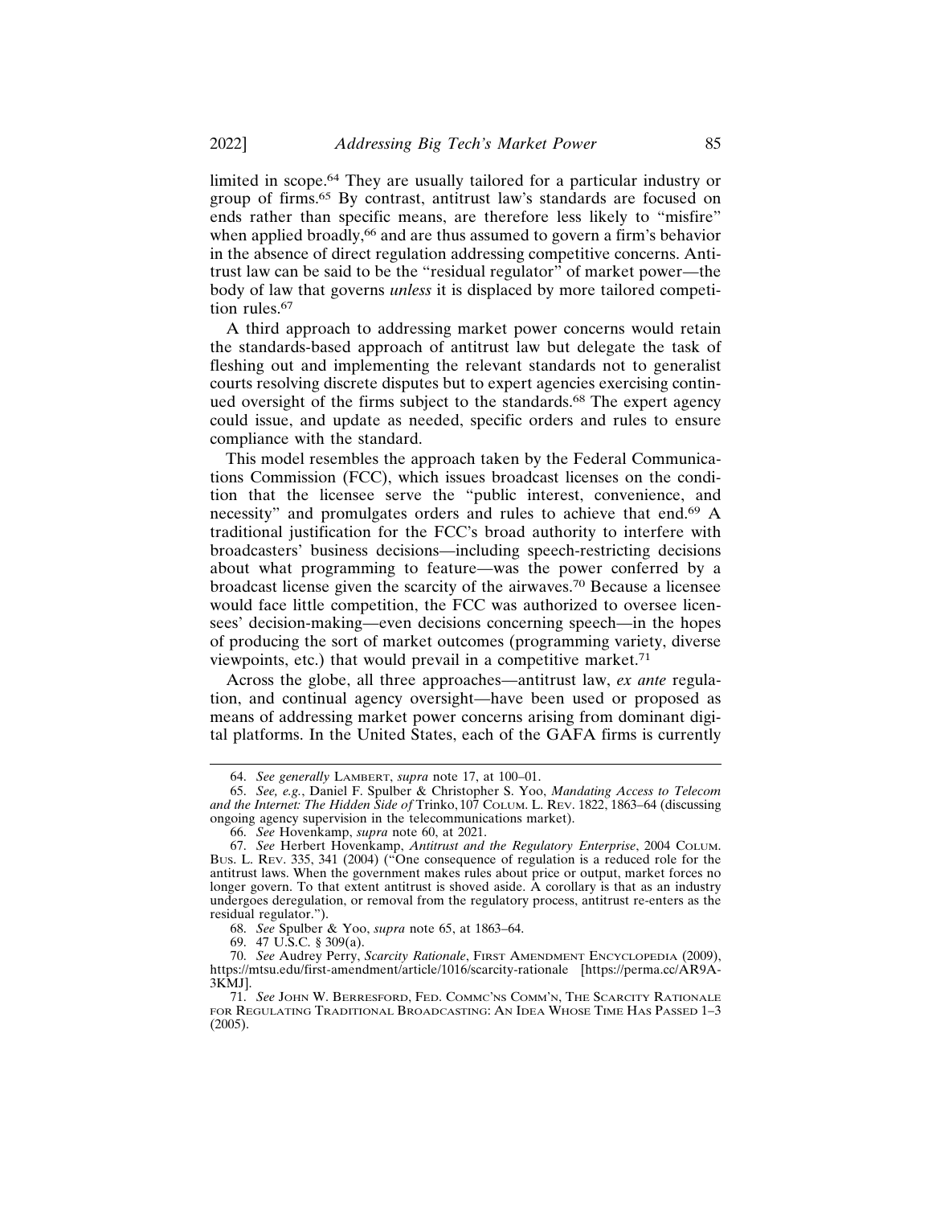limited in scope.[64] They are usually tailored for a particular industry or group of firms.[65] By contrast, antitrust law's standards are focused on ends rather than specific means, are therefore less likely to "misfire" when applied broadly,[66] and are thus assumed to govern a firm's behavior in the absence of direct regulation addressing competitive concerns. Antitrust law can be said to be the "residual regulator" of market power—the body of law that governs *unless* it is displaced by more tailored competition rules.[67]

A third approach to addressing market power concerns would retain the standards-based approach of antitrust law but delegate the task of fleshing out and implementing the relevant standards not to generalist courts resolving discrete disputes but to expert agencies exercising continued oversight of the firms subject to the standards.[68] The expert agency could issue, and update as needed, specific orders and rules to ensure compliance with the standard.

This model resembles the approach taken by the Federal Communications Commission (FCC), which issues broadcast licenses on the condition that the licensee serve the "public interest, convenience, and necessity" and promulgates orders and rules to achieve that end.[69] A traditional justification for the FCC's broad authority to interfere with broadcasters' business decisions—including speech-restricting decisions about what programming to feature—was the power conferred by a broadcast license given the scarcity of the airwaves.[70] Because a licensee would face little competition, the FCC was authorized to oversee licensees' decision-making—even decisions concerning speech—in the hopes of producing the sort of market outcomes (programming variety, diverse viewpoints, etc.) that would prevail in a competitive market.[71]

Across the globe, all three approaches—antitrust law, *ex ante* regulation, and continual agency oversight—have been used or proposed as means of addressing market power concerns arising from dominant digital platforms. In the United States, each of the GAFA firms is currently

---

64. *See generally* LAMBERT, *supra* note 17, at 100–01.

65. *See, e.g.*, Daniel F. Spulber & Christopher S. Yoo, *Mandating Access to Telecom and the Internet: The Hidden Side of* Trinko, 107 COLUM. L. REV. 1822, 1863–64 (discussing ongoing agency supervision in the telecommunications market).

66. *See* Hovenkamp, *supra* note 60, at 2021.

67. *See* Herbert Hovenkamp, *Antitrust and the Regulatory Enterprise*, 2004 COLUM. BUS. L. REV. 335, 341 (2004) ("One consequence of regulation is a reduced role for the antitrust laws. When the government makes rules about price or output, market forces no longer govern. To that extent antitrust is shoved aside. A corollary is that as an industry undergoes deregulation, or removal from the regulatory process, antitrust re-enters as the residual regulator.").

68. *See* Spulber & Yoo, *supra* note 65, at 1863–64.

69. 47 U.S.C. § 309(a).

70. *See* Audrey Perry, *Scarcity Rationale*, FIRST AMENDMENT ENCYCLOPEDIA (2009), https://mtsu.edu/first-amendment/article/1016/scarcity-rationale [https://perma.cc/AR9A-3KMJ].

71. *See* JOHN W. BERRESFORD, FED. COMMC'NS COMM'N, THE SCARCITY RATIONALE FOR REGULATING TRADITIONAL BROADCASTING: AN IDEA WHOSE TIME HAS PASSED 1–3 (2005).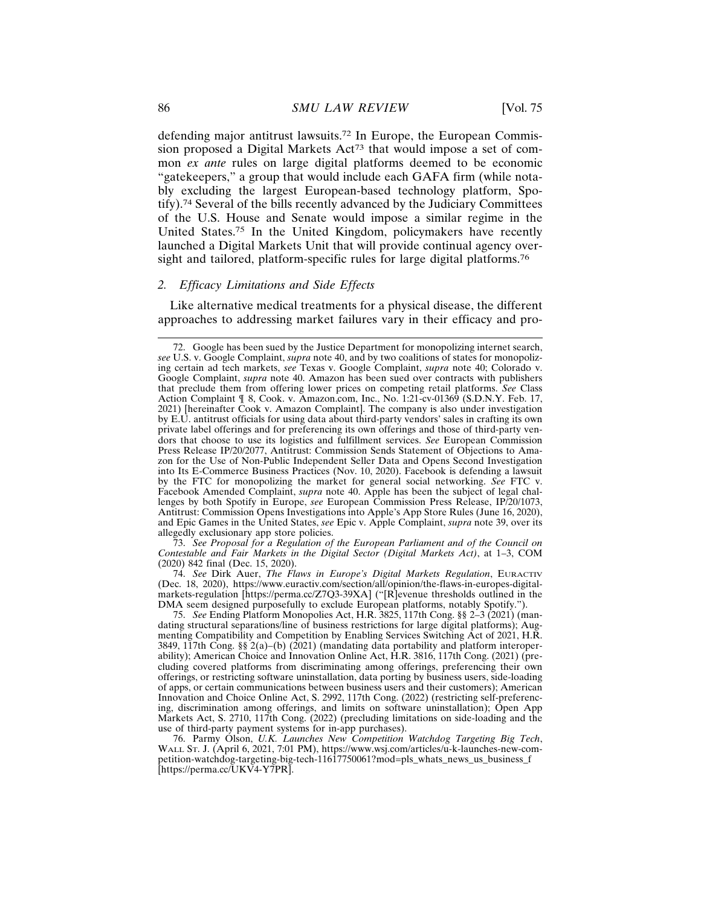defending major antitrust lawsuits.[72] In Europe, the European Commission proposed a Digital Markets Act[73] that would impose a set of common *ex ante* rules on large digital platforms deemed to be economic "gatekeepers," a group that would include each GAFA firm (while notably excluding the largest European-based technology platform, Spotify).[74] Several of the bills recently advanced by the Judiciary Committees of the U.S. House and Senate would impose a similar regime in the United States.[75] In the United Kingdom, policymakers have recently launched a Digital Markets Unit that will provide continual agency oversight and tailored, platform-specific rules for large digital platforms.[76]

### 2. *Efficacy Limitations and Side Effects*

Like alternative medical treatments for a physical disease, the different approaches to addressing market failures vary in their efficacy and pro-

---

72. Google has been sued by the Justice Department for monopolizing internet search, *see* U.S. v. Google Complaint, *supra* note 40, and by two coalitions of states for monopolizing certain ad tech markets, *see* Texas v. Google Complaint, *supra* note 40; Colorado v. Google Complaint, *supra* note 40. Amazon has been sued over contracts with publishers that preclude them from offering lower prices on competing retail platforms. *See* Class Action Complaint ¶ 8, Cook. v. Amazon.com, Inc., No. 1:21-cv-01369 (S.D.N.Y. Feb. 17, 2021) [hereinafter Cook v. Amazon Complaint]. The company is also under investigation by E.U. antitrust officials for using data about third-party vendors' sales in crafting its own private label offerings and for preferencing its own offerings and those of third-party vendors that choose to use its logistics and fulfillment services. *See* European Commission Press Release IP/20/2077, Antitrust: Commission Sends Statement of Objections to Amazon for the Use of Non-Public Independent Seller Data and Opens Second Investigation into Its E-Commerce Business Practices (Nov. 10, 2020). Facebook is defending a lawsuit by the FTC for monopolizing the market for general social networking. *See* FTC v. Facebook Amended Complaint, *supra* note 40. Apple has been the subject of legal challenges by both Spotify in Europe, *see* European Commission Press Release, IP/20/1073, Antitrust: Commission Opens Investigations into Apple's App Store Rules (June 16, 2020), and Epic Games in the United States, *see* Epic v. Apple Complaint, *supra* note 39, over its allegedly exclusionary app store policies.

73. *See Proposal for a Regulation of the European Parliament and of the Council on Contestable and Fair Markets in the Digital Sector (Digital Markets Act)*, at 1–3, COM (2020) 842 final (Dec. 15, 2020).

74. *See* Dirk Auer, *The Flaws in Europe's Digital Markets Regulation*, EURACTIV (Dec. 18, 2020), https://www.euractiv.com/section/all/opinion/the-flaws-in-europes-digital-markets-regulation [https://perma.cc/Z7Q3-39XA] ("[R]evenue thresholds outlined in the DMA seem designed purposefully to exclude European platforms, notably Spotify.").

75. *See* Ending Platform Monopolies Act, H.R. 3825, 117th Cong. §§ 2–3 (2021) (mandating structural separations/line of business restrictions for large digital platforms); Augmenting Compatibility and Competition by Enabling Services Switching Act of 2021, H.R. 3849, 117th Cong. §§ 2(a)–(b) (2021) (mandating data portability and platform interoperability); American Choice and Innovation Online Act, H.R. 3816, 117th Cong. (2021) (precluding covered platforms from discriminating among offerings, preferencing their own offerings, or restricting software uninstallation, data porting by business users, side-loading of apps, or certain communications between business users and their customers); American Innovation and Choice Online Act, S. 2992, 117th Cong. (2022) (restricting self-preferencing, discrimination among offerings, and limits on software uninstallation); Open App Markets Act, S. 2710, 117th Cong. (2022) (precluding limitations on side-loading and the use of third-party payment systems for in-app purchases).

76. Parmy Olson, *U.K. Launches New Competition Watchdog Targeting Big Tech*, WALL ST. J. (April 6, 2021, 7:01 PM), https://www.wsj.com/articles/u-k-launches-new-competition-watchdog-targeting-big-tech-11617750061?mod=pls_whats_news_us_business_f [https://perma.cc/UKV4-Y7PR].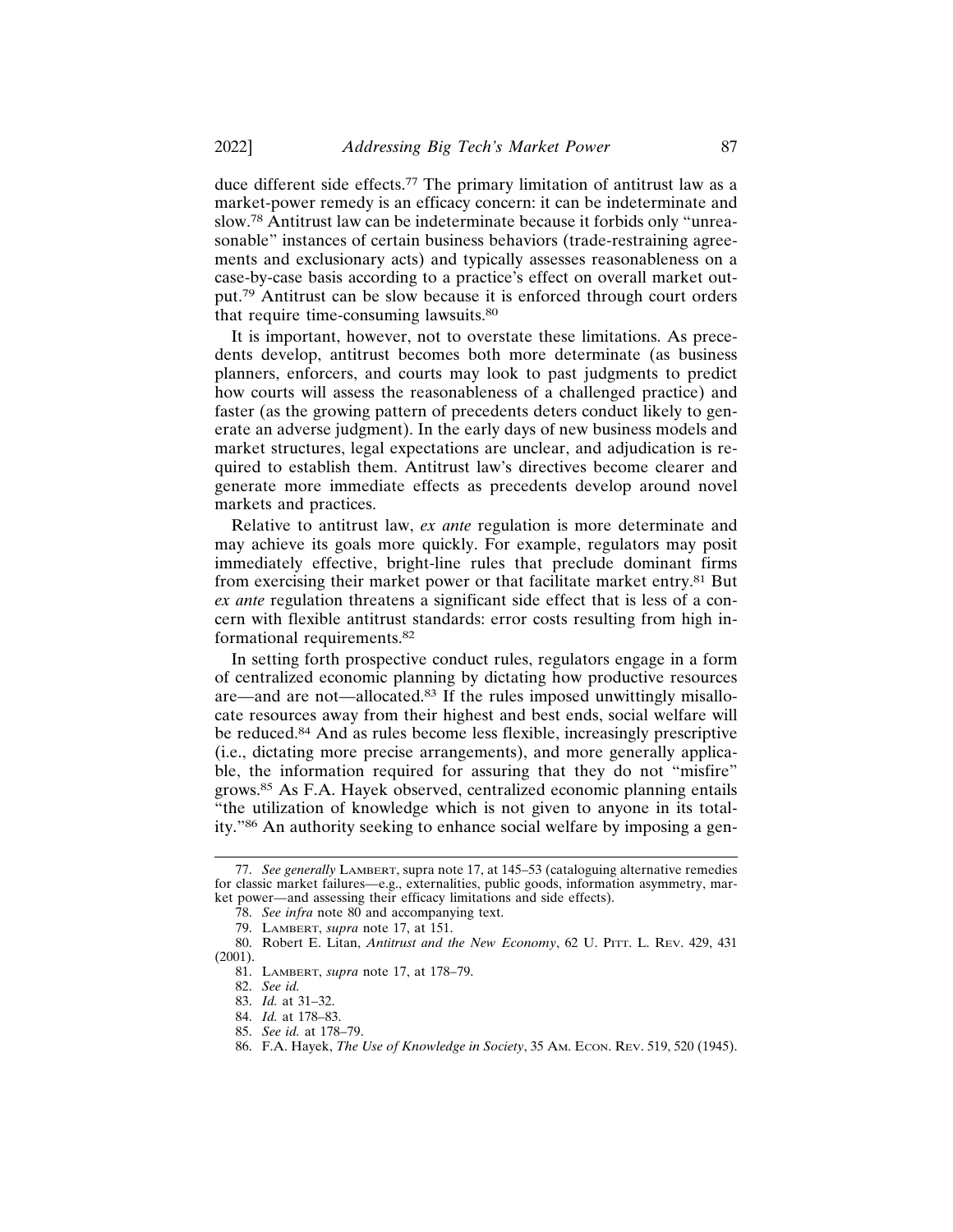duce different side effects.[77] The primary limitation of antitrust law as a market-power remedy is an efficacy concern: it can be indeterminate and slow.[78] Antitrust law can be indeterminate because it forbids only "unreasonable" instances of certain business behaviors (trade-restraining agreements and exclusionary acts) and typically assesses reasonableness on a case-by-case basis according to a practice's effect on overall market output.[79] Antitrust can be slow because it is enforced through court orders that require time-consuming lawsuits.[80]

It is important, however, not to overstate these limitations. As precedents develop, antitrust becomes both more determinate (as business planners, enforcers, and courts may look to past judgments to predict how courts will assess the reasonableness of a challenged practice) and faster (as the growing pattern of precedents deters conduct likely to generate an adverse judgment). In the early days of new business models and market structures, legal expectations are unclear, and adjudication is required to establish them. Antitrust law's directives become clearer and generate more immediate effects as precedents develop around novel markets and practices.

Relative to antitrust law, *ex ante* regulation is more determinate and may achieve its goals more quickly. For example, regulators may posit immediately effective, bright-line rules that preclude dominant firms from exercising their market power or that facilitate market entry.[81] But *ex ante* regulation threatens a significant side effect that is less of a concern with flexible antitrust standards: error costs resulting from high informational requirements.[82]

In setting forth prospective conduct rules, regulators engage in a form of centralized economic planning by dictating how productive resources are—and are not—allocated.[83] If the rules imposed unwittingly misallocate resources away from their highest and best ends, social welfare will be reduced.[84] And as rules become less flexible, increasingly prescriptive (i.e., dictating more precise arrangements), and more generally applicable, the information required for assuring that they do not "misfire" grows.[85] As F.A. Hayek observed, centralized economic planning entails "the utilization of knowledge which is not given to anyone in its totality."[86] An authority seeking to enhance social welfare by imposing a gen-

---

77. *See generally* LAMBERT, supra note 17, at 145–53 (cataloguing alternative remedies for classic market failures—e.g., externalities, public goods, information asymmetry, market power—and assessing their efficacy limitations and side effects).

78. *See infra* note 80 and accompanying text.

79. LAMBERT, *supra* note 17, at 151.

80. Robert E. Litan, *Antitrust and the New Economy*, 62 U. PITT. L. REV. 429, 431 (2001).

81. LAMBERT, *supra* note 17, at 178–79.

82. *See id.*

83. *Id.* at 31–32.

84. *Id.* at 178–83.

85. *See id.* at 178–79.

86. F.A. Hayek, *The Use of Knowledge in Society*, 35 AM. ECON. REV. 519, 520 (1945).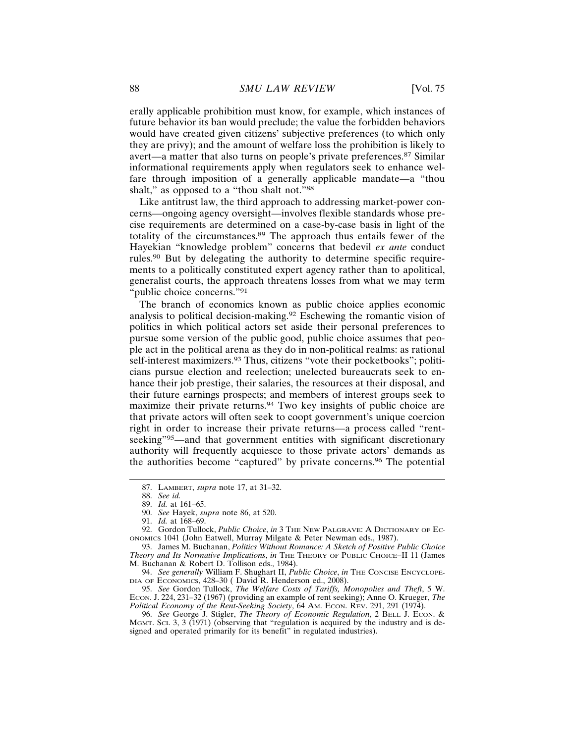erally applicable prohibition must know, for example, which instances of future behavior its ban would preclude; the value the forbidden behaviors would have created given citizens' subjective preferences (to which only they are privy); and the amount of welfare loss the prohibition is likely to avert—a matter that also turns on people's private preferences.[87] Similar informational requirements apply when regulators seek to enhance welfare through imposition of a generally applicable mandate—a "thou shalt," as opposed to a "thou shalt not."[88]

Like antitrust law, the third approach to addressing market-power concerns—ongoing agency oversight—involves flexible standards whose precise requirements are determined on a case-by-case basis in light of the totality of the circumstances.[89] The approach thus entails fewer of the Hayekian "knowledge problem" concerns that bedevil *ex ante* conduct rules.[90] But by delegating the authority to determine specific requirements to a politically constituted expert agency rather than to apolitical, generalist courts, the approach threatens losses from what we may term "public choice concerns."[91]

The branch of economics known as public choice applies economic analysis to political decision-making.[92] Eschewing the romantic vision of politics in which political actors set aside their personal preferences to pursue some version of the public good, public choice assumes that people act in the political arena as they do in non-political realms: as rational self-interest maximizers.[93] Thus, citizens "vote their pocketbooks"; politicians pursue election and reelection; unelected bureaucrats seek to enhance their job prestige, their salaries, the resources at their disposal, and their future earnings prospects; and members of interest groups seek to maximize their private returns.[94] Two key insights of public choice are that private actors will often seek to coopt government's unique coercion right in order to increase their private returns—a process called "rent-seeking"[95]—and that government entities with significant discretionary authority will frequently acquiesce to those private actors' demands as the authorities become "captured" by private concerns.[96] The potential

87. LAMBERT, *supra* note 17, at 31–32.

88. *See id.*

89. *Id.* at 161–65.

90. *See* Hayek, *supra* note 86, at 520.

91. *Id.* at 168–69.

92. Gordon Tullock, *Public Choice*, *in* 3 THE NEW PALGRAVE: A DICTIONARY OF ECONOMICS 1041 (John Eatwell, Murray Milgate & Peter Newman eds., 1987).

93. James M. Buchanan, *Politics Without Romance: A Sketch of Positive Public Choice Theory and Its Normative Implications*, *in* THE THEORY OF PUBLIC CHOICE–II 11 (James M. Buchanan & Robert D. Tollison eds., 1984).

94. *See generally* William F. Shughart II, *Public Choice*, *in* THE CONCISE ENCYCLOPEDIA OF ECONOMICS, 428–30 ( David R. Henderson ed., 2008).

95. *See* Gordon Tullock, *The Welfare Costs of Tariffs, Monopolies and Theft*, 5 W. ECON. J. 224, 231–32 (1967) (providing an example of rent seeking); Anne O. Krueger, *The Political Economy of the Rent-Seeking Society*, 64 AM. ECON. REV. 291, 291 (1974).

96. *See* George J. Stigler, *The Theory of Economic Regulation*, 2 BELL J. ECON. & MGMT. SCI. 3, 3 (1971) (observing that "regulation is acquired by the industry and is designed and operated primarily for its benefit" in regulated industries).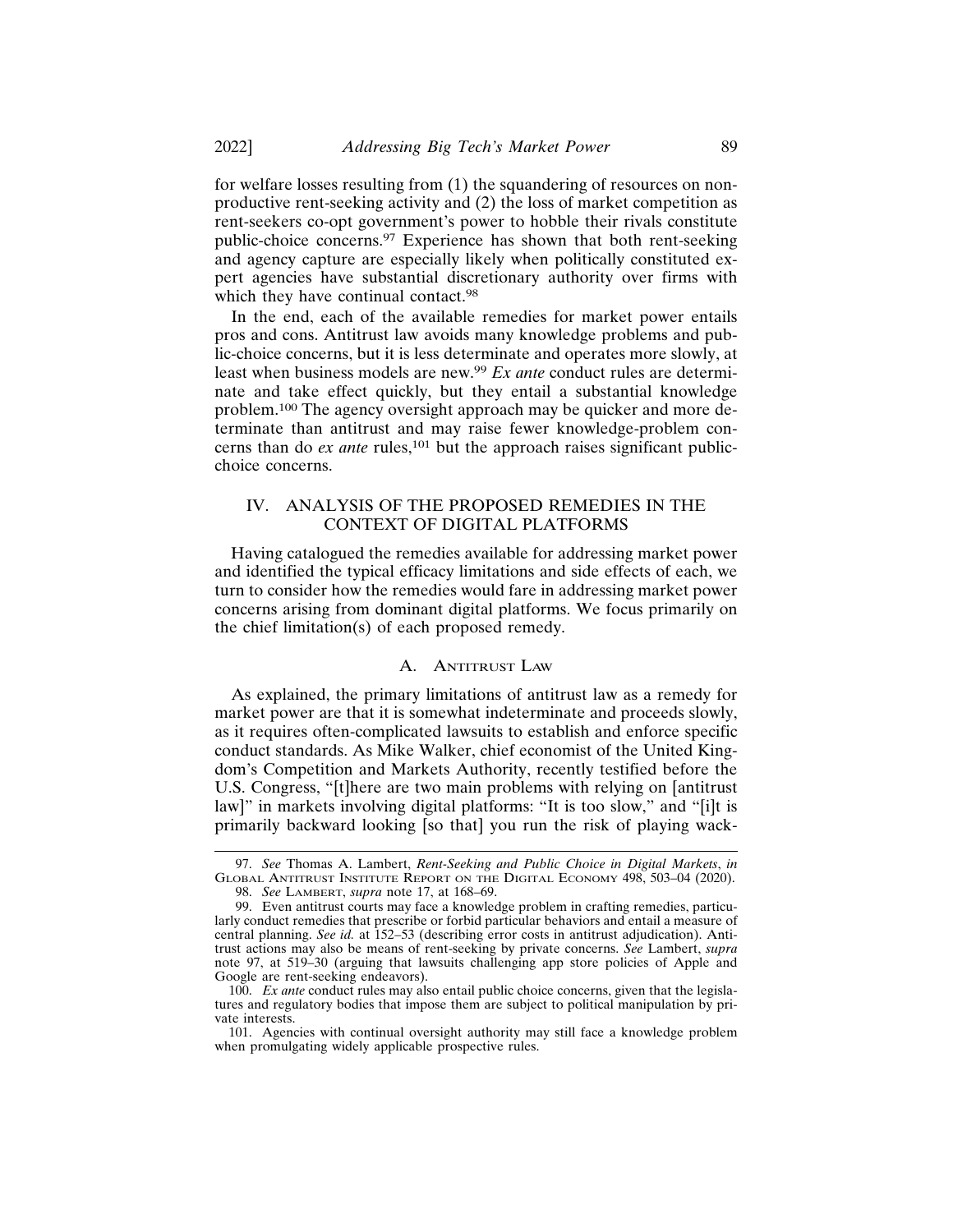for welfare losses resulting from (1) the squandering of resources on non-productive rent-seeking activity and (2) the loss of market competition as rent-seekers co-opt government's power to hobble their rivals constitute public-choice concerns.[97] Experience has shown that both rent-seeking and agency capture are especially likely when politically constituted expert agencies have substantial discretionary authority over firms with which they have continual contact.[98]

In the end, each of the available remedies for market power entails pros and cons. Antitrust law avoids many knowledge problems and public-choice concerns, but it is less determinate and operates more slowly, at least when business models are new.[99] *Ex ante* conduct rules are determinate and take effect quickly, but they entail a substantial knowledge problem.[100] The agency oversight approach may be quicker and more determinate than antitrust and may raise fewer knowledge-problem concerns than do *ex ante* rules,[101] but the approach raises significant public-choice concerns.

## IV. ANALYSIS OF THE PROPOSED REMEDIES IN THE CONTEXT OF DIGITAL PLATFORMS

Having catalogued the remedies available for addressing market power and identified the typical efficacy limitations and side effects of each, we turn to consider how the remedies would fare in addressing market power concerns arising from dominant digital platforms. We focus primarily on the chief limitation(s) of each proposed remedy.

### A. Antitrust Law

As explained, the primary limitations of antitrust law as a remedy for market power are that it is somewhat indeterminate and proceeds slowly, as it requires often-complicated lawsuits to establish and enforce specific conduct standards. As Mike Walker, chief economist of the United Kingdom's Competition and Markets Authority, recently testified before the U.S. Congress, "[t]here are two main problems with relying on [antitrust law]" in markets involving digital platforms: "It is too slow," and "[i]t is primarily backward looking [so that] you run the risk of playing wack-

---

97. *See* Thomas A. Lambert, *Rent-Seeking and Public Choice in Digital Markets*, *in* Global Antitrust Institute Report on the Digital Economy 498, 503–04 (2020).

98. *See* Lambert, *supra* note 17, at 168–69.

99. Even antitrust courts may face a knowledge problem in crafting remedies, particularly conduct remedies that prescribe or forbid particular behaviors and entail a measure of central planning. *See id.* at 152–53 (describing error costs in antitrust adjudication). Antitrust actions may also be means of rent-seeking by private concerns. *See* Lambert, *supra* note 97, at 519–30 (arguing that lawsuits challenging app store policies of Apple and Google are rent-seeking endeavors).

100. *Ex ante* conduct rules may also entail public choice concerns, given that the legislatures and regulatory bodies that impose them are subject to political manipulation by private interests.

101. Agencies with continual oversight authority may still face a knowledge problem when promulgating widely applicable prospective rules.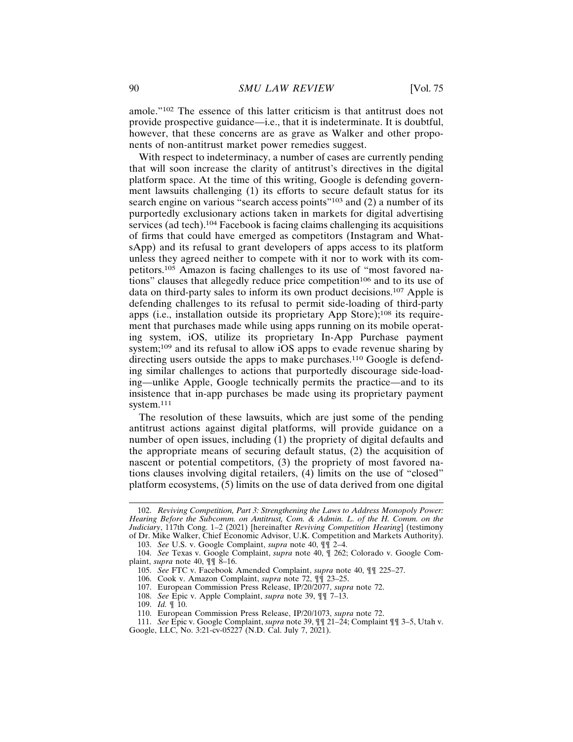amole."[102] The essence of this latter criticism is that antitrust does not provide prospective guidance—i.e., that it is indeterminate. It is doubtful, however, that these concerns are as grave as Walker and other proponents of non-antitrust market power remedies suggest.

With respect to indeterminacy, a number of cases are currently pending that will soon increase the clarity of antitrust's directives in the digital platform space. At the time of this writing, Google is defending government lawsuits challenging (1) its efforts to secure default status for its search engine on various "search access points"[103] and (2) a number of its purportedly exclusionary actions taken in markets for digital advertising services (ad tech).[104] Facebook is facing claims challenging its acquisitions of firms that could have emerged as competitors (Instagram and WhatsApp) and its refusal to grant developers of apps access to its platform unless they agreed neither to compete with it nor to work with its competitors.[105] Amazon is facing challenges to its use of "most favored nations" clauses that allegedly reduce price competition[106] and to its use of data on third-party sales to inform its own product decisions.[107] Apple is defending challenges to its refusal to permit side-loading of third-party apps (i.e., installation outside its proprietary App Store);[108] its requirement that purchases made while using apps running on its mobile operating system, iOS, utilize its proprietary In-App Purchase payment system;[109] and its refusal to allow iOS apps to evade revenue sharing by directing users outside the apps to make purchases.[110] Google is defending similar challenges to actions that purportedly discourage side-loading—unlike Apple, Google technically permits the practice—and to its insistence that in-app purchases be made using its proprietary payment system.[111]

The resolution of these lawsuits, which are just some of the pending antitrust actions against digital platforms, will provide guidance on a number of open issues, including (1) the propriety of digital defaults and the appropriate means of securing default status, (2) the acquisition of nascent or potential competitors, (3) the propriety of most favored nations clauses involving digital retailers, (4) limits on the use of "closed" platform ecosystems, (5) limits on the use of data derived from one digital

---

102. *Reviving Competition, Part 3: Strengthening the Laws to Address Monopoly Power: Hearing Before the Subcomm. on Antitrust, Com. & Admin. L. of the H. Comm. on the Judiciary*, 117th Cong. 1–2 (2021) [hereinafter *Reviving Competition Hearing*] (testimony of Dr. Mike Walker, Chief Economic Advisor, U.K. Competition and Markets Authority).

103. *See* U.S. v. Google Complaint, *supra* note 40, ¶¶ 2–4.

104. *See* Texas v. Google Complaint, *supra* note 40, ¶ 262; Colorado v. Google Complaint, *supra* note 40, ¶¶ 8–16.

105. *See* FTC v. Facebook Amended Complaint, *supra* note 40, ¶¶ 225–27.

106. Cook v. Amazon Complaint, *supra* note 72, ¶¶ 23–25.

107. European Commission Press Release, IP/20/2077, *supra* note 72.

108. *See* Epic v. Apple Complaint, *supra* note 39, ¶¶ 7–13.

109. *Id.* ¶ 10.

110. European Commission Press Release, IP/20/1073, *supra* note 72.

111. *See* Epic v. Google Complaint, *supra* note 39, ¶¶ 21–24; Complaint ¶¶ 3–5, Utah v. Google, LLC, No. 3:21-cv-05227 (N.D. Cal. July 7, 2021).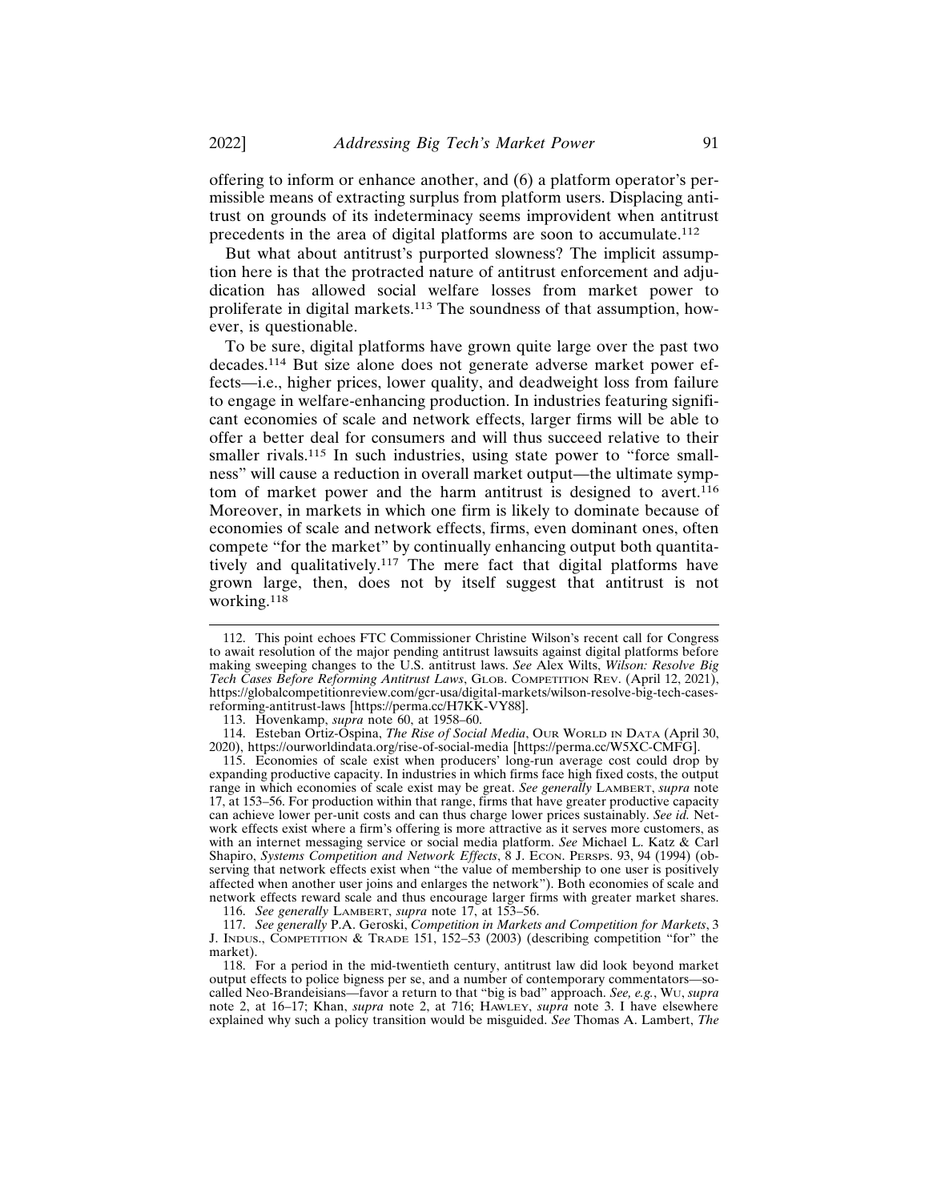offering to inform or enhance another, and (6) a platform operator's permissible means of extracting surplus from platform users. Displacing antitrust on grounds of its indeterminacy seems improvident when antitrust precedents in the area of digital platforms are soon to accumulate.[112]

But what about antitrust's purported slowness? The implicit assumption here is that the protracted nature of antitrust enforcement and adjudication has allowed social welfare losses from market power to proliferate in digital markets.[113] The soundness of that assumption, however, is questionable.

To be sure, digital platforms have grown quite large over the past two decades.[114] But size alone does not generate adverse market power effects—i.e., higher prices, lower quality, and deadweight loss from failure to engage in welfare-enhancing production. In industries featuring significant economies of scale and network effects, larger firms will be able to offer a better deal for consumers and will thus succeed relative to their smaller rivals.[115] In such industries, using state power to "force smallness" will cause a reduction in overall market output—the ultimate symptom of market power and the harm antitrust is designed to avert.[116] Moreover, in markets in which one firm is likely to dominate because of economies of scale and network effects, firms, even dominant ones, often compete "for the market" by continually enhancing output both quantitatively and qualitatively.[117] The mere fact that digital platforms have grown large, then, does not by itself suggest that antitrust is not working.[118]

---

112. This point echoes FTC Commissioner Christine Wilson's recent call for Congress to await resolution of the major pending antitrust lawsuits against digital platforms before making sweeping changes to the U.S. antitrust laws. *See* Alex Wilts, *Wilson: Resolve Big Tech Cases Before Reforming Antitrust Laws*, GLOB. COMPETITION REV. (April 12, 2021), https://globalcompetitionreview.com/gcr-usa/digital-markets/wilson-resolve-big-tech-cases-reforming-antitrust-laws [https://perma.cc/H7KK-VY88].

113. Hovenkamp, *supra* note 60, at 1958–60.

114. Esteban Ortiz-Ospina, *The Rise of Social Media*, OUR WORLD IN DATA (April 30, 2020), https://ourworldindata.org/rise-of-social-media [https://perma.cc/W5XC-CMFG].

115. Economies of scale exist when producers' long-run average cost could drop by expanding productive capacity. In industries in which firms face high fixed costs, the output range in which economies of scale exist may be great. *See generally* LAMBERT, *supra* note 17, at 153–56. For production within that range, firms that have greater productive capacity can achieve lower per-unit costs and can thus charge lower prices sustainably. *See id.* Network effects exist where a firm's offering is more attractive as it serves more customers, as with an internet messaging service or social media platform. *See* Michael L. Katz & Carl Shapiro, *Systems Competition and Network Effects*, 8 J. ECON. PERSPS. 93, 94 (1994) (observing that network effects exist when "the value of membership to one user is positively affected when another user joins and enlarges the network"). Both economies of scale and network effects reward scale and thus encourage larger firms with greater market shares.

116. *See generally* LAMBERT, *supra* note 17, at 153–56.

117. *See generally* P.A. Geroski, *Competition in Markets and Competition for Markets*, 3 J. INDUS., COMPETITION & TRADE 151, 152–53 (2003) (describing competition "for" the market).

118. For a period in the mid-twentieth century, antitrust law did look beyond market output effects to police bigness per se, and a number of contemporary commentators—so-called Neo-Brandeisians—favor a return to that "big is bad" approach. *See, e.g.*, WU, *supra* note 2, at 16–17; Khan, *supra* note 2, at 716; HAWLEY, *supra* note 3. I have elsewhere explained why such a policy transition would be misguided. *See* Thomas A. Lambert, *The*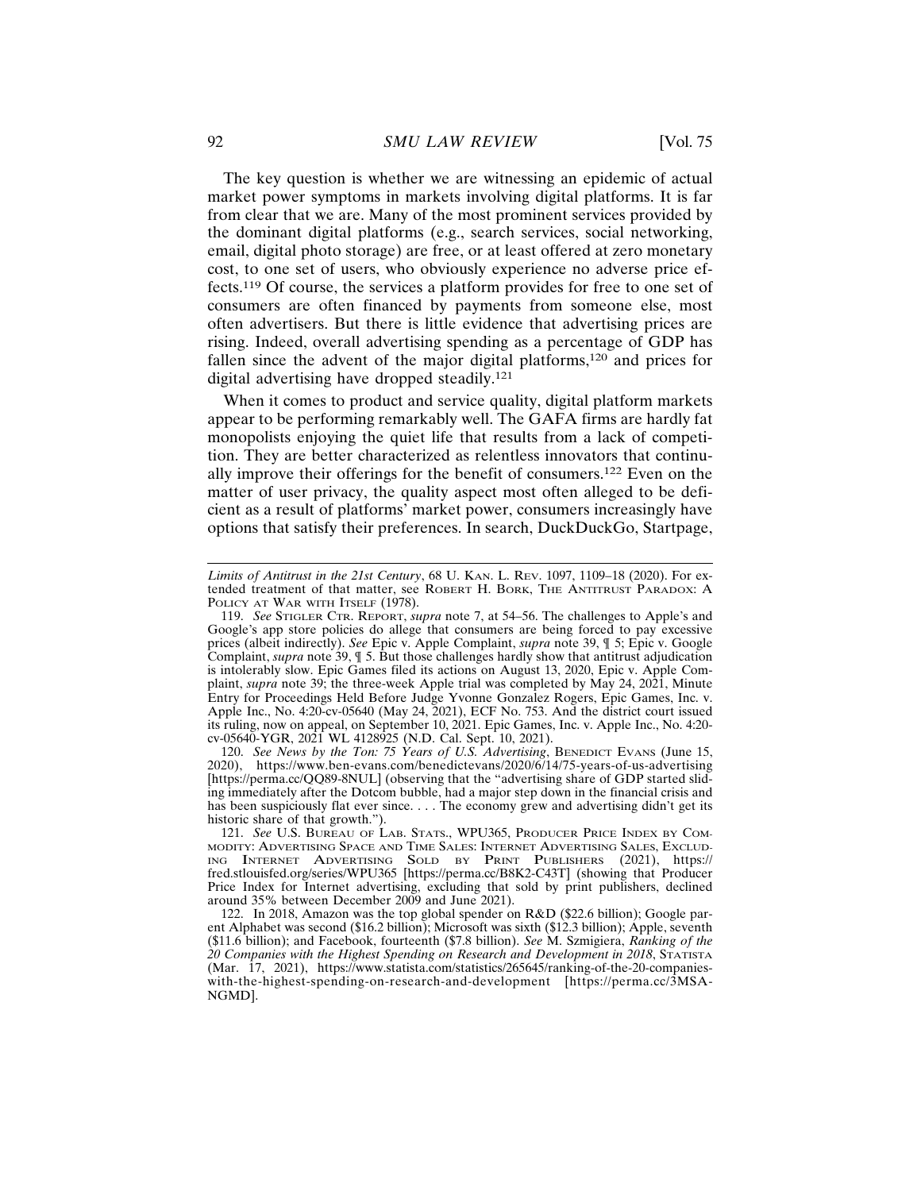The key question is whether we are witnessing an epidemic of actual market power symptoms in markets involving digital platforms. It is far from clear that we are. Many of the most prominent services provided by the dominant digital platforms (e.g., search services, social networking, email, digital photo storage) are free, or at least offered at zero monetary cost, to one set of users, who obviously experience no adverse price effects.[119] Of course, the services a platform provides for free to one set of consumers are often financed by payments from someone else, most often advertisers. But there is little evidence that advertising prices are rising. Indeed, overall advertising spending as a percentage of GDP has fallen since the advent of the major digital platforms,[120] and prices for digital advertising have dropped steadily.[121]

When it comes to product and service quality, digital platform markets appear to be performing remarkably well. The GAFA firms are hardly fat monopolists enjoying the quiet life that results from a lack of competition. They are better characterized as relentless innovators that continually improve their offerings for the benefit of consumers.[122] Even on the matter of user privacy, the quality aspect most often alleged to be deficient as a result of platforms' market power, consumers increasingly have options that satisfy their preferences. In search, DuckDuckGo, Startpage,

---

*Limits of Antitrust in the 21st Century*, 68 U. Kan. L. Rev. 1097, 1109–18 (2020). For extended treatment of that matter, see Robert H. Bork, The Antitrust Paradox: A Policy at War with Itself (1978).

119. *See* Stigler Ctr. Report, *supra* note 7, at 54–56. The challenges to Apple's and Google's app store policies do allege that consumers are being forced to pay excessive prices (albeit indirectly). *See* Epic v. Apple Complaint, *supra* note 39, ¶ 5; Epic v. Google Complaint, *supra* note 39, ¶ 5. But those challenges hardly show that antitrust adjudication is intolerably slow. Epic Games filed its actions on August 13, 2020, Epic v. Apple Complaint, *supra* note 39; the three-week Apple trial was completed by May 24, 2021, Minute Entry for Proceedings Held Before Judge Yvonne Gonzalez Rogers, Epic Games, Inc. v. Apple Inc., No. 4:20-cv-05640 (May 24, 2021), ECF No. 753. And the district court issued its ruling, now on appeal, on September 10, 2021. Epic Games, Inc. v. Apple Inc., No. 4:20-cv-05640-YGR, 2021 WL 4128925 (N.D. Cal. Sept. 10, 2021).

120. *See News by the Ton: 75 Years of U.S. Advertising*, Benedict Evans (June 15, 2020), https://www.ben-evans.com/benedictevans/2020/6/14/75-years-of-us-advertising [https://perma.cc/QQ89-8NUL] (observing that the "advertising share of GDP started sliding immediately after the Dotcom bubble, had a major step down in the financial crisis and has been suspiciously flat ever since. . . . The economy grew and advertising didn't get its historic share of that growth.").

121. *See* U.S. Bureau of Lab. Stats., WPU365, Producer Price Index by Commodity: Advertising Space and Time Sales: Internet Advertising Sales, Excluding Internet Advertising Sold by Print Publishers (2021), https://fred.stlouisfed.org/series/WPU365 [https://perma.cc/B8K2-C43T] (showing that Producer Price Index for Internet advertising, excluding that sold by print publishers, declined around 35% between December 2009 and June 2021).

122. In 2018, Amazon was the top global spender on R&D ($22.6 billion); Google parent Alphabet was second ($16.2 billion); Microsoft was sixth ($12.3 billion); Apple, seventh ($11.6 billion); and Facebook, fourteenth ($7.8 billion). *See* M. Szmigiera, *Ranking of the 20 Companies with the Highest Spending on Research and Development in 2018*, Statista (Mar. 17, 2021), https://www.statista.com/statistics/265645/ranking-of-the-20-companies-with-the-highest-spending-on-research-and-development [https://perma.cc/3MSA-NGMD].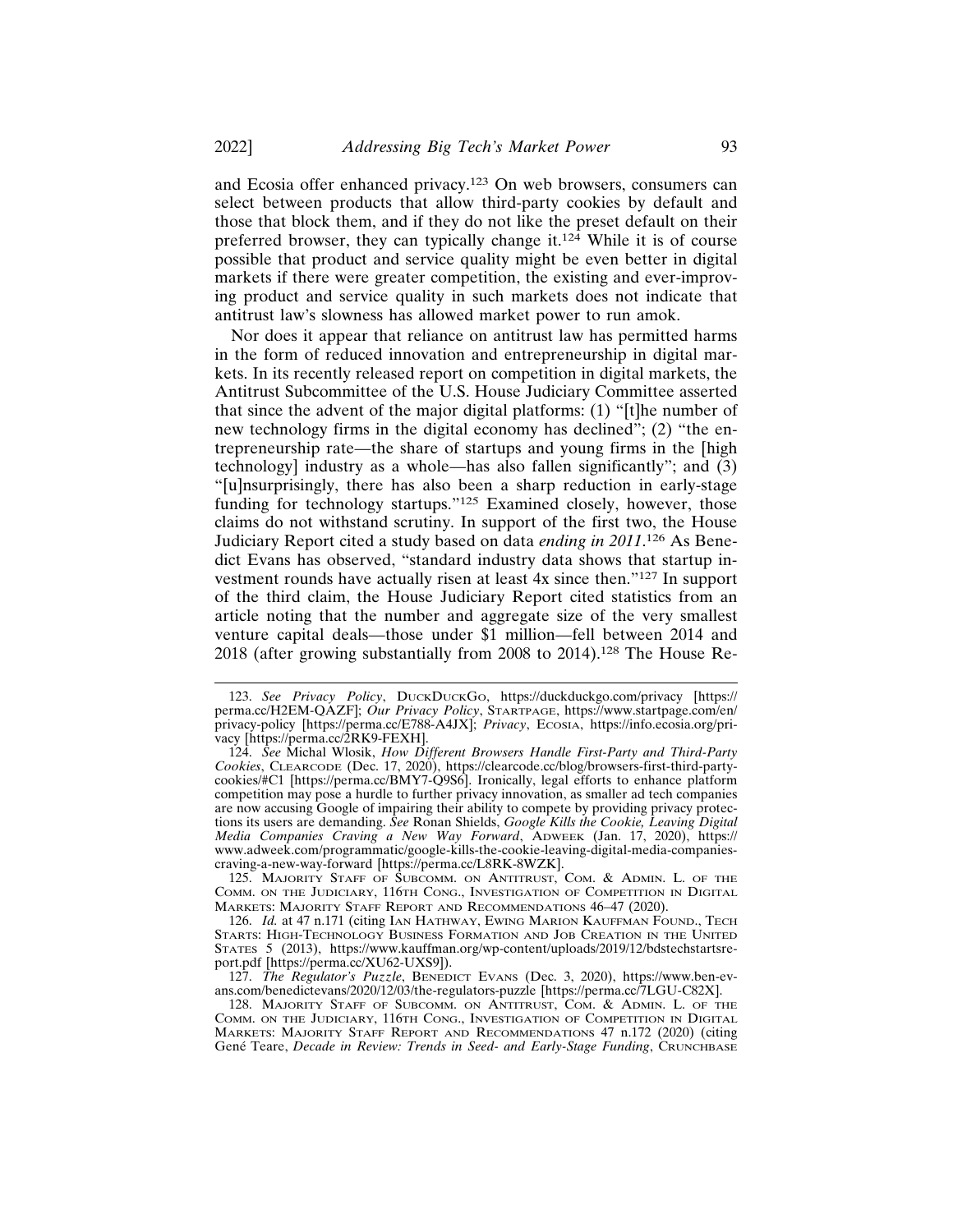and Ecosia offer enhanced privacy.[123] On web browsers, consumers can select between products that allow third-party cookies by default and those that block them, and if they do not like the preset default on their preferred browser, they can typically change it.[124] While it is of course possible that product and service quality might be even better in digital markets if there were greater competition, the existing and ever-improving product and service quality in such markets does not indicate that antitrust law's slowness has allowed market power to run amok.

Nor does it appear that reliance on antitrust law has permitted harms in the form of reduced innovation and entrepreneurship in digital markets. In its recently released report on competition in digital markets, the Antitrust Subcommittee of the U.S. House Judiciary Committee asserted that since the advent of the major digital platforms: (1) "[t]he number of new technology firms in the digital economy has declined"; (2) "the entrepreneurship rate—the share of startups and young firms in the [high technology] industry as a whole—has also fallen significantly"; and (3) "[u]nsurprisingly, there has also been a sharp reduction in early-stage funding for technology startups."[125] Examined closely, however, those claims do not withstand scrutiny. In support of the first two, the House Judiciary Report cited a study based on data *ending in 2011*.[126] As Benedict Evans has observed, "standard industry data shows that startup investment rounds have actually risen at least 4x since then."[127] In support of the third claim, the House Judiciary Report cited statistics from an article noting that the number and aggregate size of the very smallest venture capital deals—those under $1 million—fell between 2014 and 2018 (after growing substantially from 2008 to 2014).[128] The House Re-

---

123. *See Privacy Policy*, DuckDuckGo, https://duckduckgo.com/privacy [https://perma.cc/H2EM-QAZF]; *Our Privacy Policy*, Startpage, https://www.startpage.com/en/privacy-policy [https://perma.cc/E788-A4JX]; *Privacy*, Ecosia, https://info.ecosia.org/privacy [https://perma.cc/2RK9-FEXH].

124. *See* Michal Wlosik, *How Different Browsers Handle First-Party and Third-Party Cookies*, Clearcode (Dec. 17, 2020), https://clearcode.cc/blog/browsers-first-third-party-cookies/#C1 [https://perma.cc/BMY7-Q9S6]. Ironically, legal efforts to enhance platform competition may pose a hurdle to further privacy innovation, as smaller ad tech companies are now accusing Google of impairing their ability to compete by providing privacy protections its users are demanding. *See* Ronan Shields, *Google Kills the Cookie, Leaving Digital Media Companies Craving a New Way Forward*, Adweek (Jan. 17, 2020), https://www.adweek.com/programmatic/google-kills-the-cookie-leaving-digital-media-companies-craving-a-new-way-forward [https://perma.cc/L8RK-8WZK].

125. Majority Staff of Subcomm. on Antitrust, Com. & Admin. L. of the Comm. on the Judiciary, 116th Cong., Investigation of Competition in Digital Markets: Majority Staff Report and Recommendations 46–47 (2020).

126. *Id.* at 47 n.171 (citing Ian Hathway, Ewing Marion Kauffman Found., Tech Starts: High-Technology Business Formation and Job Creation in the United States 5 (2013), https://www.kauffman.org/wp-content/uploads/2019/12/bdstechstartsreport.pdf [https://perma.cc/XU62-UXS9]).

127. *The Regulator's Puzzle*, Benedict Evans (Dec. 3, 2020), https://www.ben-evans.com/benedictevans/2020/12/03/the-regulators-puzzle [https://perma.cc/7LGU-C82X].

128. Majority Staff of Subcomm. on Antitrust, Com. & Admin. L. of the Comm. on the Judiciary, 116th Cong., Investigation of Competition in Digital Markets: Majority Staff Report and Recommendations 47 n.172 (2020) (citing Gené Teare, *Decade in Review: Trends in Seed- and Early-Stage Funding*, Crunchbase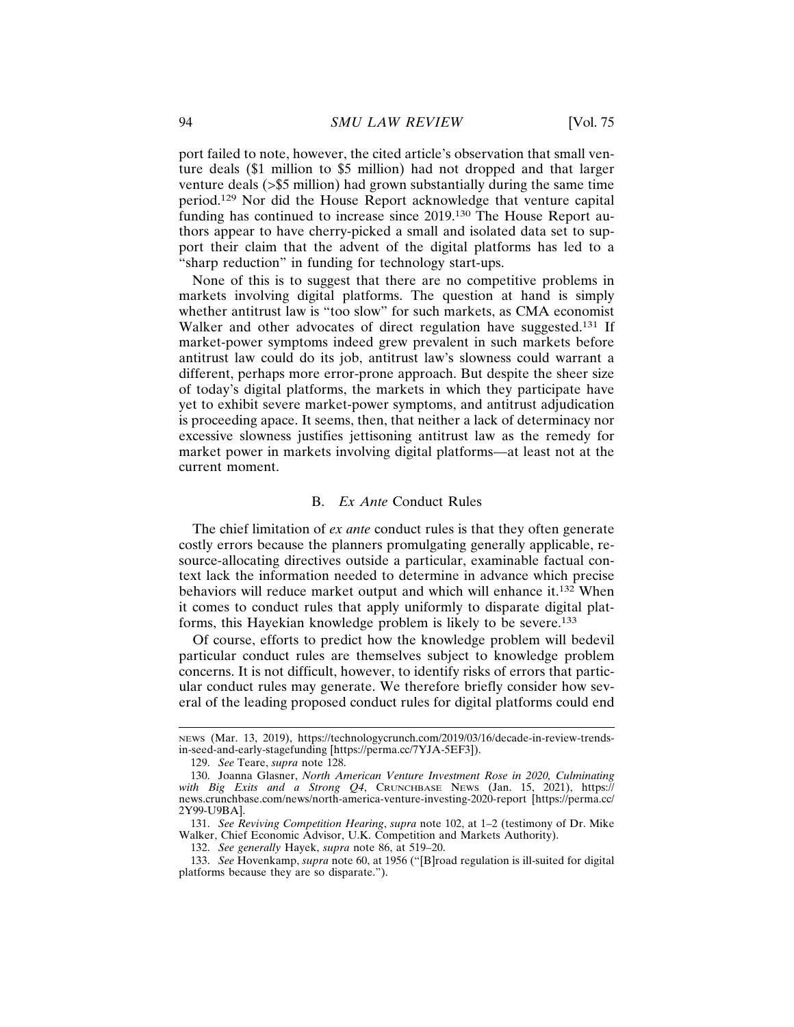port failed to note, however, the cited article's observation that small venture deals ($1 million to $5 million) had not dropped and that larger venture deals (>$5 million) had grown substantially during the same time period.[129] Nor did the House Report acknowledge that venture capital funding has continued to increase since 2019.[130] The House Report authors appear to have cherry-picked a small and isolated data set to support their claim that the advent of the digital platforms has led to a "sharp reduction" in funding for technology start-ups.

None of this is to suggest that there are no competitive problems in markets involving digital platforms. The question at hand is simply whether antitrust law is "too slow" for such markets, as CMA economist Walker and other advocates of direct regulation have suggested.[131] If market-power symptoms indeed grew prevalent in such markets before antitrust law could do its job, antitrust law's slowness could warrant a different, perhaps more error-prone approach. But despite the sheer size of today's digital platforms, the markets in which they participate have yet to exhibit severe market-power symptoms, and antitrust adjudication is proceeding apace. It seems, then, that neither a lack of determinacy nor excessive slowness justifies jettisoning antitrust law as the remedy for market power in markets involving digital platforms—at least not at the current moment.

### B. *Ex Ante* Conduct Rules

The chief limitation of *ex ante* conduct rules is that they often generate costly errors because the planners promulgating generally applicable, resource-allocating directives outside a particular, examinable factual context lack the information needed to determine in advance which precise behaviors will reduce market output and which will enhance it.[132] When it comes to conduct rules that apply uniformly to disparate digital platforms, this Hayekian knowledge problem is likely to be severe.[133]

Of course, efforts to predict how the knowledge problem will bedevil particular conduct rules are themselves subject to knowledge problem concerns. It is not difficult, however, to identify risks of errors that particular conduct rules may generate. We therefore briefly consider how several of the leading proposed conduct rules for digital platforms could end

---

NEWS (Mar. 13, 2019), https://technologycrunch.com/2019/03/16/decade-in-review-trends-in-seed-and-early-stagefunding [https://perma.cc/7YJA-5EF3]).

129. *See* Teare, *supra* note 128.

130. Joanna Glasner, *North American Venture Investment Rose in 2020, Culminating with Big Exits and a Strong Q4*, CRUNCHBASE NEWS (Jan. 15, 2021), https://news.crunchbase.com/news/north-america-venture-investing-2020-report [https://perma.cc/2Y99-U9BA].

131. *See Reviving Competition Hearing*, *supra* note 102, at 1–2 (testimony of Dr. Mike Walker, Chief Economic Advisor, U.K. Competition and Markets Authority).

132. *See generally* Hayek, *supra* note 86, at 519–20.

133. *See* Hovenkamp, *supra* note 60, at 1956 ("[B]road regulation is ill-suited for digital platforms because they are so disparate.").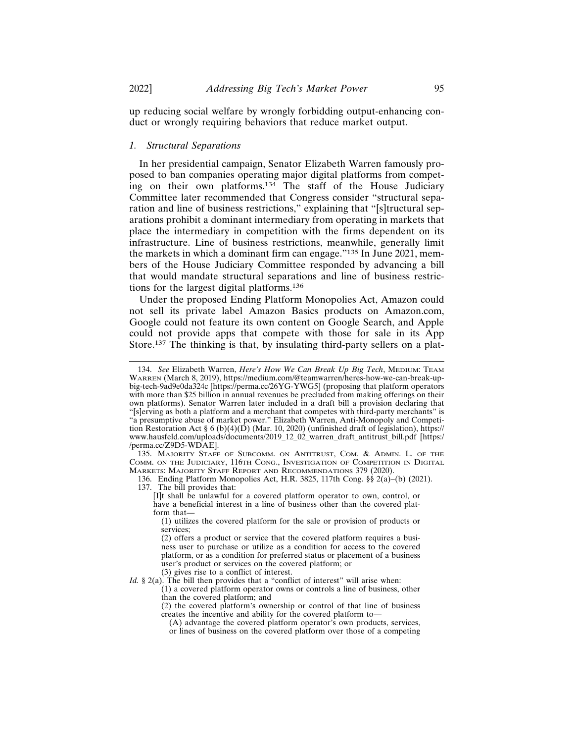up reducing social welfare by wrongly forbidding output-enhancing conduct or wrongly requiring behaviors that reduce market output.

### *1. Structural Separations*

In her presidential campaign, Senator Elizabeth Warren famously proposed to ban companies operating major digital platforms from competing on their own platforms.[134] The staff of the House Judiciary Committee later recommended that Congress consider "structural separation and line of business restrictions," explaining that "[s]tructural separations prohibit a dominant intermediary from operating in markets that place the intermediary in competition with the firms dependent on its infrastructure. Line of business restrictions, meanwhile, generally limit the markets in which a dominant firm can engage."[135] In June 2021, members of the House Judiciary Committee responded by advancing a bill that would mandate structural separations and line of business restrictions for the largest digital platforms.[136]

Under the proposed Ending Platform Monopolies Act, Amazon could not sell its private label Amazon Basics products on Amazon.com, Google could not feature its own content on Google Search, and Apple could not provide apps that compete with those for sale in its App Store.[137] The thinking is that, by insulating third-party sellers on a plat-

---

134. *See* Elizabeth Warren, *Here's How We Can Break Up Big Tech*, MEDIUM: TEAM WARREN (March 8, 2019), https://medium.com/@teamwarren/heres-how-we-can-break-up-big-tech-9ad9e0da324c [https://perma.cc/26YG-YWG5] (proposing that platform operators with more than $25 billion in annual revenues be precluded from making offerings on their own platforms). Senator Warren later included in a draft bill a provision declaring that "[s]erving as both a platform and a merchant that competes with third-party merchants" is "a presumptive abuse of market power." Elizabeth Warren, Anti-Monopoly and Competition Restoration Act § 6 (b)(4)(D) (Mar. 10, 2020) (unfinished draft of legislation), https://www.hausfeld.com/uploads/documents/2019_12_02_warren_draft_antitrust_bill.pdf [https://perma.cc/Z9D5-WDAE].

135. MAJORITY STAFF OF SUBCOMM. ON ANTITRUST, COM. & ADMIN. L. OF THE COMM. ON THE JUDICIARY, 116TH CONG., INVESTIGATION OF COMPETITION IN DIGITAL MARKETS: MAJORITY STAFF REPORT AND RECOMMENDATIONS 379 (2020).

136. Ending Platform Monopolies Act, H.R. 3825, 117th Cong. §§ 2(a)–(b) (2021).

137. The bill provides that:

> [I]t shall be unlawful for a covered platform operator to own, control, or have a beneficial interest in a line of business other than the covered platform that—
>
> (1) utilizes the covered platform for the sale or provision of products or services;
>
> (2) offers a product or service that the covered platform requires a business user to purchase or utilize as a condition for access to the covered platform, or as a condition for preferred status or placement of a business user's product or services on the covered platform; or
>
> (3) gives rise to a conflict of interest.

*Id.* § 2(a). The bill then provides that a "conflict of interest" will arise when:

> (1) a covered platform operator owns or controls a line of business, other than the covered platform; and
>
> (2) the covered platform's ownership or control of that line of business creates the incentive and ability for the covered platform to—
>
> (A) advantage the covered platform operator's own products, services, or lines of business on the covered platform over those of a competing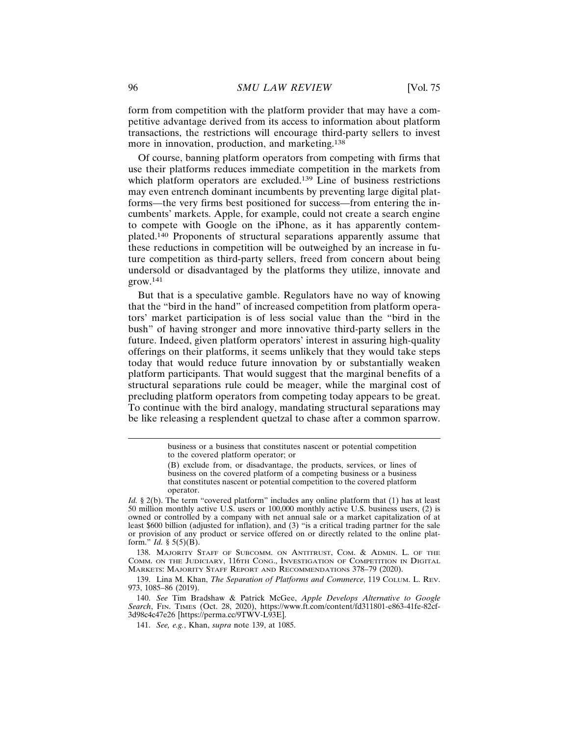form from competition with the platform provider that may have a competitive advantage derived from its access to information about platform transactions, the restrictions will encourage third-party sellers to invest more in innovation, production, and marketing.[138]

Of course, banning platform operators from competing with firms that use their platforms reduces immediate competition in the markets from which platform operators are excluded.[139] Line of business restrictions may even entrench dominant incumbents by preventing large digital platforms—the very firms best positioned for success—from entering the incumbents' markets. Apple, for example, could not create a search engine to compete with Google on the iPhone, as it has apparently contemplated.[140] Proponents of structural separations apparently assume that these reductions in competition will be outweighed by an increase in future competition as third-party sellers, freed from concern about being undersold or disadvantaged by the platforms they utilize, innovate and grow.[141]

But that is a speculative gamble. Regulators have no way of knowing that the "bird in the hand" of increased competition from platform operators' market participation is of less social value than the "bird in the bush" of having stronger and more innovative third-party sellers in the future. Indeed, given platform operators' interest in assuring high-quality offerings on their platforms, it seems unlikely that they would take steps today that would reduce future innovation by or substantially weaken platform participants. That would suggest that the marginal benefits of a structural separations rule could be meager, while the marginal cost of precluding platform operators from competing today appears to be great. To continue with the bird analogy, mandating structural separations may be like releasing a resplendent quetzal to chase after a common sparrow.

> business or a business that constitutes nascent or potential competition to the covered platform operator; or
>
> (B) exclude from, or disadvantage, the products, services, or lines of business on the covered platform of a competing business or a business that constitutes nascent or potential competition to the covered platform operator.

*Id.* § 2(b). The term "covered platform" includes any online platform that (1) has at least 50 million monthly active U.S. users or 100,000 monthly active U.S. business users, (2) is owned or controlled by a company with net annual sale or a market capitalization of at least $600 billion (adjusted for inflation), and (3) "is a critical trading partner for the sale or provision of any product or service offered on or directly related to the online platform." *Id.* § 5(5)(B).

138. MAJORITY STAFF OF SUBCOMM. ON ANTITRUST, COM. & ADMIN. L. OF THE COMM. ON THE JUDICIARY, 116TH CONG., INVESTIGATION OF COMPETITION IN DIGITAL MARKETS: MAJORITY STAFF REPORT AND RECOMMENDATIONS 378–79 (2020).

139. Lina M. Khan, *The Separation of Platforms and Commerce*, 119 COLUM. L. REV. 973, 1085–86 (2019).

140. *See* Tim Bradshaw & Patrick McGee, *Apple Develops Alternative to Google Search*, FIN. TIMES (Oct. 28, 2020), https://www.ft.com/content/fd311801-e863-41fe-82cf-3d98c4c47e26 [https://perma.cc/9TWV-L93E].

141. *See, e.g.*, Khan, *supra* note 139, at 1085.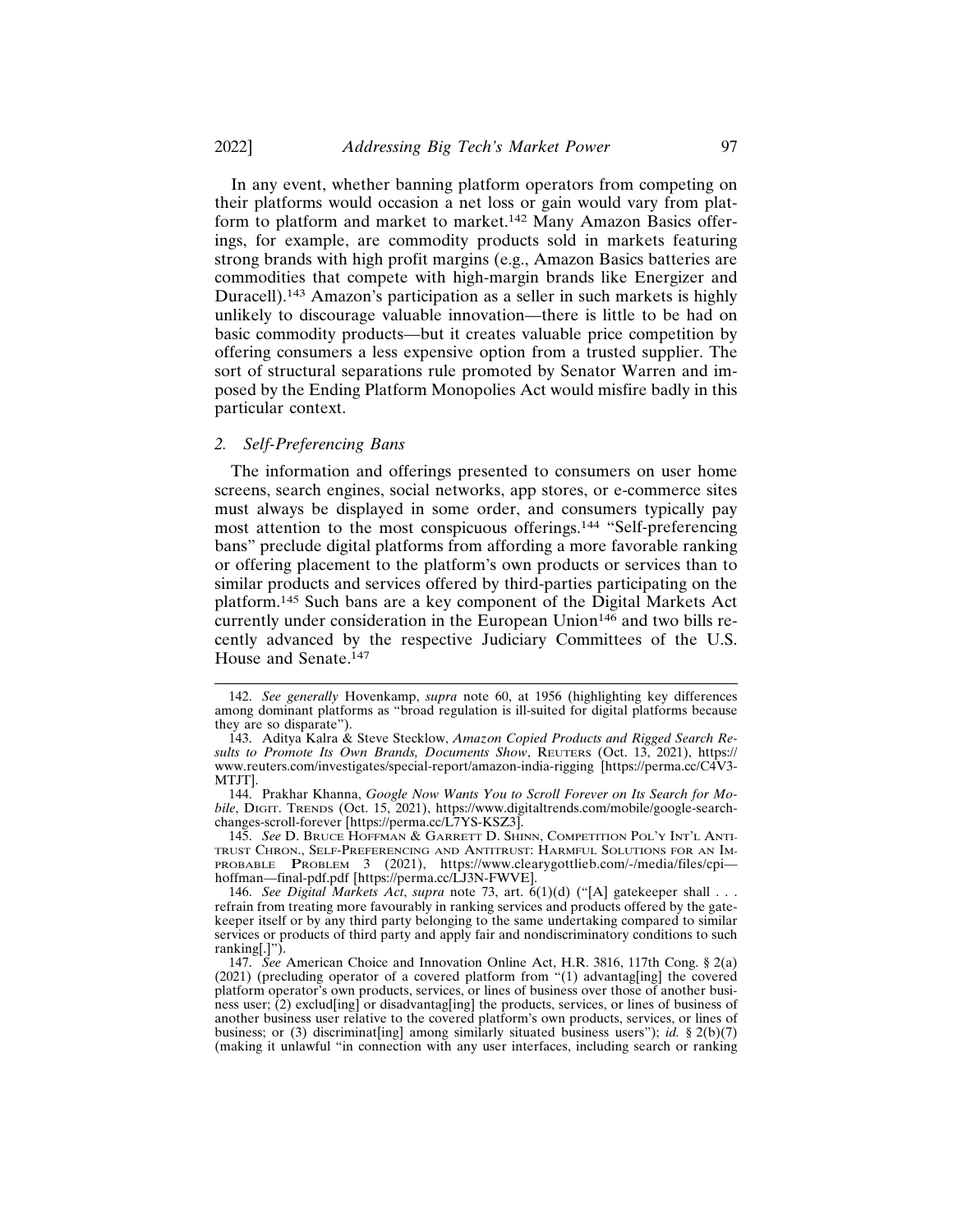In any event, whether banning platform operators from competing on their platforms would occasion a net loss or gain would vary from platform to platform and market to market.[142] Many Amazon Basics offerings, for example, are commodity products sold in markets featuring strong brands with high profit margins (e.g., Amazon Basics batteries are commodities that compete with high-margin brands like Energizer and Duracell).[143] Amazon's participation as a seller in such markets is highly unlikely to discourage valuable innovation—there is little to be had on basic commodity products—but it creates valuable price competition by offering consumers a less expensive option from a trusted supplier. The sort of structural separations rule promoted by Senator Warren and imposed by the Ending Platform Monopolies Act would misfire badly in this particular context.

### 2. *Self-Preferencing Bans*

The information and offerings presented to consumers on user home screens, search engines, social networks, app stores, or e-commerce sites must always be displayed in some order, and consumers typically pay most attention to the most conspicuous offerings.[144] "Self-preferencing bans" preclude digital platforms from affording a more favorable ranking or offering placement to the platform's own products or services than to similar products and services offered by third-parties participating on the platform.[145] Such bans are a key component of the Digital Markets Act currently under consideration in the European Union[146] and two bills recently advanced by the respective Judiciary Committees of the U.S. House and Senate.[147]

---

142. *See generally* Hovenkamp, *supra* note 60, at 1956 (highlighting key differences among dominant platforms as "broad regulation is ill-suited for digital platforms because they are so disparate").

143. Aditya Kalra & Steve Stecklow, *Amazon Copied Products and Rigged Search Results to Promote Its Own Brands, Documents Show*, REUTERS (Oct. 13, 2021), https://www.reuters.com/investigates/special-report/amazon-india-rigging [https://perma.cc/C4V3-MTJT].

144. Prakhar Khanna, *Google Now Wants You to Scroll Forever on Its Search for Mobile*, DIGIT. TRENDS (Oct. 15, 2021), https://www.digitaltrends.com/mobile/google-search-changes-scroll-forever [https://perma.cc/L7YS-KSZ3].

145. *See* D. BRUCE HOFFMAN & GARRETT D. SHINN, COMPETITION POL'Y INT'L ANTITRUST CHRON., SELF-PREFERENCING AND ANTITRUST: HARMFUL SOLUTIONS FOR AN IMPROBABLE PROBLEM 3 (2021), https://www.clearygottlieb.com/-/media/files/cpi—hoffman—final-pdf.pdf [https://perma.cc/LJ3N-FWVE].

146. *See Digital Markets Act*, *supra* note 73, art. 6(1)(d) ("[A] gatekeeper shall . . . refrain from treating more favourably in ranking services and products offered by the gatekeeper itself or by any third party belonging to the same undertaking compared to similar services or products of third party and apply fair and nondiscriminatory conditions to such ranking[.]").

147. *See* American Choice and Innovation Online Act, H.R. 3816, 117th Cong. § 2(a) (2021) (precluding operator of a covered platform from "(1) advantag[ing] the covered platform operator's own products, services, or lines of business over those of another business user; (2) exclud[ing] or disadvantag[ing] the products, services, or lines of business of another business user relative to the covered platform's own products, services, or lines of business; or (3) discriminat[ing] among similarly situated business users"); *id.* § 2(b)(7) (making it unlawful "in connection with any user interfaces, including search or ranking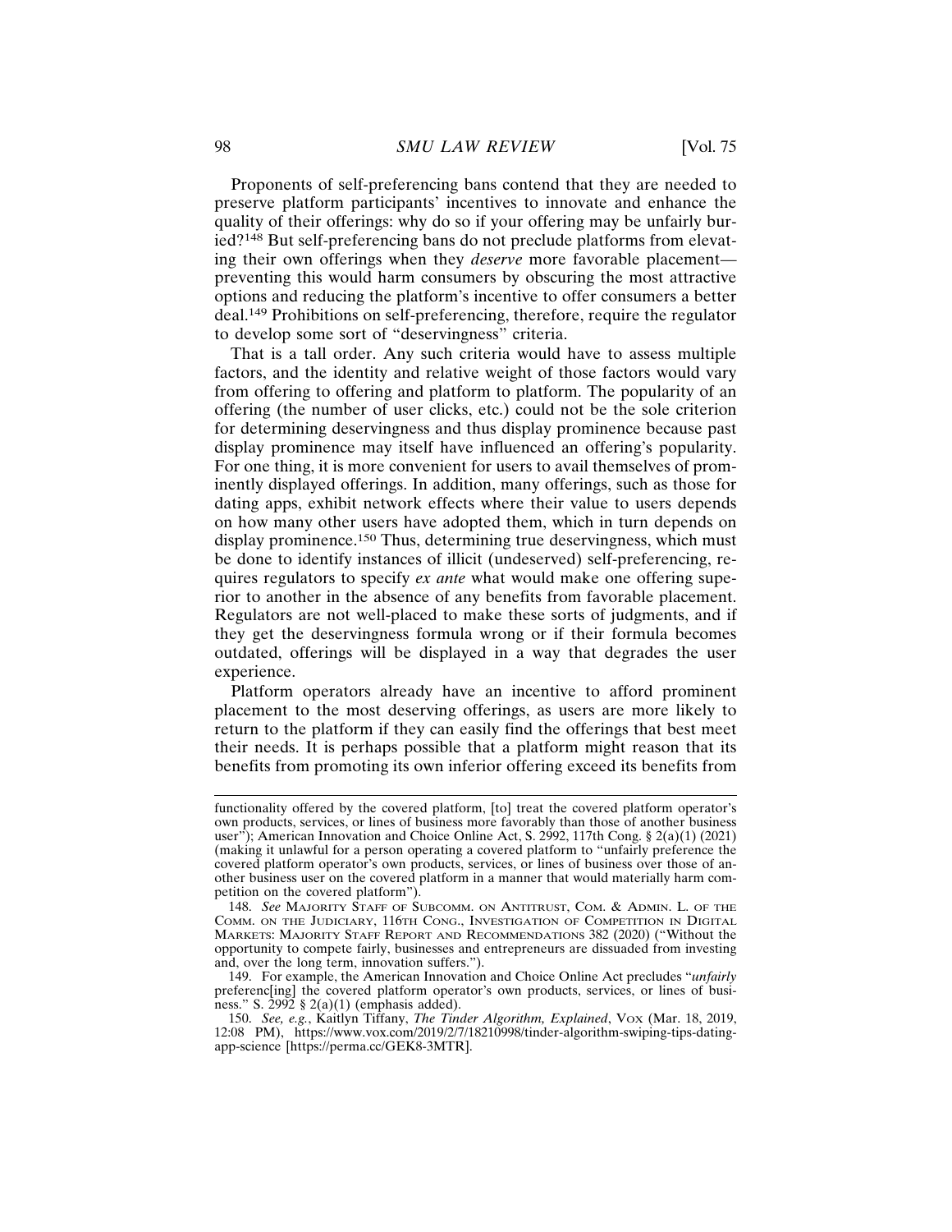Proponents of self-preferencing bans contend that they are needed to preserve platform participants' incentives to innovate and enhance the quality of their offerings: why do so if your offering may be unfairly buried?[148] But self-preferencing bans do not preclude platforms from elevating their own offerings when they *deserve* more favorable placement—preventing this would harm consumers by obscuring the most attractive options and reducing the platform's incentive to offer consumers a better deal.[149] Prohibitions on self-preferencing, therefore, require the regulator to develop some sort of "deservingness" criteria.

That is a tall order. Any such criteria would have to assess multiple factors, and the identity and relative weight of those factors would vary from offering to offering and platform to platform. The popularity of an offering (the number of user clicks, etc.) could not be the sole criterion for determining deservingness and thus display prominence because past display prominence may itself have influenced an offering's popularity. For one thing, it is more convenient for users to avail themselves of prominently displayed offerings. In addition, many offerings, such as those for dating apps, exhibit network effects where their value to users depends on how many other users have adopted them, which in turn depends on display prominence.[150] Thus, determining true deservingness, which must be done to identify instances of illicit (undeserved) self-preferencing, requires regulators to specify *ex ante* what would make one offering superior to another in the absence of any benefits from favorable placement. Regulators are not well-placed to make these sorts of judgments, and if they get the deservingness formula wrong or if their formula becomes outdated, offerings will be displayed in a way that degrades the user experience.

Platform operators already have an incentive to afford prominent placement to the most deserving offerings, as users are more likely to return to the platform if they can easily find the offerings that best meet their needs. It is perhaps possible that a platform might reason that its benefits from promoting its own inferior offering exceed its benefits from

---

functionality offered by the covered platform, [to] treat the covered platform operator's own products, services, or lines of business more favorably than those of another business user"); American Innovation and Choice Online Act, S. 2992, 117th Cong. § 2(a)(1) (2021) (making it unlawful for a person operating a covered platform to "unfairly preference the covered platform operator's own products, services, or lines of business over those of another business user on the covered platform in a manner that would materially harm competition on the covered platform").

148. *See* MAJORITY STAFF OF SUBCOMM. ON ANTITRUST, COM. & ADMIN. L. OF THE COMM. ON THE JUDICIARY, 116TH CONG., INVESTIGATION OF COMPETITION IN DIGITAL MARKETS: MAJORITY STAFF REPORT AND RECOMMENDATIONS 382 (2020) ("Without the opportunity to compete fairly, businesses and entrepreneurs are dissuaded from investing and, over the long term, innovation suffers.").

149. For example, the American Innovation and Choice Online Act precludes "*unfairly* preferenc[ing] the covered platform operator's own products, services, or lines of business." S. 2992 § 2(a)(1) (emphasis added).

150. *See, e.g.*, Kaitlyn Tiffany, *The Tinder Algorithm, Explained*, VOX (Mar. 18, 2019, 12:08 PM), https://www.vox.com/2019/2/7/18210998/tinder-algorithm-swiping-tips-dating-app-science [https://perma.cc/GEK8-3MTR].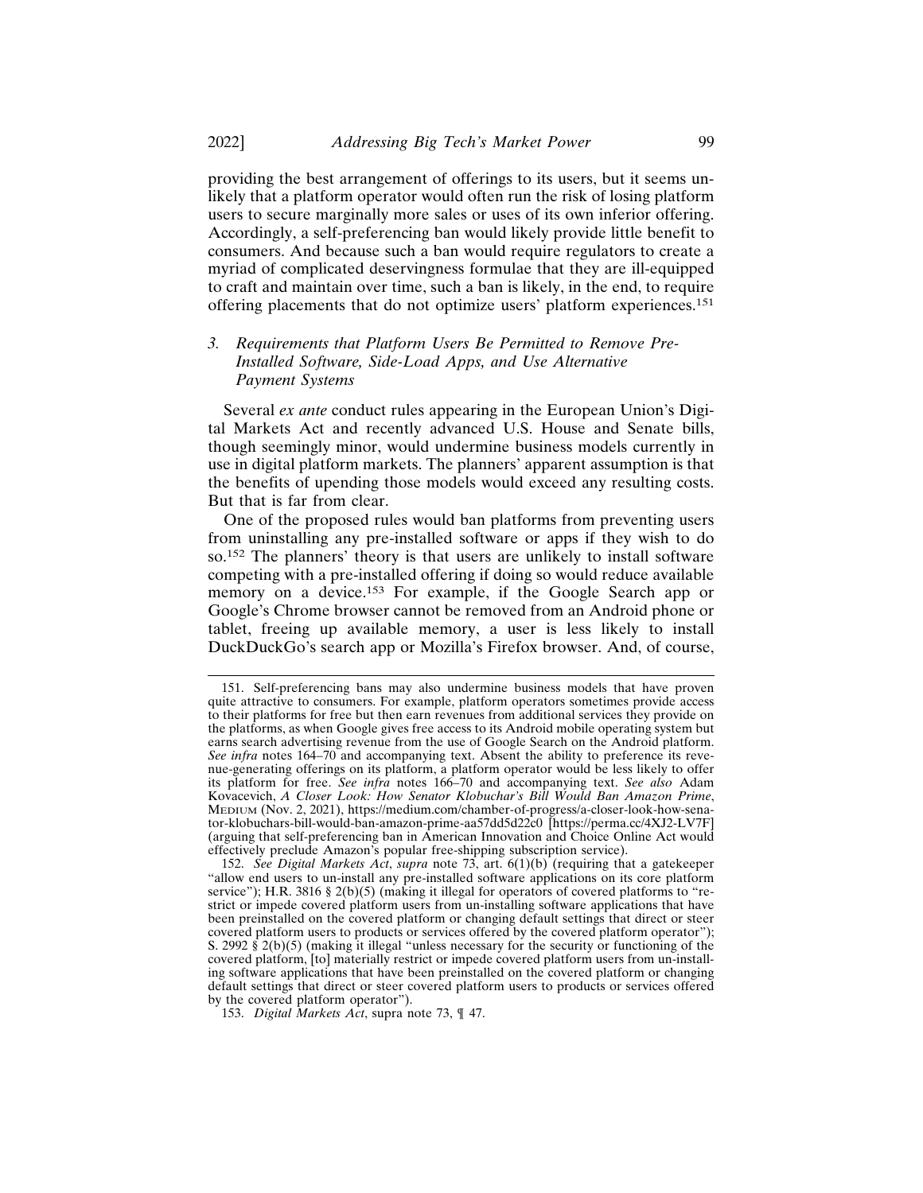providing the best arrangement of offerings to its users, but it seems unlikely that a platform operator would often run the risk of losing platform users to secure marginally more sales or uses of its own inferior offering. Accordingly, a self-preferencing ban would likely provide little benefit to consumers. And because such a ban would require regulators to create a myriad of complicated deservingness formulae that they are ill-equipped to craft and maintain over time, such a ban is likely, in the end, to require offering placements that do not optimize users' platform experiences.[151]

### 3. *Requirements that Platform Users Be Permitted to Remove Pre-Installed Software, Side-Load Apps, and Use Alternative Payment Systems*

Several *ex ante* conduct rules appearing in the European Union's Digital Markets Act and recently advanced U.S. House and Senate bills, though seemingly minor, would undermine business models currently in use in digital platform markets. The planners' apparent assumption is that the benefits of upending those models would exceed any resulting costs. But that is far from clear.

One of the proposed rules would ban platforms from preventing users from uninstalling any pre-installed software or apps if they wish to do so.[152] The planners' theory is that users are unlikely to install software competing with a pre-installed offering if doing so would reduce available memory on a device.[153] For example, if the Google Search app or Google's Chrome browser cannot be removed from an Android phone or tablet, freeing up available memory, a user is less likely to install DuckDuckGo's search app or Mozilla's Firefox browser. And, of course,

---

151. Self-preferencing bans may also undermine business models that have proven quite attractive to consumers. For example, platform operators sometimes provide access to their platforms for free but then earn revenues from additional services they provide on the platforms, as when Google gives free access to its Android mobile operating system but earns search advertising revenue from the use of Google Search on the Android platform. *See infra* notes 164–70 and accompanying text. Absent the ability to preference its revenue-generating offerings on its platform, a platform operator would be less likely to offer its platform for free. *See infra* notes 166–70 and accompanying text. *See also* Adam Kovacevich, *A Closer Look: How Senator Klobuchar's Bill Would Ban Amazon Prime*, MEDIUM (Nov. 2, 2021), https://medium.com/chamber-of-progress/a-closer-look-how-senator-klobuchars-bill-would-ban-amazon-prime-aa57dd5d22c0 [https://perma.cc/4XJ2-LV7F] (arguing that self-preferencing ban in American Innovation and Choice Online Act would effectively preclude Amazon's popular free-shipping subscription service).

152. *See Digital Markets Act*, *supra* note 73, art. 6(1)(b) (requiring that a gatekeeper "allow end users to un-install any pre-installed software applications on its core platform service"); H.R. 3816 § 2(b)(5) (making it illegal for operators of covered platforms to "restrict or impede covered platform users from un-installing software applications that have been preinstalled on the covered platform or changing default settings that direct or steer covered platform users to products or services offered by the covered platform operator"); S. 2992 § 2(b)(5) (making it illegal "unless necessary for the security or functioning of the covered platform, [to] materially restrict or impede covered platform users from un-installing software applications that have been preinstalled on the covered platform or changing default settings that direct or steer covered platform users to products or services offered by the covered platform operator").

153. *Digital Markets Act*, supra note 73, ¶ 47.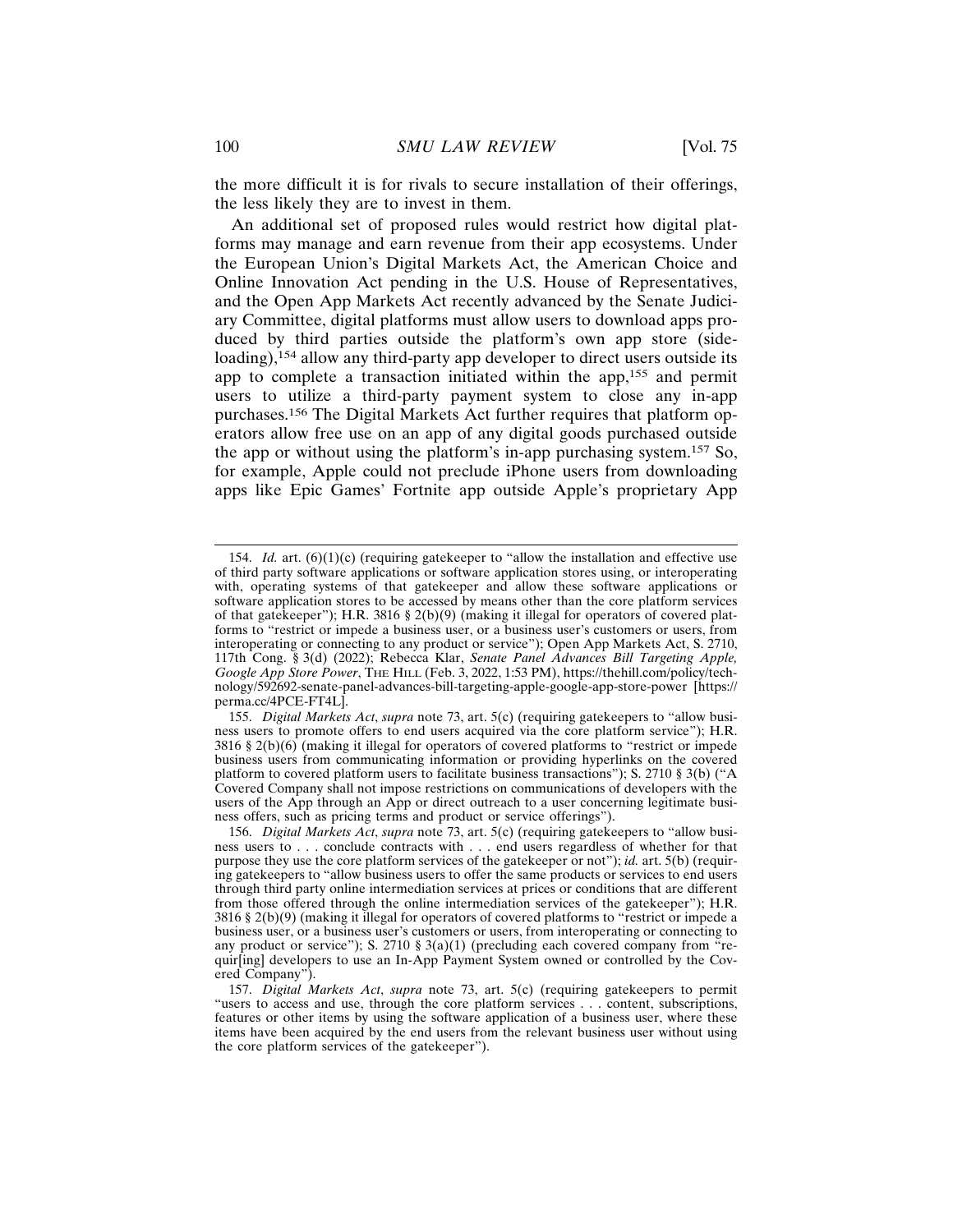the more difficult it is for rivals to secure installation of their offerings, the less likely they are to invest in them.

An additional set of proposed rules would restrict how digital platforms may manage and earn revenue from their app ecosystems. Under the European Union's Digital Markets Act, the American Choice and Online Innovation Act pending in the U.S. House of Representatives, and the Open App Markets Act recently advanced by the Senate Judiciary Committee, digital platforms must allow users to download apps produced by third parties outside the platform's own app store (side-loading),[154] allow any third-party app developer to direct users outside its app to complete a transaction initiated within the app,[155] and permit users to utilize a third-party payment system to close any in-app purchases.[156] The Digital Markets Act further requires that platform operators allow free use on an app of any digital goods purchased outside the app or without using the platform's in-app purchasing system.[157] So, for example, Apple could not preclude iPhone users from downloading apps like Epic Games' Fortnite app outside Apple's proprietary App

---

154. *Id.* art. (6)(1)(c) (requiring gatekeeper to "allow the installation and effective use of third party software applications or software application stores using, or interoperating with, operating systems of that gatekeeper and allow these software applications or software application stores to be accessed by means other than the core platform services of that gatekeeper"); H.R. 3816 § 2(b)(9) (making it illegal for operators of covered platforms to "restrict or impede a business user, or a business user's customers or users, from interoperating or connecting to any product or service"); Open App Markets Act, S. 2710, 117th Cong. § 3(d) (2022); Rebecca Klar, *Senate Panel Advances Bill Targeting Apple, Google App Store Power*, THE HILL (Feb. 3, 2022, 1:53 PM), https://thehill.com/policy/technology/592692-senate-panel-advances-bill-targeting-apple-google-app-store-power [https://perma.cc/4PCE-FT4L].

155. *Digital Markets Act*, *supra* note 73, art. 5(c) (requiring gatekeepers to "allow business users to promote offers to end users acquired via the core platform service"); H.R. 3816 § 2(b)(6) (making it illegal for operators of covered platforms to "restrict or impede business users from communicating information or providing hyperlinks on the covered platform to covered platform users to facilitate business transactions"); S. 2710 § 3(b) ("A Covered Company shall not impose restrictions on communications of developers with the users of the App through an App or direct outreach to a user concerning legitimate business offers, such as pricing terms and product or service offerings").

156. *Digital Markets Act*, *supra* note 73, art. 5(c) (requiring gatekeepers to "allow business users to . . . conclude contracts with . . . end users regardless of whether for that purpose they use the core platform services of the gatekeeper or not"); *id.* art. 5(b) (requiring gatekeepers to "allow business users to offer the same products or services to end users through third party online intermediation services at prices or conditions that are different from those offered through the online intermediation services of the gatekeeper"); H.R. 3816 § 2(b)(9) (making it illegal for operators of covered platforms to "restrict or impede a business user, or a business user's customers or users, from interoperating or connecting to any product or service"); S. 2710 § 3(a)(1) (precluding each covered company from "requir[ing] developers to use an In-App Payment System owned or controlled by the Covered Company").

157. *Digital Markets Act*, *supra* note 73, art. 5(c) (requiring gatekeepers to permit "users to access and use, through the core platform services . . . content, subscriptions, features or other items by using the software application of a business user, where these items have been acquired by the end users from the relevant business user without using the core platform services of the gatekeeper").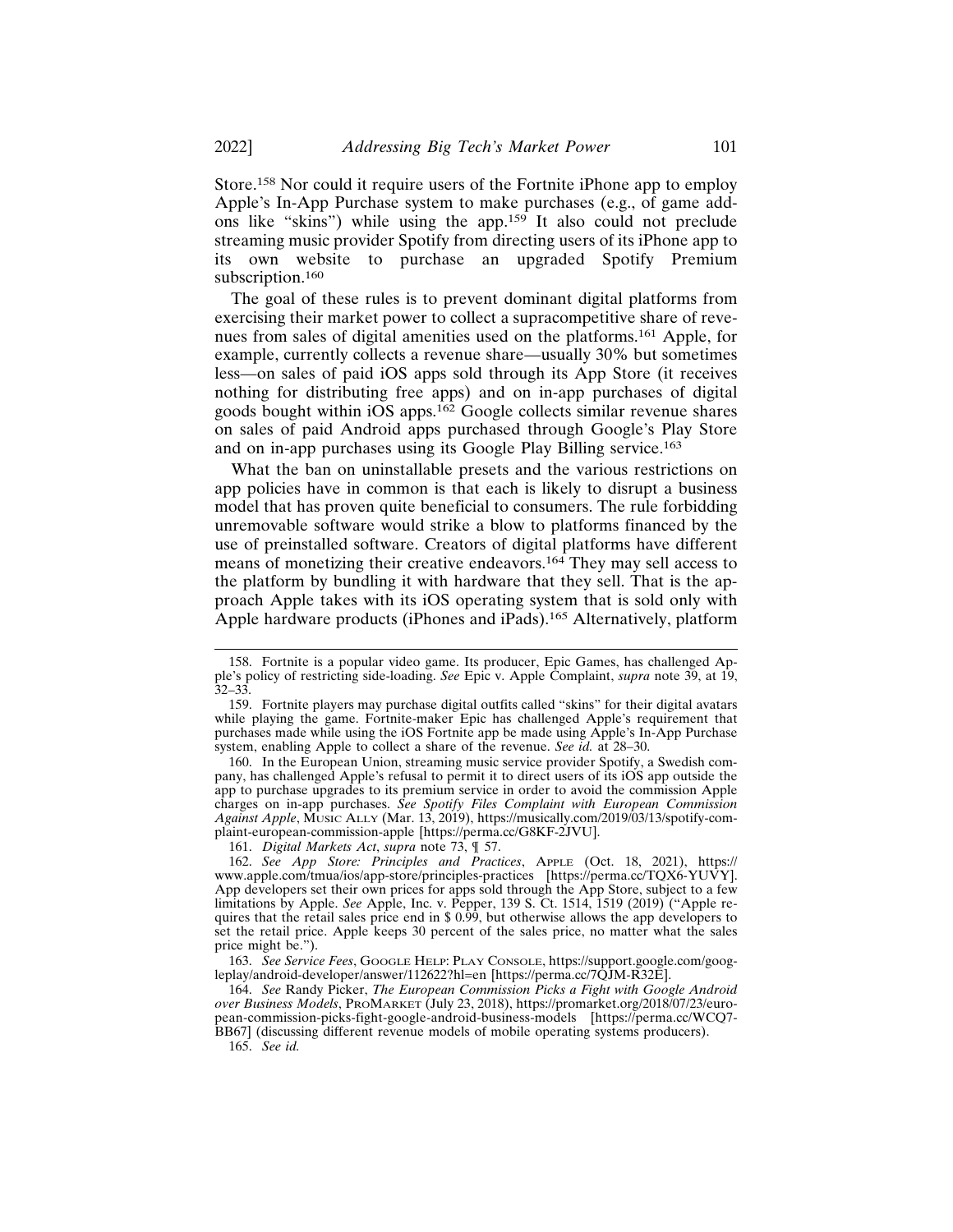Store.[158] Nor could it require users of the Fortnite iPhone app to employ Apple's In-App Purchase system to make purchases (e.g., of game add-ons like "skins") while using the app.[159] It also could not preclude streaming music provider Spotify from directing users of its iPhone app to its own website to purchase an upgraded Spotify Premium subscription.[160]

The goal of these rules is to prevent dominant digital platforms from exercising their market power to collect a supracompetitive share of revenues from sales of digital amenities used on the platforms.[161] Apple, for example, currently collects a revenue share—usually 30% but sometimes less—on sales of paid iOS apps sold through its App Store (it receives nothing for distributing free apps) and on in-app purchases of digital goods bought within iOS apps.[162] Google collects similar revenue shares on sales of paid Android apps purchased through Google's Play Store and on in-app purchases using its Google Play Billing service.[163]

What the ban on uninstallable presets and the various restrictions on app policies have in common is that each is likely to disrupt a business model that has proven quite beneficial to consumers. The rule forbidding unremovable software would strike a blow to platforms financed by the use of preinstalled software. Creators of digital platforms have different means of monetizing their creative endeavors.[164] They may sell access to the platform by bundling it with hardware that they sell. That is the approach Apple takes with its iOS operating system that is sold only with Apple hardware products (iPhones and iPads).[165] Alternatively, platform

---

158. Fortnite is a popular video game. Its producer, Epic Games, has challenged Apple's policy of restricting side-loading. *See* Epic v. Apple Complaint, *supra* note 39, at 19, 32–33.

159. Fortnite players may purchase digital outfits called "skins" for their digital avatars while playing the game. Fortnite-maker Epic has challenged Apple's requirement that purchases made while using the iOS Fortnite app be made using Apple's In-App Purchase system, enabling Apple to collect a share of the revenue. *See id.* at 28–30.

160. In the European Union, streaming music service provider Spotify, a Swedish company, has challenged Apple's refusal to permit it to direct users of its iOS app outside the app to purchase upgrades to its premium service in order to avoid the commission Apple charges on in-app purchases. *See Spotify Files Complaint with European Commission Against Apple*, MUSIC ALLY (Mar. 13, 2019), https://musically.com/2019/03/13/spotify-complaint-european-commission-apple [https://perma.cc/G8KF-2JVU].

161. *Digital Markets Act*, *supra* note 73, ¶ 57.

162. *See App Store: Principles and Practices*, APPLE (Oct. 18, 2021), https://www.apple.com/tmua/ios/app-store/principles-practices [https://perma.cc/TQX6-YUVY]. App developers set their own prices for apps sold through the App Store, subject to a few limitations by Apple. *See* Apple, Inc. v. Pepper, 139 S. Ct. 1514, 1519 (2019) ("Apple requires that the retail sales price end in $ 0.99, but otherwise allows the app developers to set the retail price. Apple keeps 30 percent of the sales price, no matter what the sales price might be.").

163. *See Service Fees*, GOOGLE HELP: PLAY CONSOLE, https://support.google.com/googleplay/android-developer/answer/112622?hl=en [https://perma.cc/7QJM-R32E].

164. *See* Randy Picker, *The European Commission Picks a Fight with Google Android over Business Models*, PROMARKET (July 23, 2018), https://promarket.org/2018/07/23/european-commission-picks-fight-google-android-business-models [https://perma.cc/WCQ7-BB67] (discussing different revenue models of mobile operating systems producers).

165. *See id.*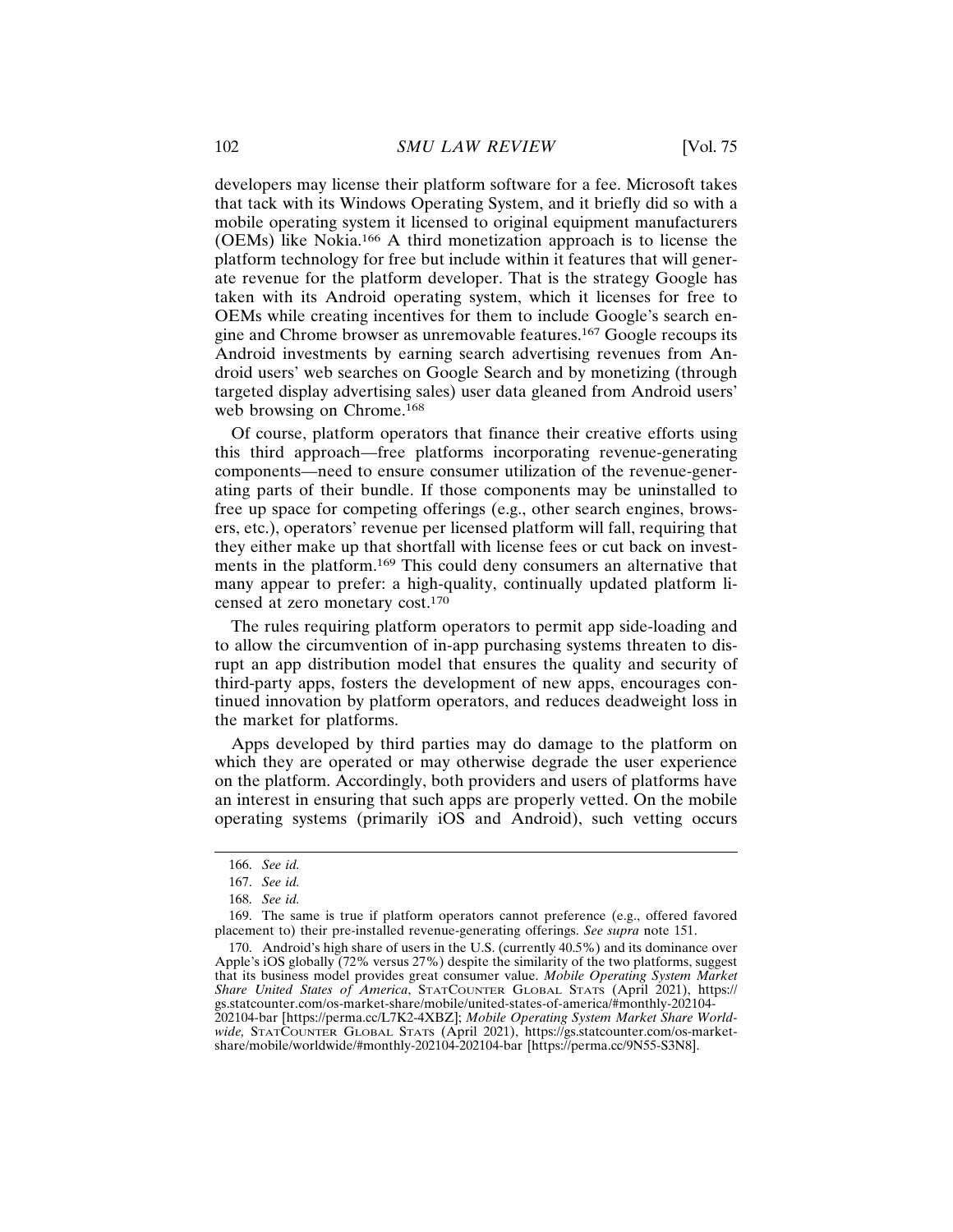developers may license their platform software for a fee. Microsoft takes that tack with its Windows Operating System, and it briefly did so with a mobile operating system it licensed to original equipment manufacturers (OEMs) like Nokia.[166] A third monetization approach is to license the platform technology for free but include within it features that will generate revenue for the platform developer. That is the strategy Google has taken with its Android operating system, which it licenses for free to OEMs while creating incentives for them to include Google's search engine and Chrome browser as unremovable features.[167] Google recoups its Android investments by earning search advertising revenues from Android users' web searches on Google Search and by monetizing (through targeted display advertising sales) user data gleaned from Android users' web browsing on Chrome.[168]

Of course, platform operators that finance their creative efforts using this third approach—free platforms incorporating revenue-generating components—need to ensure consumer utilization of the revenue-generating parts of their bundle. If those components may be uninstalled to free up space for competing offerings (e.g., other search engines, browsers, etc.), operators' revenue per licensed platform will fall, requiring that they either make up that shortfall with license fees or cut back on investments in the platform.[169] This could deny consumers an alternative that many appear to prefer: a high-quality, continually updated platform licensed at zero monetary cost.[170]

The rules requiring platform operators to permit app side-loading and to allow the circumvention of in-app purchasing systems threaten to disrupt an app distribution model that ensures the quality and security of third-party apps, fosters the development of new apps, encourages continued innovation by platform operators, and reduces deadweight loss in the market for platforms.

Apps developed by third parties may do damage to the platform on which they are operated or may otherwise degrade the user experience on the platform. Accordingly, both providers and users of platforms have an interest in ensuring that such apps are properly vetted. On the mobile operating systems (primarily iOS and Android), such vetting occurs

---

166. *See id.*

167. *See id.*

168. *See id.*

169. The same is true if platform operators cannot preference (e.g., offered favored placement to) their pre-installed revenue-generating offerings. *See supra* note 151.

170. Android's high share of users in the U.S. (currently 40.5%) and its dominance over Apple's iOS globally (72% versus 27%) despite the similarity of the two platforms, suggest that its business model provides great consumer value. *Mobile Operating System Market Share United States of America*, STATCOUNTER GLOBAL STATS (April 2021), https://gs.statcounter.com/os-market-share/mobile/united-states-of-america/#monthly-202104-202104-bar [https://perma.cc/L7K2-4XBZ]; *Mobile Operating System Market Share Worldwide,* STATCOUNTER GLOBAL STATS (April 2021), https://gs.statcounter.com/os-market-share/mobile/worldwide/#monthly-202104-202104-bar [https://perma.cc/9N55-S3N8].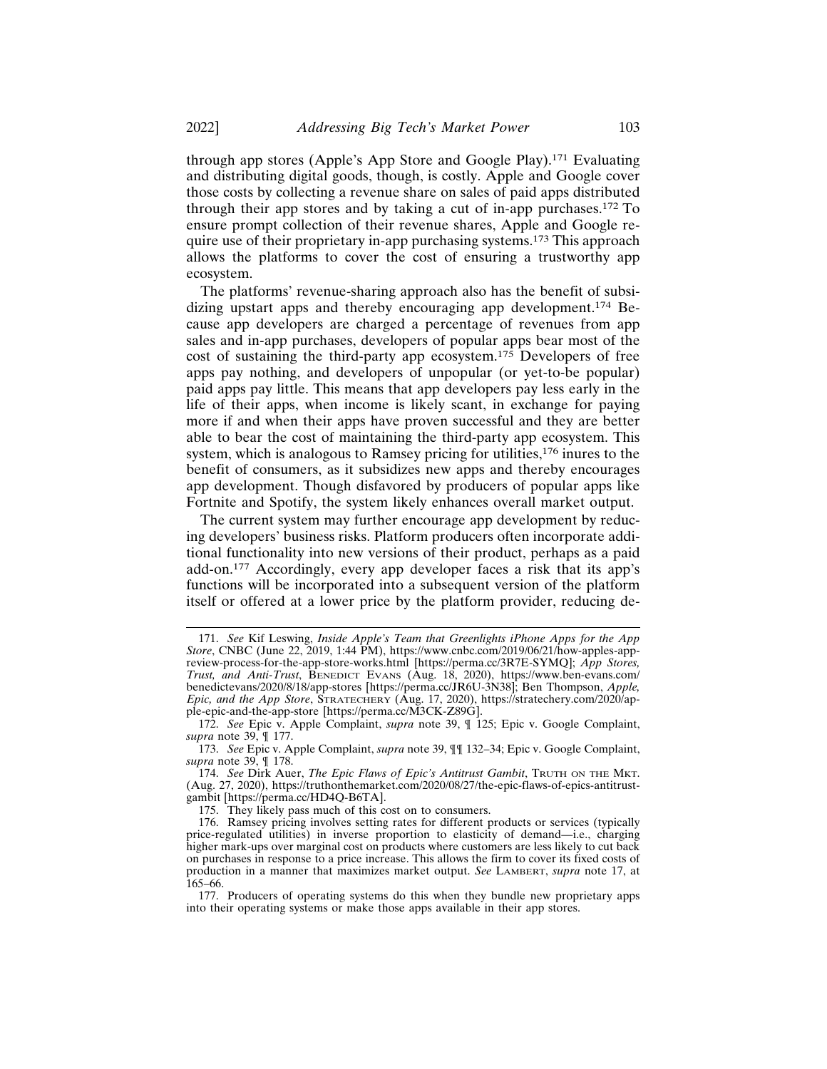through app stores (Apple's App Store and Google Play).[171] Evaluating and distributing digital goods, though, is costly. Apple and Google cover those costs by collecting a revenue share on sales of paid apps distributed through their app stores and by taking a cut of in-app purchases.[172] To ensure prompt collection of their revenue shares, Apple and Google require use of their proprietary in-app purchasing systems.[173] This approach allows the platforms to cover the cost of ensuring a trustworthy app ecosystem.

The platforms' revenue-sharing approach also has the benefit of subsidizing upstart apps and thereby encouraging app development.[174] Because app developers are charged a percentage of revenues from app sales and in-app purchases, developers of popular apps bear most of the cost of sustaining the third-party app ecosystem.[175] Developers of free apps pay nothing, and developers of unpopular (or yet-to-be popular) paid apps pay little. This means that app developers pay less early in the life of their apps, when income is likely scant, in exchange for paying more if and when their apps have proven successful and they are better able to bear the cost of maintaining the third-party app ecosystem. This system, which is analogous to Ramsey pricing for utilities,[176] inures to the benefit of consumers, as it subsidizes new apps and thereby encourages app development. Though disfavored by producers of popular apps like Fortnite and Spotify, the system likely enhances overall market output.

The current system may further encourage app development by reducing developers' business risks. Platform producers often incorporate additional functionality into new versions of their product, perhaps as a paid add-on.[177] Accordingly, every app developer faces a risk that its app's functions will be incorporated into a subsequent version of the platform itself or offered at a lower price by the platform provider, reducing de-

---

171. *See* Kif Leswing, *Inside Apple's Team that Greenlights iPhone Apps for the App Store*, CNBC (June 22, 2019, 1:44 PM), https://www.cnbc.com/2019/06/21/how-apples-app-review-process-for-the-app-store-works.html [https://perma.cc/3R7E-SYMQ]; *App Stores, Trust, and Anti-Trust*, BENEDICT EVANS (Aug. 18, 2020), https://www.ben-evans.com/benedictevans/2020/8/18/app-stores [https://perma.cc/JR6U-3N38]; Ben Thompson, *Apple, Epic, and the App Store*, STRATECHERY (Aug. 17, 2020), https://stratechery.com/2020/apple-epic-and-the-app-store [https://perma.cc/M3CK-Z89G].

172. *See* Epic v. Apple Complaint, *supra* note 39, ¶ 125; Epic v. Google Complaint, *supra* note 39, ¶ 177.

173. *See* Epic v. Apple Complaint, *supra* note 39, ¶¶ 132–34; Epic v. Google Complaint, *supra* note 39, ¶ 178.

174. *See* Dirk Auer, *The Epic Flaws of Epic's Antitrust Gambit*, TRUTH ON THE MKT. (Aug. 27, 2020), https://truthonthemarket.com/2020/08/27/the-epic-flaws-of-epics-antitrust-gambit [https://perma.cc/HD4Q-B6TA].

175. They likely pass much of this cost on to consumers.

176. Ramsey pricing involves setting rates for different products or services (typically price-regulated utilities) in inverse proportion to elasticity of demand—i.e., charging higher mark-ups over marginal cost on products where customers are less likely to cut back on purchases in response to a price increase. This allows the firm to cover its fixed costs of production in a manner that maximizes market output. *See* LAMBERT, *supra* note 17, at 165–66.

177. Producers of operating systems do this when they bundle new proprietary apps into their operating systems or make those apps available in their app stores.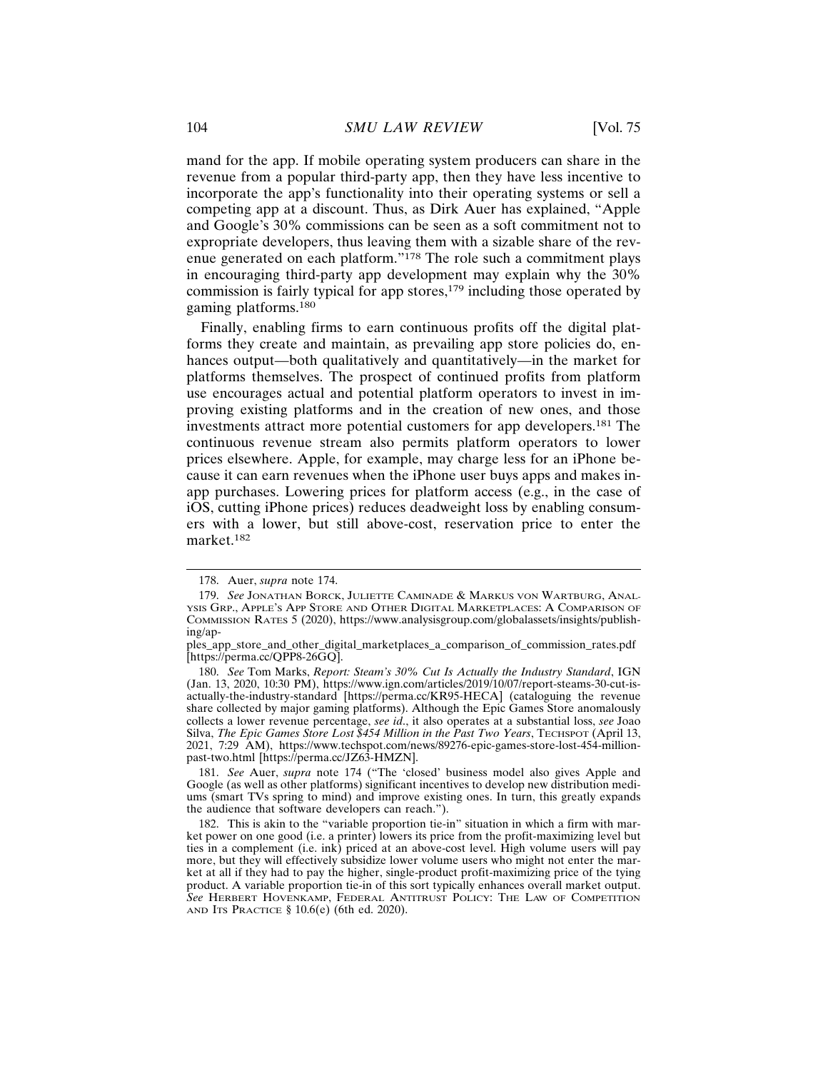mand for the app. If mobile operating system producers can share in the revenue from a popular third-party app, then they have less incentive to incorporate the app's functionality into their operating systems or sell a competing app at a discount. Thus, as Dirk Auer has explained, "Apple and Google's 30% commissions can be seen as a soft commitment not to expropriate developers, thus leaving them with a sizable share of the revenue generated on each platform."[178] The role such a commitment plays in encouraging third-party app development may explain why the 30% commission is fairly typical for app stores,[179] including those operated by gaming platforms.[180]

Finally, enabling firms to earn continuous profits off the digital platforms they create and maintain, as prevailing app store policies do, enhances output—both qualitatively and quantitatively—in the market for platforms themselves. The prospect of continued profits from platform use encourages actual and potential platform operators to invest in improving existing platforms and in the creation of new ones, and those investments attract more potential customers for app developers.[181] The continuous revenue stream also permits platform operators to lower prices elsewhere. Apple, for example, may charge less for an iPhone because it can earn revenues when the iPhone user buys apps and makes in-app purchases. Lowering prices for platform access (e.g., in the case of iOS, cutting iPhone prices) reduces deadweight loss by enabling consumers with a lower, but still above-cost, reservation price to enter the market.[182]

---

178. Auer, *supra* note 174.

179. *See* Jonathan Borck, Juliette Caminade & Markus von Wartburg, Analysis Grp., Apple's App Store and Other Digital Marketplaces: A Comparison of Commission Rates 5 (2020), https://www.analysisgroup.com/globalassets/insights/publishing/apples_app_store_and_other_digital_marketplaces_a_comparison_of_commission_rates.pdf [https://perma.cc/QPP8-26GQ].

180. *See* Tom Marks, *Report: Steam's 30% Cut Is Actually the Industry Standard*, IGN (Jan. 13, 2020, 10:30 PM), https://www.ign.com/articles/2019/10/07/report-steams-30-cut-is-actually-the-industry-standard [https://perma.cc/KR95-HECA] (cataloguing the revenue share collected by major gaming platforms). Although the Epic Games Store anomalously collects a lower revenue percentage, *see id.*, it also operates at a substantial loss, *see* Joao Silva, *The Epic Games Store Lost $454 Million in the Past Two Years*, Techspot (April 13, 2021, 7:29 AM), https://www.techspot.com/news/89276-epic-games-store-lost-454-million-past-two.html [https://perma.cc/JZ63-HMZN].

181. *See* Auer, *supra* note 174 ("The 'closed' business model also gives Apple and Google (as well as other platforms) significant incentives to develop new distribution mediums (smart TVs spring to mind) and improve existing ones. In turn, this greatly expands the audience that software developers can reach.").

182. This is akin to the "variable proportion tie-in" situation in which a firm with market power on one good (i.e. a printer) lowers its price from the profit-maximizing level but ties in a complement (i.e. ink) priced at an above-cost level. High volume users will pay more, but they will effectively subsidize lower volume users who might not enter the market at all if they had to pay the higher, single-product profit-maximizing price of the tying product. A variable proportion tie-in of this sort typically enhances overall market output. *See* Herbert Hovenkamp, Federal Antitrust Policy: The Law of Competition and Its Practice § 10.6(e) (6th ed. 2020).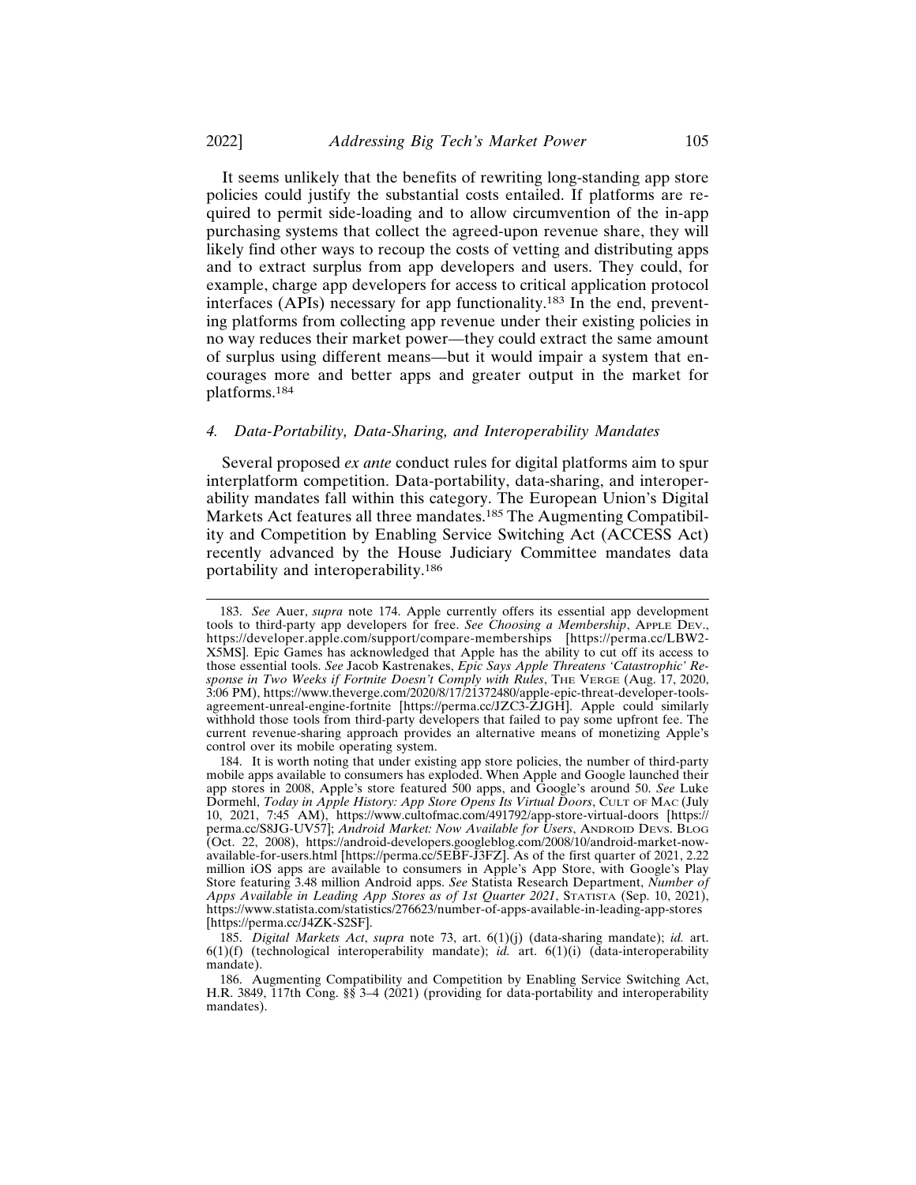It seems unlikely that the benefits of rewriting long-standing app store policies could justify the substantial costs entailed. If platforms are required to permit side-loading and to allow circumvention of the in-app purchasing systems that collect the agreed-upon revenue share, they will likely find other ways to recoup the costs of vetting and distributing apps and to extract surplus from app developers and users. They could, for example, charge app developers for access to critical application protocol interfaces (APIs) necessary for app functionality.[183] In the end, preventing platforms from collecting app revenue under their existing policies in no way reduces their market power—they could extract the same amount of surplus using different means—but it would impair a system that encourages more and better apps and greater output in the market for platforms.[184]

### *4. Data-Portability, Data-Sharing, and Interoperability Mandates*

Several proposed *ex ante* conduct rules for digital platforms aim to spur interplatform competition. Data-portability, data-sharing, and interoperability mandates fall within this category. The European Union's Digital Markets Act features all three mandates.[185] The Augmenting Compatibility and Competition by Enabling Service Switching Act (ACCESS Act) recently advanced by the House Judiciary Committee mandates data portability and interoperability.[186]

---

183. *See* Auer, *supra* note 174. Apple currently offers its essential app development tools to third-party app developers for free. *See Choosing a Membership*, APPLE DEV., https://developer.apple.com/support/compare-memberships [https://perma.cc/LBW2-X5MS]. Epic Games has acknowledged that Apple has the ability to cut off its access to those essential tools. *See* Jacob Kastrenakes, *Epic Says Apple Threatens 'Catastrophic' Response in Two Weeks if Fortnite Doesn't Comply with Rules*, THE VERGE (Aug. 17, 2020, 3:06 PM), https://www.theverge.com/2020/8/17/21372480/apple-epic-threat-developer-tools-agreement-unreal-engine-fortnite [https://perma.cc/JZC3-ZJGH]. Apple could similarly withhold those tools from third-party developers that failed to pay some upfront fee. The current revenue-sharing approach provides an alternative means of monetizing Apple's control over its mobile operating system.

184. It is worth noting that under existing app store policies, the number of third-party mobile apps available to consumers has exploded. When Apple and Google launched their app stores in 2008, Apple's store featured 500 apps, and Google's around 50. *See* Luke Dormehl, *Today in Apple History: App Store Opens Its Virtual Doors*, CULT OF MAC (July 10, 2021, 7:45 AM), https://www.cultofmac.com/491792/app-store-virtual-doors [https://perma.cc/S8JG-UV57]; *Android Market: Now Available for Users*, ANDROID DEVS. BLOG (Oct. 22, 2008), https://android-developers.googleblog.com/2008/10/android-market-now-available-for-users.html [https://perma.cc/5EBF-J3FZ]. As of the first quarter of 2021, 2.22 million iOS apps are available to consumers in Apple's App Store, with Google's Play Store featuring 3.48 million Android apps. *See* Statista Research Department, *Number of Apps Available in Leading App Stores as of 1st Quarter 2021*, STATISTA (Sep. 10, 2021), https://www.statista.com/statistics/276623/number-of-apps-available-in-leading-app-stores [https://perma.cc/J4ZK-S2SF].

185. *Digital Markets Act*, *supra* note 73, art. 6(1)(j) (data-sharing mandate); *id.* art. 6(1)(f) (technological interoperability mandate); *id.* art. 6(1)(i) (data-interoperability mandate).

186. Augmenting Compatibility and Competition by Enabling Service Switching Act, H.R. 3849, 117th Cong. §§ 3–4 (2021) (providing for data-portability and interoperability mandates).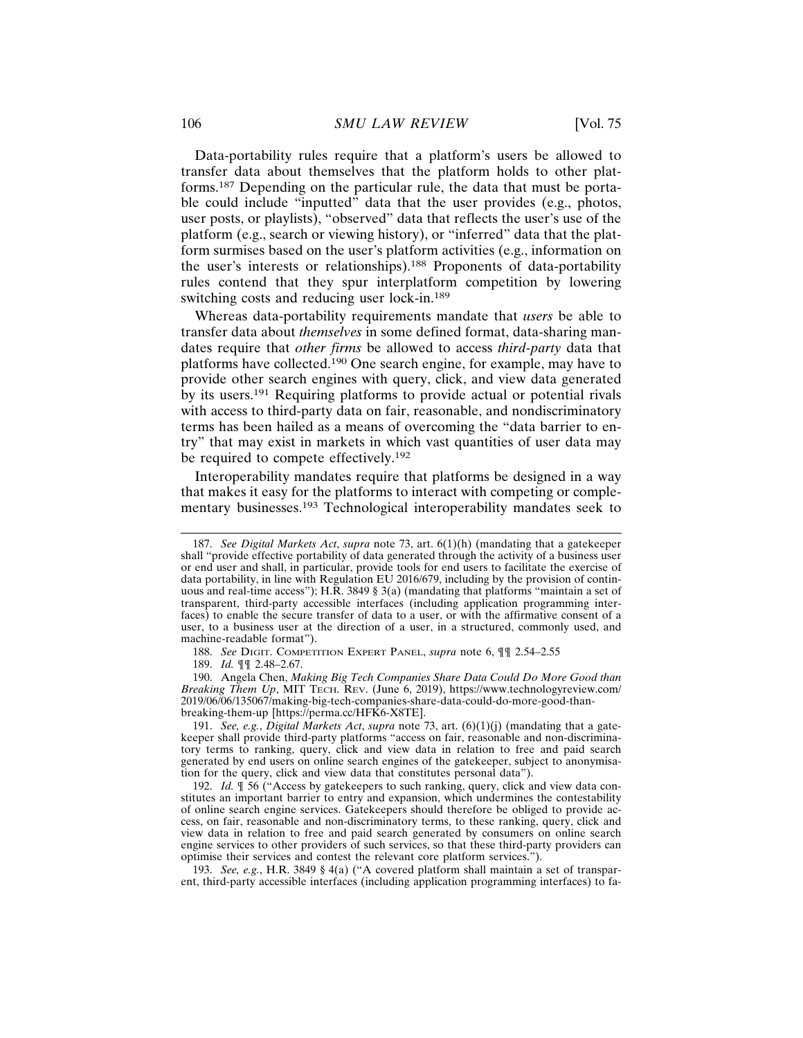Data-portability rules require that a platform's users be allowed to transfer data about themselves that the platform holds to other platforms.[187] Depending on the particular rule, the data that must be portable could include "inputted" data that the user provides (e.g., photos, user posts, or playlists), "observed" data that reflects the user's use of the platform (e.g., search or viewing history), or "inferred" data that the platform surmises based on the user's platform activities (e.g., information on the user's interests or relationships).[188] Proponents of data-portability rules contend that they spur interplatform competition by lowering switching costs and reducing user lock-in.[189]

Whereas data-portability requirements mandate that *users* be able to transfer data about *themselves* in some defined format, data-sharing mandates require that *other firms* be allowed to access *third-party* data that platforms have collected.[190] One search engine, for example, may have to provide other search engines with query, click, and view data generated by its users.[191] Requiring platforms to provide actual or potential rivals with access to third-party data on fair, reasonable, and nondiscriminatory terms has been hailed as a means of overcoming the "data barrier to entry" that may exist in markets in which vast quantities of user data may be required to compete effectively.[192]

Interoperability mandates require that platforms be designed in a way that makes it easy for the platforms to interact with competing or complementary businesses.[193] Technological interoperability mandates seek to

---

187. *See Digital Markets Act*, *supra* note 73, art. 6(1)(h) (mandating that a gatekeeper shall "provide effective portability of data generated through the activity of a business user or end user and shall, in particular, provide tools for end users to facilitate the exercise of data portability, in line with Regulation EU 2016/679, including by the provision of continuous and real-time access"); H.R. 3849 § 3(a) (mandating that platforms "maintain a set of transparent, third-party accessible interfaces (including application programming interfaces) to enable the secure transfer of data to a user, or with the affirmative consent of a user, to a business user at the direction of a user, in a structured, commonly used, and machine-readable format").

188. *See* DIGIT. COMPETITION EXPERT PANEL, *supra* note 6, ¶¶ 2.54–2.55

189. *Id.* ¶¶ 2.48–2.67.

190. Angela Chen, *Making Big Tech Companies Share Data Could Do More Good than Breaking Them Up*, MIT TECH. REV. (June 6, 2019), https://www.technologyreview.com/2019/06/06/135067/making-big-tech-companies-share-data-could-do-more-good-than-breaking-them-up [https://perma.cc/HFK6-X8TE].

191. *See, e.g.*, *Digital Markets Act*, *supra* note 73, art. (6)(1)(j) (mandating that a gatekeeper shall provide third-party platforms "access on fair, reasonable and non-discriminatory terms to ranking, query, click and view data in relation to free and paid search generated by end users on online search engines of the gatekeeper, subject to anonymisation for the query, click and view data that constitutes personal data").

192. *Id.* ¶ 56 ("Access by gatekeepers to such ranking, query, click and view data constitutes an important barrier to entry and expansion, which undermines the contestability of online search engine services. Gatekeepers should therefore be obliged to provide access, on fair, reasonable and non-discriminatory terms, to these ranking, query, click and view data in relation to free and paid search generated by consumers on online search engine services to other providers of such services, so that these third-party providers can optimise their services and contest the relevant core platform services.").

193. *See, e.g.*, H.R. 3849 § 4(a) ("A covered platform shall maintain a set of transparent, third-party accessible interfaces (including application programming interfaces) to fa-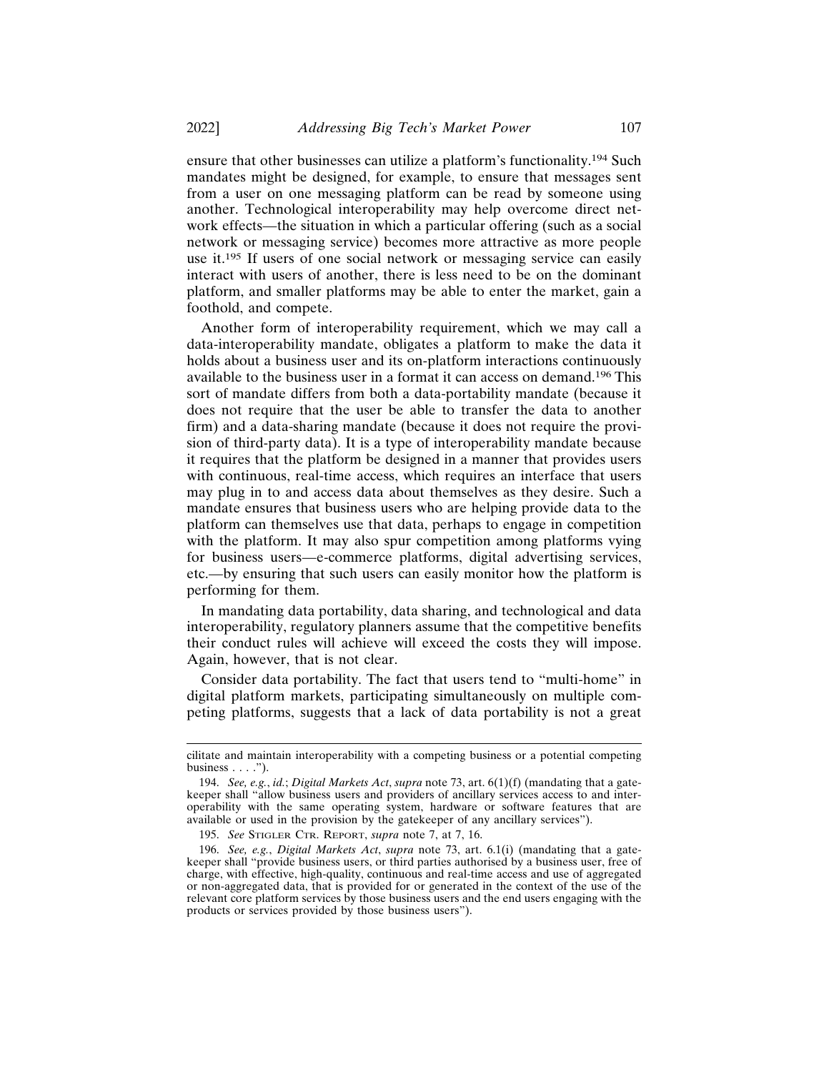ensure that other businesses can utilize a platform's functionality.[194] Such mandates might be designed, for example, to ensure that messages sent from a user on one messaging platform can be read by someone using another. Technological interoperability may help overcome direct network effects—the situation in which a particular offering (such as a social network or messaging service) becomes more attractive as more people use it.[195] If users of one social network or messaging service can easily interact with users of another, there is less need to be on the dominant platform, and smaller platforms may be able to enter the market, gain a foothold, and compete.

Another form of interoperability requirement, which we may call a data-interoperability mandate, obligates a platform to make the data it holds about a business user and its on-platform interactions continuously available to the business user in a format it can access on demand.[196] This sort of mandate differs from both a data-portability mandate (because it does not require that the user be able to transfer the data to another firm) and a data-sharing mandate (because it does not require the provision of third-party data). It is a type of interoperability mandate because it requires that the platform be designed in a manner that provides users with continuous, real-time access, which requires an interface that users may plug in to and access data about themselves as they desire. Such a mandate ensures that business users who are helping provide data to the platform can themselves use that data, perhaps to engage in competition with the platform. It may also spur competition among platforms vying for business users—e-commerce platforms, digital advertising services, etc.—by ensuring that such users can easily monitor how the platform is performing for them.

In mandating data portability, data sharing, and technological and data interoperability, regulatory planners assume that the competitive benefits their conduct rules will achieve will exceed the costs they will impose. Again, however, that is not clear.

Consider data portability. The fact that users tend to "multi-home" in digital platform markets, participating simultaneously on multiple competing platforms, suggests that a lack of data portability is not a great

---

cilitate and maintain interoperability with a competing business or a potential competing business . . . .").

194. *See, e.g.*, *id.*; *Digital Markets Act*, *supra* note 73, art. 6(1)(f) (mandating that a gatekeeper shall "allow business users and providers of ancillary services access to and interoperability with the same operating system, hardware or software features that are available or used in the provision by the gatekeeper of any ancillary services").

195. *See* STIGLER CTR. REPORT, *supra* note 7, at 7, 16.

196. *See, e.g.*, *Digital Markets Act*, *supra* note 73, art. 6.1(i) (mandating that a gatekeeper shall "provide business users, or third parties authorised by a business user, free of charge, with effective, high-quality, continuous and real-time access and use of aggregated or non-aggregated data, that is provided for or generated in the context of the use of the relevant core platform services by those business users and the end users engaging with the products or services provided by those business users").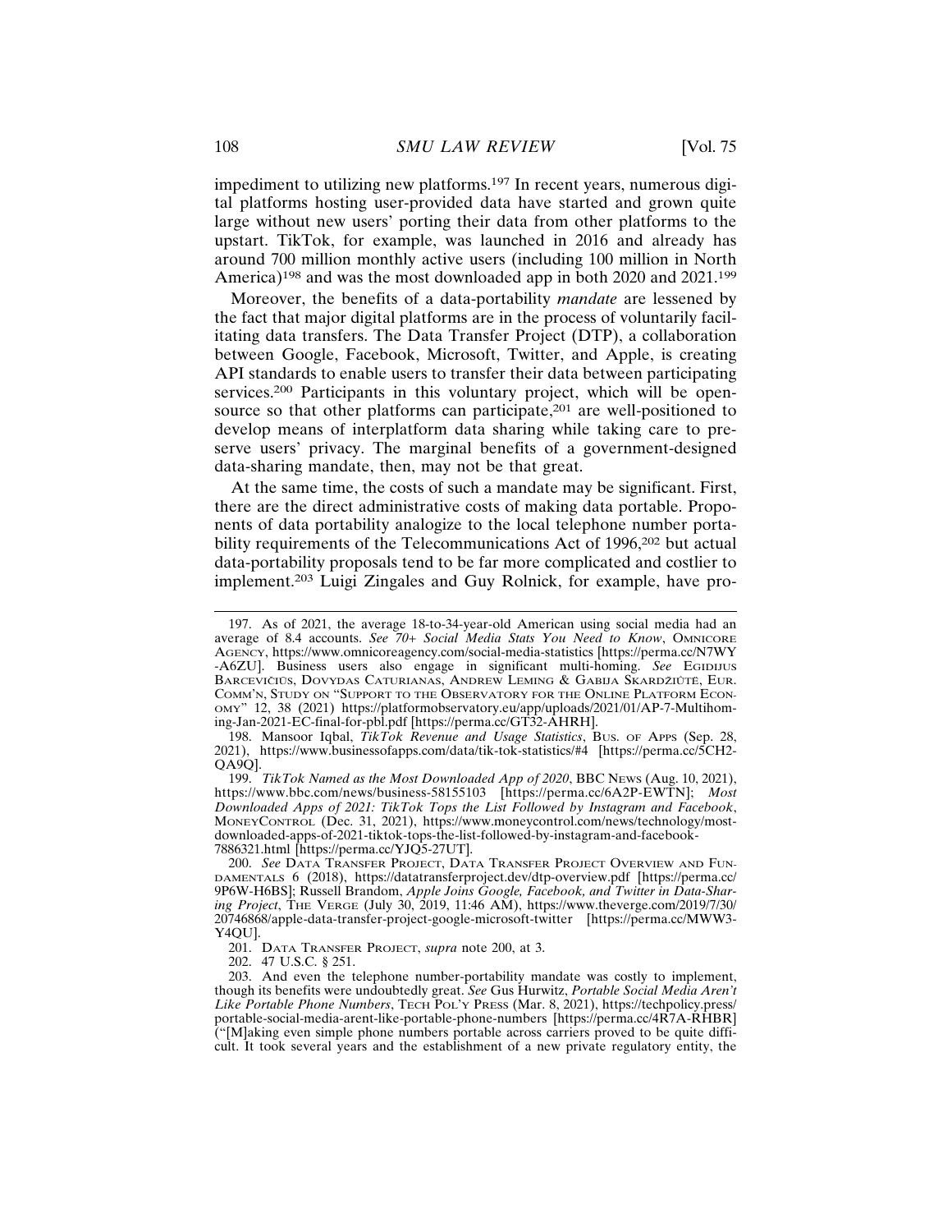impediment to utilizing new platforms.[197] In recent years, numerous digital platforms hosting user-provided data have started and grown quite large without new users' porting their data from other platforms to the upstart. TikTok, for example, was launched in 2016 and already has around 700 million monthly active users (including 100 million in North America)[198] and was the most downloaded app in both 2020 and 2021.[199]

Moreover, the benefits of a data-portability *mandate* are lessened by the fact that major digital platforms are in the process of voluntarily facilitating data transfers. The Data Transfer Project (DTP), a collaboration between Google, Facebook, Microsoft, Twitter, and Apple, is creating API standards to enable users to transfer their data between participating services.[200] Participants in this voluntary project, which will be open-source so that other platforms can participate,[201] are well-positioned to develop means of interplatform data sharing while taking care to preserve users' privacy. The marginal benefits of a government-designed data-sharing mandate, then, may not be that great.

At the same time, the costs of such a mandate may be significant. First, there are the direct administrative costs of making data portable. Proponents of data portability analogize to the local telephone number portability requirements of the Telecommunications Act of 1996,[202] but actual data-portability proposals tend to be far more complicated and costlier to implement.[203] Luigi Zingales and Guy Rolnick, for example, have pro-

---

197. As of 2021, the average 18-to-34-year-old American using social media had an average of 8.4 accounts. *See 70+ Social Media Stats You Need to Know*, OMNICORE AGENCY, https://www.omnicoreagency.com/social-media-statistics [https://perma.cc/N7WY-A6ZU]. Business users also engage in significant multi-homing. *See* EGIDIJUS BARCEVIČIUS, DOVYDAS CATURIANAS, ANDREW LEMING & GABIJA SKARDŽIŪTĖ, EUR. COMM'N, STUDY ON "SUPPORT TO THE OBSERVATORY FOR THE ONLINE PLATFORM ECONOMY" 12, 38 (2021) https://platformobservatory.eu/app/uploads/2021/01/AP-7-Multihoming-Jan-2021-EC-final-for-pbl.pdf [https://perma.cc/GT32-AHRH].

198. Mansoor Iqbal, *TikTok Revenue and Usage Statistics*, BUS. OF APPS (Sep. 28, 2021), https://www.businessofapps.com/data/tik-tok-statistics/#4 [https://perma.cc/5CH2-QA9Q].

199. *TikTok Named as the Most Downloaded App of 2020*, BBC NEWS (Aug. 10, 2021), https://www.bbc.com/news/business-58155103 [https://perma.cc/6A2P-EWTN]; *Most Downloaded Apps of 2021: TikTok Tops the List Followed by Instagram and Facebook*, MONEYCONTROL (Dec. 31, 2021), https://www.moneycontrol.com/news/technology/most-downloaded-apps-of-2021-tiktok-tops-the-list-followed-by-instagram-and-facebook-7886321.html [https://perma.cc/YJQ5-27UT].

200. *See* DATA TRANSFER PROJECT, DATA TRANSFER PROJECT OVERVIEW AND FUNDAMENTALS 6 (2018), https://datatransferproject.dev/dtp-overview.pdf [https://perma.cc/9P6W-H6BS]; Russell Brandom, *Apple Joins Google, Facebook, and Twitter in Data-Sharing Project*, THE VERGE (July 30, 2019, 11:46 AM), https://www.theverge.com/2019/7/30/20746868/apple-data-transfer-project-google-microsoft-twitter [https://perma.cc/MWW3-Y4QU].

201. DATA TRANSFER PROJECT, *supra* note 200, at 3.

202. 47 U.S.C. § 251.

203. And even the telephone number-portability mandate was costly to implement, though its benefits were undoubtedly great. *See* Gus Hurwitz, *Portable Social Media Aren't Like Portable Phone Numbers*, TECH POL'Y PRESS (Mar. 8, 2021), https://techpolicy.press/portable-social-media-arent-like-portable-phone-numbers [https://perma.cc/4R7A-RHBR] ("[M]aking even simple phone numbers portable across carriers proved to be quite difficult. It took several years and the establishment of a new private regulatory entity, the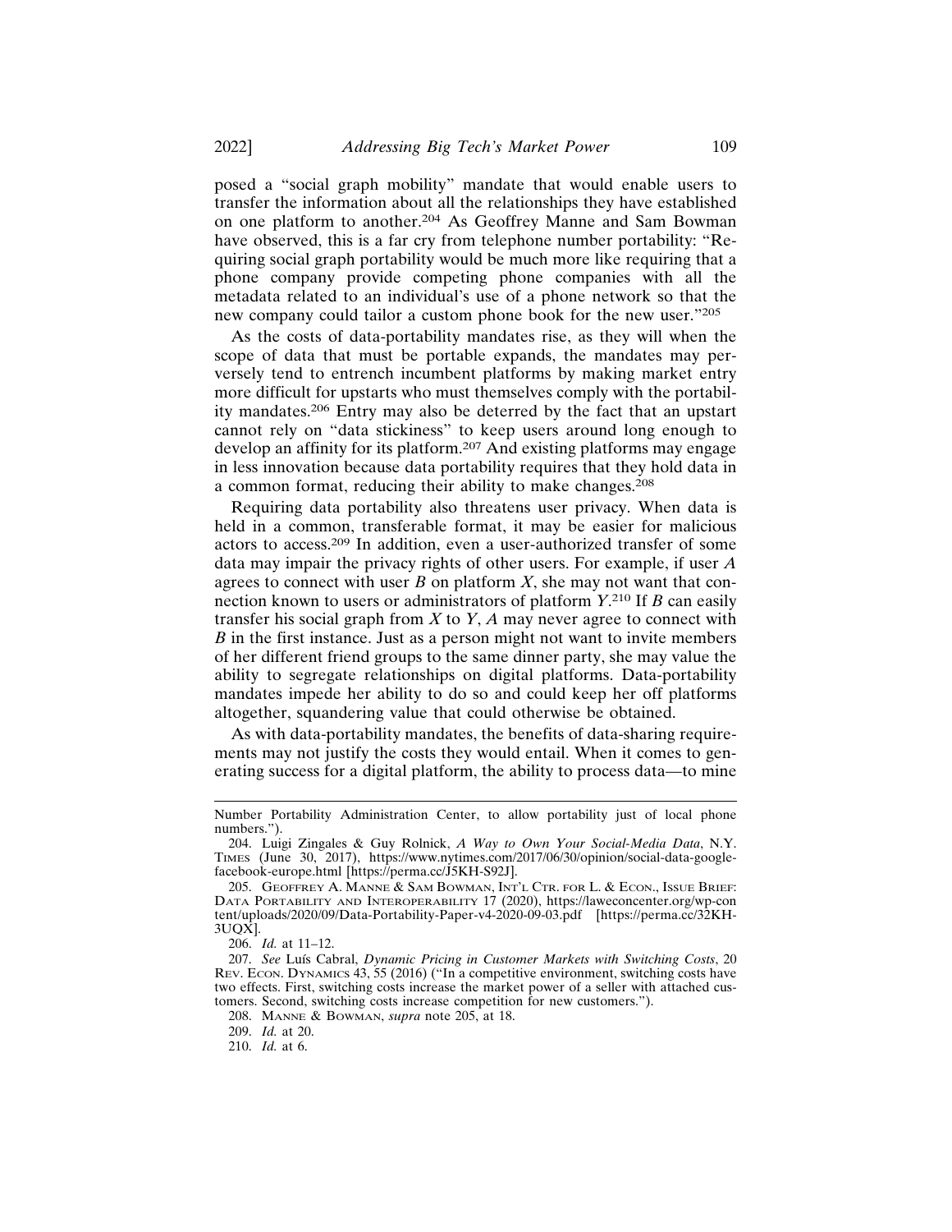posed a "social graph mobility" mandate that would enable users to transfer the information about all the relationships they have established on one platform to another.[204] As Geoffrey Manne and Sam Bowman have observed, this is a far cry from telephone number portability: "Requiring social graph portability would be much more like requiring that a phone company provide competing phone companies with all the metadata related to an individual's use of a phone network so that the new company could tailor a custom phone book for the new user."[205]

As the costs of data-portability mandates rise, as they will when the scope of data that must be portable expands, the mandates may perversely tend to entrench incumbent platforms by making market entry more difficult for upstarts who must themselves comply with the portability mandates.[206] Entry may also be deterred by the fact that an upstart cannot rely on "data stickiness" to keep users around long enough to develop an affinity for its platform.[207] And existing platforms may engage in less innovation because data portability requires that they hold data in a common format, reducing their ability to make changes.[208]

Requiring data portability also threatens user privacy. When data is held in a common, transferable format, it may be easier for malicious actors to access.[209] In addition, even a user-authorized transfer of some data may impair the privacy rights of other users. For example, if user *A* agrees to connect with user *B* on platform *X*, she may not want that connection known to users or administrators of platform *Y*.[210] If *B* can easily transfer his social graph from *X* to *Y*, *A* may never agree to connect with *B* in the first instance. Just as a person might not want to invite members of her different friend groups to the same dinner party, she may value the ability to segregate relationships on digital platforms. Data-portability mandates impede her ability to do so and could keep her off platforms altogether, squandering value that could otherwise be obtained.

As with data-portability mandates, the benefits of data-sharing requirements may not justify the costs they would entail. When it comes to generating success for a digital platform, the ability to process data—to mine

---

Number Portability Administration Center, to allow portability just of local phone numbers.").

204. Luigi Zingales & Guy Rolnick, *A Way to Own Your Social-Media Data*, N.Y. TIMES (June 30, 2017), https://www.nytimes.com/2017/06/30/opinion/social-data-google-facebook-europe.html [https://perma.cc/J5KH-S92J].

205. GEOFFREY A. MANNE & SAM BOWMAN, INT'L CTR. FOR L. & ECON., ISSUE BRIEF: DATA PORTABILITY AND INTEROPERABILITY 17 (2020), https://laweconcenter.org/wp-content/uploads/2020/09/Data-Portability-Paper-v4-2020-09-03.pdf [https://perma.cc/32KH-3UQX].

206. *Id.* at 11–12.

207. *See* Luís Cabral, *Dynamic Pricing in Customer Markets with Switching Costs*, 20 REV. ECON. DYNAMICS 43, 55 (2016) ("In a competitive environment, switching costs have two effects. First, switching costs increase the market power of a seller with attached customers. Second, switching costs increase competition for new customers.").

208. MANNE & BOWMAN, *supra* note 205, at 18.

209. *Id.* at 20.

210. *Id.* at 6.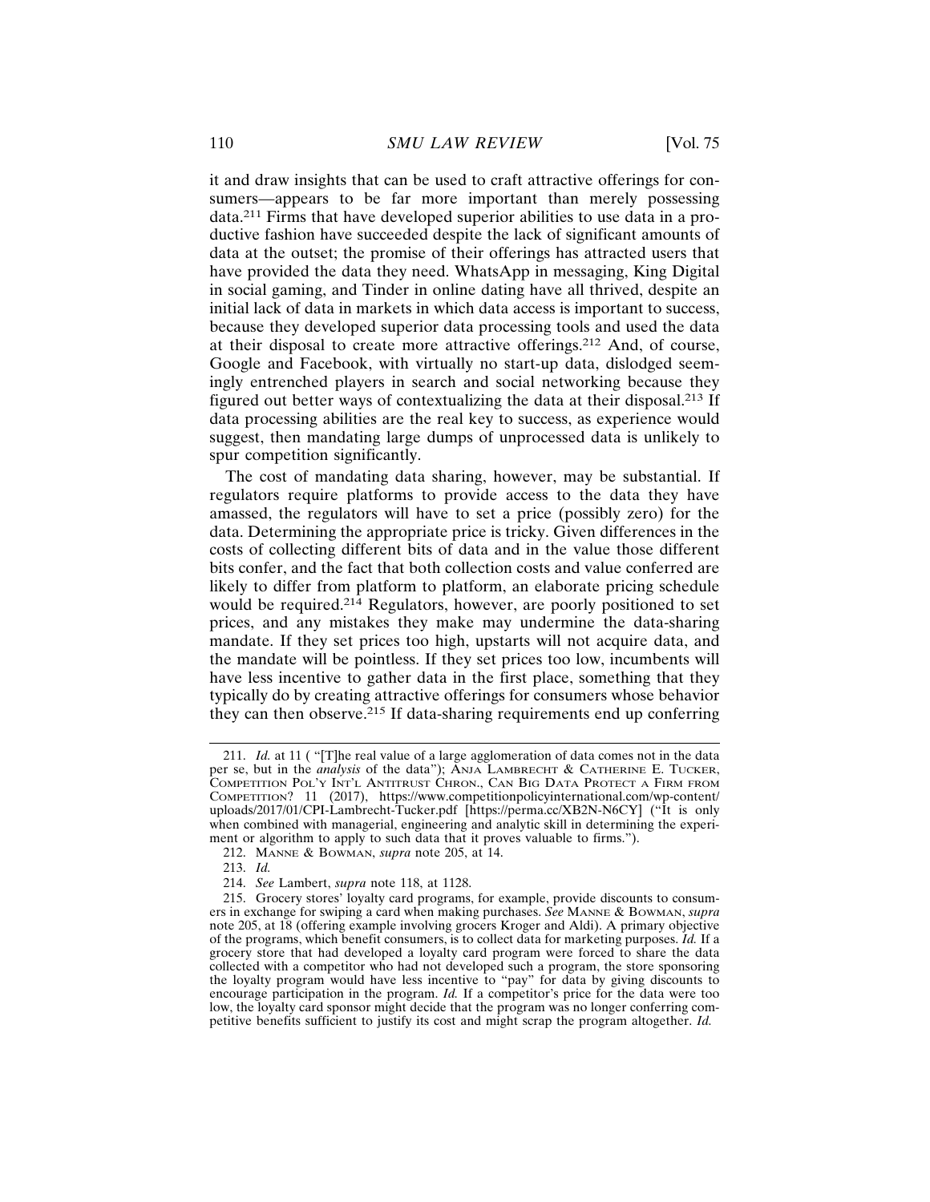it and draw insights that can be used to craft attractive offerings for consumers—appears to be far more important than merely possessing data.[211] Firms that have developed superior abilities to use data in a productive fashion have succeeded despite the lack of significant amounts of data at the outset; the promise of their offerings has attracted users that have provided the data they need. WhatsApp in messaging, King Digital in social gaming, and Tinder in online dating have all thrived, despite an initial lack of data in markets in which data access is important to success, because they developed superior data processing tools and used the data at their disposal to create more attractive offerings.[212] And, of course, Google and Facebook, with virtually no start-up data, dislodged seemingly entrenched players in search and social networking because they figured out better ways of contextualizing the data at their disposal.[213] If data processing abilities are the real key to success, as experience would suggest, then mandating large dumps of unprocessed data is unlikely to spur competition significantly.

The cost of mandating data sharing, however, may be substantial. If regulators require platforms to provide access to the data they have amassed, the regulators will have to set a price (possibly zero) for the data. Determining the appropriate price is tricky. Given differences in the costs of collecting different bits of data and in the value those different bits confer, and the fact that both collection costs and value conferred are likely to differ from platform to platform, an elaborate pricing schedule would be required.[214] Regulators, however, are poorly positioned to set prices, and any mistakes they make may undermine the data-sharing mandate. If they set prices too high, upstarts will not acquire data, and the mandate will be pointless. If they set prices too low, incumbents will have less incentive to gather data in the first place, something that they typically do by creating attractive offerings for consumers whose behavior they can then observe.[215] If data-sharing requirements end up conferring

---

211. *Id.* at 11 ( "[T]he real value of a large agglomeration of data comes not in the data per se, but in the *analysis* of the data"); ANJA LAMBRECHT & CATHERINE E. TUCKER, COMPETITION POL'Y INT'L ANTITRUST CHRON., CAN BIG DATA PROTECT A FIRM FROM COMPETITION? 11 (2017), https://www.competitionpolicyinternational.com/wp-content/uploads/2017/01/CPI-Lambrecht-Tucker.pdf [https://perma.cc/XB2N-N6CY] ("It is only when combined with managerial, engineering and analytic skill in determining the experiment or algorithm to apply to such data that it proves valuable to firms.").

212. MANNE & BOWMAN, *supra* note 205, at 14.

213. *Id.*

214. *See* Lambert, *supra* note 118, at 1128.

215. Grocery stores' loyalty card programs, for example, provide discounts to consumers in exchange for swiping a card when making purchases. *See* MANNE & BOWMAN, *supra* note 205, at 18 (offering example involving grocers Kroger and Aldi). A primary objective of the programs, which benefit consumers, is to collect data for marketing purposes. *Id.* If a grocery store that had developed a loyalty card program were forced to share the data collected with a competitor who had not developed such a program, the store sponsoring the loyalty program would have less incentive to "pay" for data by giving discounts to encourage participation in the program. *Id.* If a competitor's price for the data were too low, the loyalty card sponsor might decide that the program was no longer conferring competitive benefits sufficient to justify its cost and might scrap the program altogether. *Id.*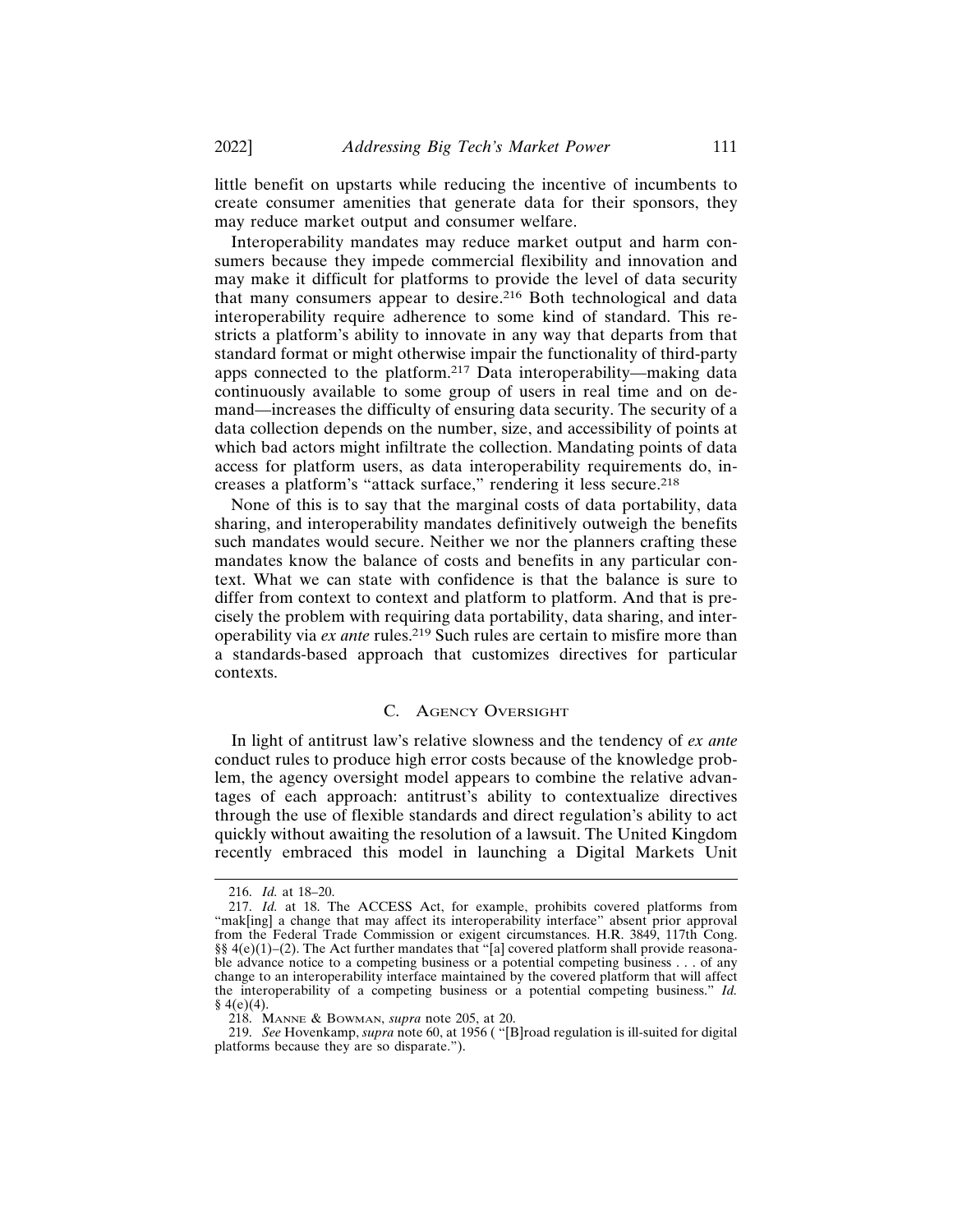little benefit on upstarts while reducing the incentive of incumbents to create consumer amenities that generate data for their sponsors, they may reduce market output and consumer welfare.

Interoperability mandates may reduce market output and harm consumers because they impede commercial flexibility and innovation and may make it difficult for platforms to provide the level of data security that many consumers appear to desire.[216] Both technological and data interoperability require adherence to some kind of standard. This restricts a platform's ability to innovate in any way that departs from that standard format or might otherwise impair the functionality of third-party apps connected to the platform.[217] Data interoperability—making data continuously available to some group of users in real time and on demand—increases the difficulty of ensuring data security. The security of a data collection depends on the number, size, and accessibility of points at which bad actors might infiltrate the collection. Mandating points of data access for platform users, as data interoperability requirements do, increases a platform's "attack surface," rendering it less secure.[218]

None of this is to say that the marginal costs of data portability, data sharing, and interoperability mandates definitively outweigh the benefits such mandates would secure. Neither we nor the planners crafting these mandates know the balance of costs and benefits in any particular context. What we can state with confidence is that the balance is sure to differ from context to context and platform to platform. And that is precisely the problem with requiring data portability, data sharing, and interoperability via *ex ante* rules.[219] Such rules are certain to misfire more than a standards-based approach that customizes directives for particular contexts.

### C. Agency Oversight

In light of antitrust law's relative slowness and the tendency of *ex ante* conduct rules to produce high error costs because of the knowledge problem, the agency oversight model appears to combine the relative advantages of each approach: antitrust's ability to contextualize directives through the use of flexible standards and direct regulation's ability to act quickly without awaiting the resolution of a lawsuit. The United Kingdom recently embraced this model in launching a Digital Markets Unit

---

216. *Id.* at 18–20.

217. *Id.* at 18. The ACCESS Act, for example, prohibits covered platforms from "mak[ing] a change that may affect its interoperability interface" absent prior approval from the Federal Trade Commission or exigent circumstances. H.R. 3849, 117th Cong. §§ 4(e)(1)–(2). The Act further mandates that "[a] covered platform shall provide reasonable advance notice to a competing business or a potential competing business . . . of any change to an interoperability interface maintained by the covered platform that will affect the interoperability of a competing business or a potential competing business." *Id.* § 4(e)(4).

218. Manne & Bowman, *supra* note 205, at 20.

219. *See* Hovenkamp, *supra* note 60, at 1956 ( "[B]road regulation is ill-suited for digital platforms because they are so disparate.").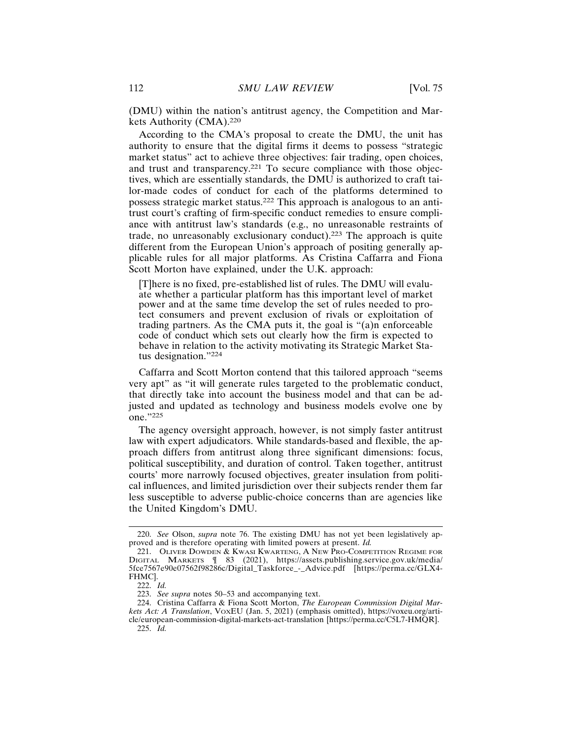(DMU) within the nation's antitrust agency, the Competition and Markets Authority (CMA).[220]

According to the CMA's proposal to create the DMU, the unit has authority to ensure that the digital firms it deems to possess "strategic market status" act to achieve three objectives: fair trading, open choices, and trust and transparency.[221] To secure compliance with those objectives, which are essentially standards, the DMU is authorized to craft tailor-made codes of conduct for each of the platforms determined to possess strategic market status.[222] This approach is analogous to an antitrust court's crafting of firm-specific conduct remedies to ensure compliance with antitrust law's standards (e.g., no unreasonable restraints of trade, no unreasonably exclusionary conduct).[223] The approach is quite different from the European Union's approach of positing generally applicable rules for all major platforms. As Cristina Caffarra and Fiona Scott Morton have explained, under the U.K. approach:

> [T]here is no fixed, pre-established list of rules. The DMU will evaluate whether a particular platform has this important level of market power and at the same time develop the set of rules needed to protect consumers and prevent exclusion of rivals or exploitation of trading partners. As the CMA puts it, the goal is "(a)n enforceable code of conduct which sets out clearly how the firm is expected to behave in relation to the activity motivating its Strategic Market Status designation."[224]

Caffarra and Scott Morton contend that this tailored approach "seems very apt" as "it will generate rules targeted to the problematic conduct, that directly take into account the business model and that can be adjusted and updated as technology and business models evolve one by one."[225]

The agency oversight approach, however, is not simply faster antitrust law with expert adjudicators. While standards-based and flexible, the approach differs from antitrust along three significant dimensions: focus, political susceptibility, and duration of control. Taken together, antitrust courts' more narrowly focused objectives, greater insulation from political influences, and limited jurisdiction over their subjects render them far less susceptible to adverse public-choice concerns than are agencies like the United Kingdom's DMU.

---

220. *See* Olson, *supra* note 76. The existing DMU has not yet been legislatively approved and is therefore operating with limited powers at present. *Id.*

221. Oliver Dowden & Kwasi Kwarteng, A New Pro-Competition Regime for Digital Markets ¶ 83 (2021), https://assets.publishing.service.gov.uk/media/5fce7567e90e07562f98286c/Digital_Taskforce_-_Advice.pdf [https://perma.cc/GLX4-FHMC].

222. *Id.*

223. *See supra* notes 50–53 and accompanying text.

224. Cristina Caffarra & Fiona Scott Morton, *The European Commission Digital Markets Act: A Translation*, VoxEU (Jan. 5, 2021) (emphasis omitted), https://voxeu.org/article/european-commission-digital-markets-act-translation [https://perma.cc/C5L7-HMQR].

225. *Id.*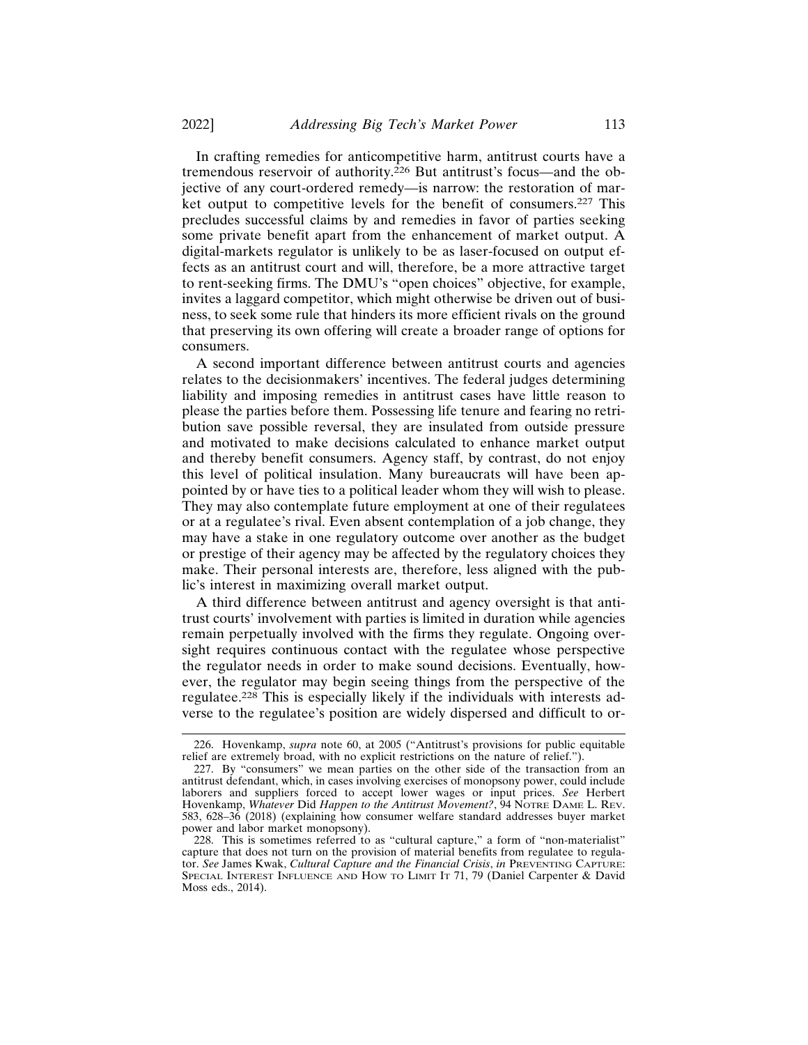In crafting remedies for anticompetitive harm, antitrust courts have a tremendous reservoir of authority.[226] But antitrust's focus—and the objective of any court-ordered remedy—is narrow: the restoration of market output to competitive levels for the benefit of consumers.[227] This precludes successful claims by and remedies in favor of parties seeking some private benefit apart from the enhancement of market output. A digital-markets regulator is unlikely to be as laser-focused on output effects as an antitrust court and will, therefore, be a more attractive target to rent-seeking firms. The DMU's "open choices" objective, for example, invites a laggard competitor, which might otherwise be driven out of business, to seek some rule that hinders its more efficient rivals on the ground that preserving its own offering will create a broader range of options for consumers.

A second important difference between antitrust courts and agencies relates to the decisionmakers' incentives. The federal judges determining liability and imposing remedies in antitrust cases have little reason to please the parties before them. Possessing life tenure and fearing no retribution save possible reversal, they are insulated from outside pressure and motivated to make decisions calculated to enhance market output and thereby benefit consumers. Agency staff, by contrast, do not enjoy this level of political insulation. Many bureaucrats will have been appointed by or have ties to a political leader whom they will wish to please. They may also contemplate future employment at one of their regulatees or at a regulatee's rival. Even absent contemplation of a job change, they may have a stake in one regulatory outcome over another as the budget or prestige of their agency may be affected by the regulatory choices they make. Their personal interests are, therefore, less aligned with the public's interest in maximizing overall market output.

A third difference between antitrust and agency oversight is that antitrust courts' involvement with parties is limited in duration while agencies remain perpetually involved with the firms they regulate. Ongoing oversight requires continuous contact with the regulatee whose perspective the regulator needs in order to make sound decisions. Eventually, however, the regulator may begin seeing things from the perspective of the regulatee.[228] This is especially likely if the individuals with interests adverse to the regulatee's position are widely dispersed and difficult to or-

---

226. Hovenkamp, *supra* note 60, at 2005 ("Antitrust's provisions for public equitable relief are extremely broad, with no explicit restrictions on the nature of relief.").

227. By "consumers" we mean parties on the other side of the transaction from an antitrust defendant, which, in cases involving exercises of monopsony power, could include laborers and suppliers forced to accept lower wages or input prices. *See* Herbert Hovenkamp, *Whatever* Did *Happen to the Antitrust Movement?*, 94 NOTRE DAME L. REV. 583, 628–36 (2018) (explaining how consumer welfare standard addresses buyer market power and labor market monopsony).

228. This is sometimes referred to as "cultural capture," a form of "non-materialist" capture that does not turn on the provision of material benefits from regulatee to regulator. *See* James Kwak, *Cultural Capture and the Financial Crisis*, *in* PREVENTING CAPTURE: SPECIAL INTEREST INFLUENCE AND HOW TO LIMIT IT 71, 79 (Daniel Carpenter & David Moss eds., 2014).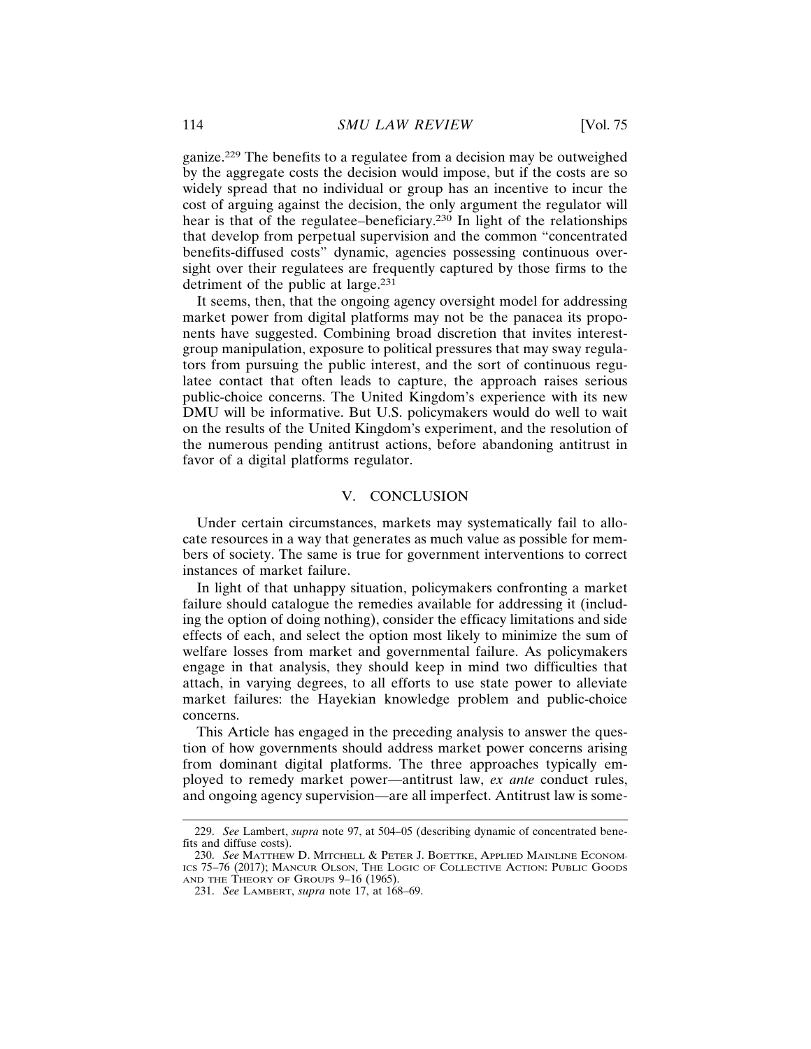ganize.[229] The benefits to a regulatee from a decision may be outweighed by the aggregate costs the decision would impose, but if the costs are so widely spread that no individual or group has an incentive to incur the cost of arguing against the decision, the only argument the regulator will hear is that of the regulatee–beneficiary.[230] In light of the relationships that develop from perpetual supervision and the common "concentrated benefits-diffused costs" dynamic, agencies possessing continuous oversight over their regulatees are frequently captured by those firms to the detriment of the public at large.[231]

It seems, then, that the ongoing agency oversight model for addressing market power from digital platforms may not be the panacea its proponents have suggested. Combining broad discretion that invites interest-group manipulation, exposure to political pressures that may sway regulators from pursuing the public interest, and the sort of continuous regulatee contact that often leads to capture, the approach raises serious public-choice concerns. The United Kingdom's experience with its new DMU will be informative. But U.S. policymakers would do well to wait on the results of the United Kingdom's experiment, and the resolution of the numerous pending antitrust actions, before abandoning antitrust in favor of a digital platforms regulator.

## V. CONCLUSION

Under certain circumstances, markets may systematically fail to allocate resources in a way that generates as much value as possible for members of society. The same is true for government interventions to correct instances of market failure.

In light of that unhappy situation, policymakers confronting a market failure should catalogue the remedies available for addressing it (including the option of doing nothing), consider the efficacy limitations and side effects of each, and select the option most likely to minimize the sum of welfare losses from market and governmental failure. As policymakers engage in that analysis, they should keep in mind two difficulties that attach, in varying degrees, to all efforts to use state power to alleviate market failures: the Hayekian knowledge problem and public-choice concerns.

This Article has engaged in the preceding analysis to answer the question of how governments should address market power concerns arising from dominant digital platforms. The three approaches typically employed to remedy market power—antitrust law, *ex ante* conduct rules, and ongoing agency supervision—are all imperfect. Antitrust law is some-

---

229. *See* Lambert, *supra* note 97, at 504–05 (describing dynamic of concentrated benefits and diffuse costs).

230. *See* MATTHEW D. MITCHELL & PETER J. BOETTKE, APPLIED MAINLINE ECONOMICS 75–76 (2017); MANCUR OLSON, THE LOGIC OF COLLECTIVE ACTION: PUBLIC GOODS AND THE THEORY OF GROUPS 9–16 (1965).

231. *See* LAMBERT, *supra* note 17, at 168–69.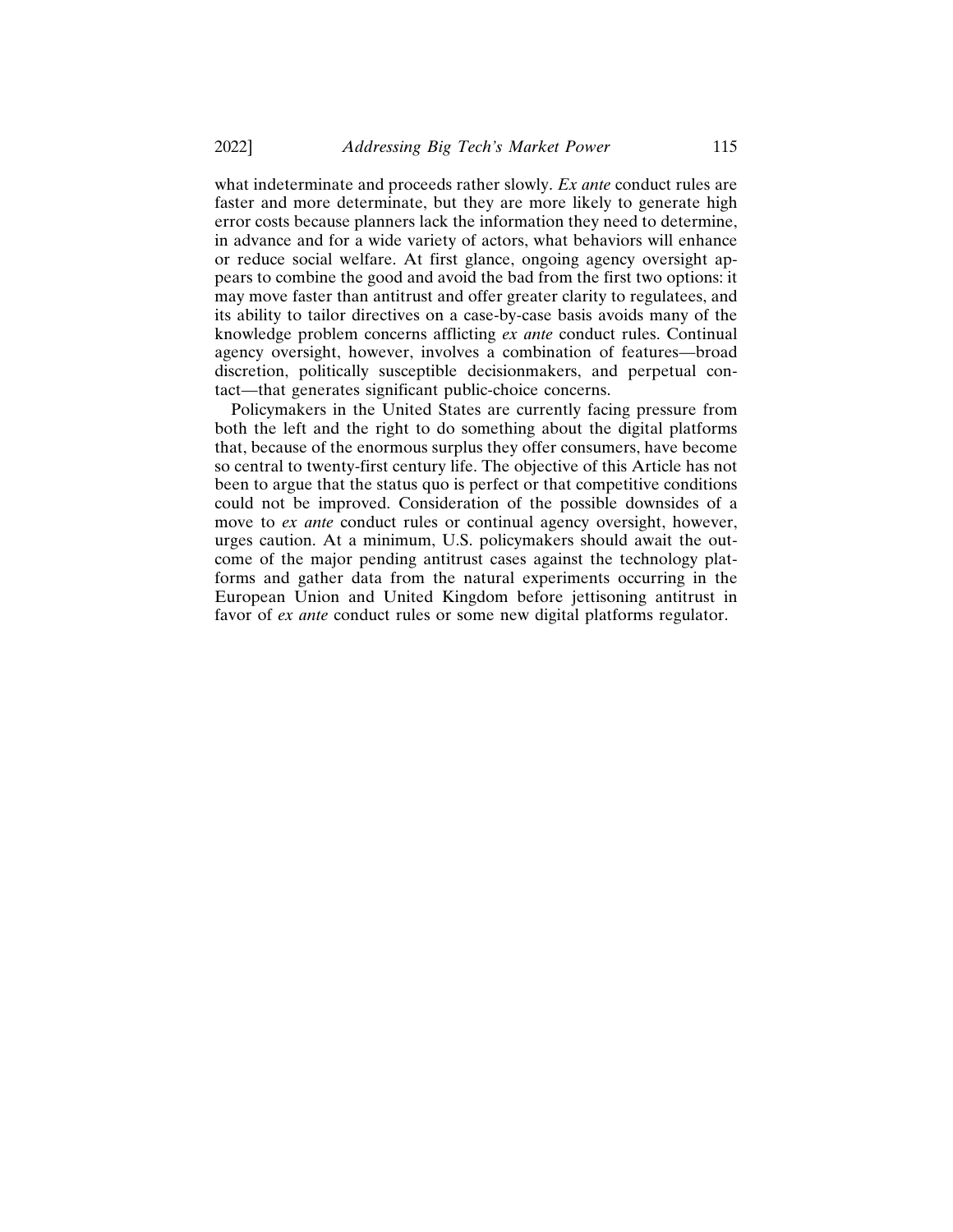what indeterminate and proceeds rather slowly. *Ex ante* conduct rules are faster and more determinate, but they are more likely to generate high error costs because planners lack the information they need to determine, in advance and for a wide variety of actors, what behaviors will enhance or reduce social welfare. At first glance, ongoing agency oversight appears to combine the good and avoid the bad from the first two options: it may move faster than antitrust and offer greater clarity to regulatees, and its ability to tailor directives on a case-by-case basis avoids many of the knowledge problem concerns afflicting *ex ante* conduct rules. Continual agency oversight, however, involves a combination of features—broad discretion, politically susceptible decisionmakers, and perpetual contact—that generates significant public-choice concerns.

Policymakers in the United States are currently facing pressure from both the left and the right to do something about the digital platforms that, because of the enormous surplus they offer consumers, have become so central to twenty-first century life. The objective of this Article has not been to argue that the status quo is perfect or that competitive conditions could not be improved. Consideration of the possible downsides of a move to *ex ante* conduct rules or continual agency oversight, however, urges caution. At a minimum, U.S. policymakers should await the outcome of the major pending antitrust cases against the technology platforms and gather data from the natural experiments occurring in the European Union and United Kingdom before jettisoning antitrust in favor of *ex ante* conduct rules or some new digital platforms regulator.